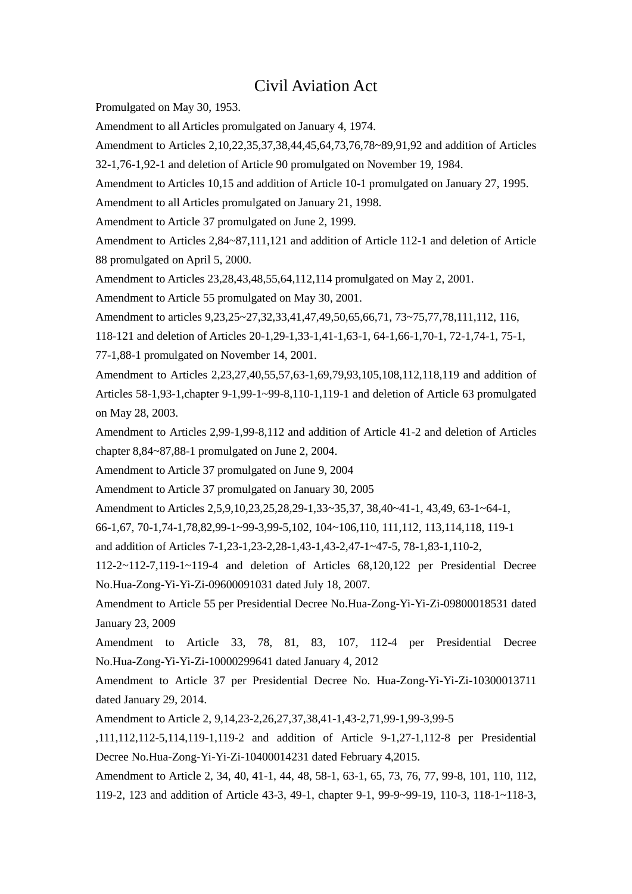# Civil Aviation Act

Promulgated on May 30, 1953.

Amendment to all Articles promulgated on January 4, 1974.

Amendment to Articles 2,10,22,35,37,38,44,45,64,73,76,78~89,91,92 and addition of Articles 32-1,76-1,92-1 and deletion of Article 90 promulgated on November 19, 1984.

Amendment to Articles 10,15 and addition of Article 10-1 promulgated on January 27, 1995.

Amendment to all Articles promulgated on January 21, 1998.

Amendment to Article 37 promulgated on June 2, 1999.

Amendment to Articles 2,84~87,111,121 and addition of Article 112-1 and deletion of Article 88 promulgated on April 5, 2000.

Amendment to Articles 23,28,43,48,55,64,112,114 promulgated on May 2, 2001.

Amendment to Article 55 promulgated on May 30, 2001.

Amendment to articles 9,23,25~27,32,33,41,47,49,50,65,66,71, 73~75,77,78,111,112, 116, 118-121 and deletion of Articles 20-1,29-1,33-1,41-1,63-1, 64-1,66-1,70-1, 72-1,74-1, 75-1, 77-1,88-1 promulgated on November 14, 2001.

Amendment to Articles 2,23,27,40,55,57,63-1,69,79,93,105,108,112,118,119 and addition of Articles 58-1,93-1,chapter 9-1,99-1~99-8,110-1,119-1 and deletion of Article 63 promulgated on May 28, 2003.

Amendment to Articles 2,99-1,99-8,112 and addition of Article 41-2 and deletion of Articles chapter 8,84~87,88-1 promulgated on June 2, 2004.

Amendment to Article 37 promulgated on June 9, 2004

Amendment to Article 37 promulgated on January 30, 2005

Amendment to Articles 2,5,9,10,23,25,28,29-1,33~35,37, 38,40~41-1, 43,49, 63-1~64-1, 66-1,67, 70-1,74-1,78,82,99-1~99-3,99-5,102, 104~106,110, 111,112, 113,114,118, 119-1 and addition of Articles 7-1,23-1,23-2,28-1,43-1,43-2,47-1~47-5, 78-1,83-1,110-2, 112-2~112-7,119-1~119-4 and deletion of Articles 68,120,122 per Presidential Decree No.Hua-Zong-Yi-Yi-Zi-09600091031 dated July 18, 2007.

Amendment to Article 55 per Presidential Decree No.Hua-Zong-Yi-Yi-Zi-09800018531 dated January 23, 2009

Amendment to Article 33, 78, 81, 83, 107, 112-4 per Presidential Decree No.Hua-Zong-Yi-Yi-Zi-10000299641 dated January 4, 2012

Amendment to Article 37 per Presidential Decree No. Hua-Zong-Yi-Yi-Zi-10300013711 dated January 29, 2014.

Amendment to Article 2, 9,14,23-2,26,27,37,38,41-1,43-2,71,99-1,99-3,99-5 ,111,112,112-5,114,119-1,119-2 and addition of Article 9-1,27-1,112-8 per Presidential Decree No.Hua-Zong-Yi-Yi-Zi-10400014231 dated February 4,2015.

Amendment to Article 2, 34, 40, 41-1, 44, 48, 58-1, 63-1, 65, 73, 76, 77, 99-8, 101, 110, 112, 119-2, 123 and addition of Article 43-3, 49-1, chapter 9-1, 99-9~99-19, 110-3, 118-1~118-3,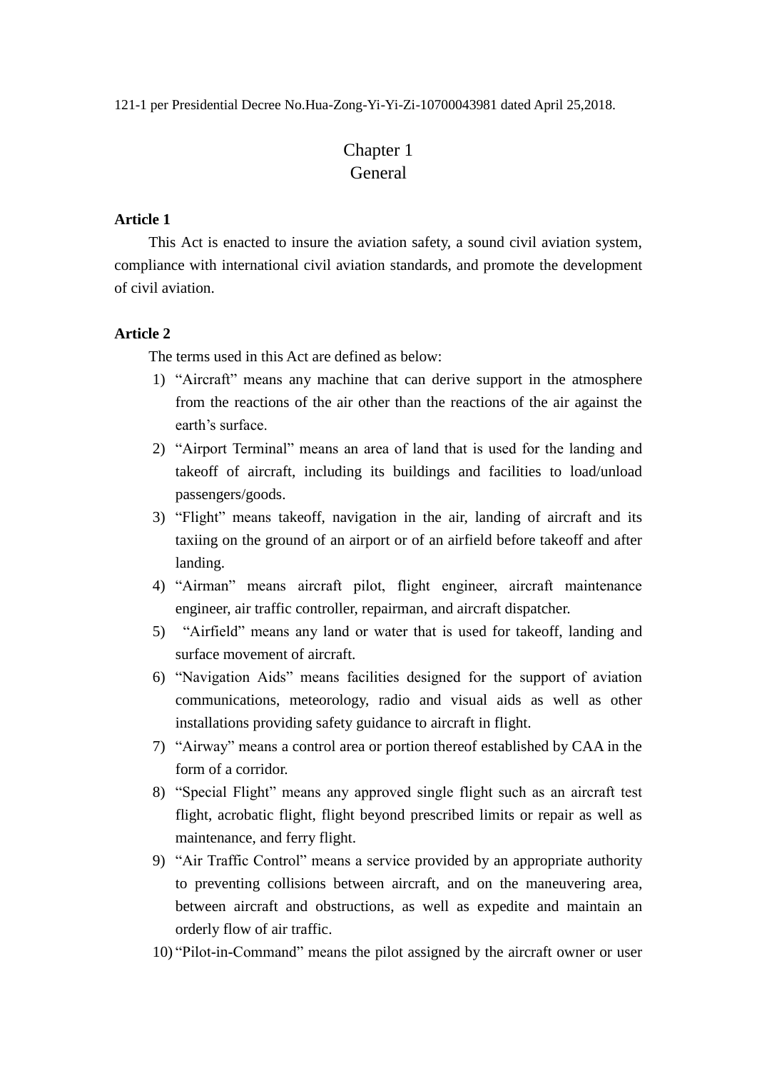121-1 per Presidential Decree No.Hua-Zong-Yi-Yi-Zi-10700043981 dated April 25,2018.

# Chapter 1
# General

**Article 1**

This Act is enacted to insure the aviation safety, a sound civil aviation system, compliance with international civil aviation standards, and promote the development of civil aviation.

**Article 2**

The terms used in this Act are defined as below:

1) "Aircraft" means any machine that can derive support in the atmosphere from the reactions of the air other than the reactions of the air against the earth's surface.
2) "Airport Terminal" means an area of land that is used for the landing and takeoff of aircraft, including its buildings and facilities to load/unload passengers/goods.
3) "Flight" means takeoff, navigation in the air, landing of aircraft and its taxiing on the ground of an airport or of an airfield before takeoff and after landing.
4) "Airman" means aircraft pilot, flight engineer, aircraft maintenance engineer, air traffic controller, repairman, and aircraft dispatcher.
5) "Airfield" means any land or water that is used for takeoff, landing and surface movement of aircraft.
6) "Navigation Aids" means facilities designed for the support of aviation communications, meteorology, radio and visual aids as well as other installations providing safety guidance to aircraft in flight.
7) "Airway" means a control area or portion thereof established by CAA in the form of a corridor.
8) "Special Flight" means any approved single flight such as an aircraft test flight, acrobatic flight, flight beyond prescribed limits or repair as well as maintenance, and ferry flight.
9) "Air Traffic Control" means a service provided by an appropriate authority to preventing collisions between aircraft, and on the maneuvering area, between aircraft and obstructions, as well as expedite and maintain an orderly flow of air traffic.
10) "Pilot-in-Command" means the pilot assigned by the aircraft owner or user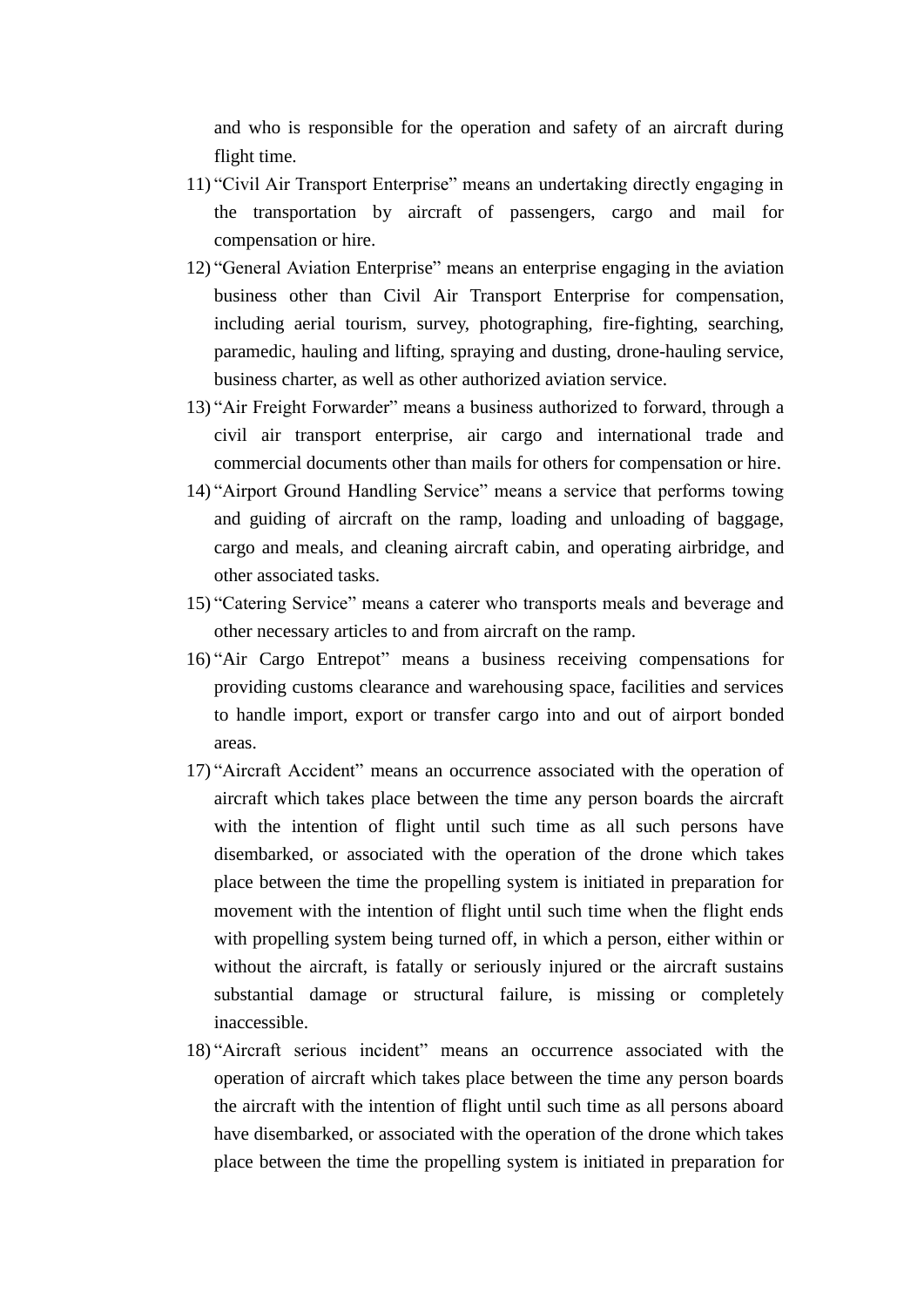and who is responsible for the operation and safety of an aircraft during flight time.

11) "Civil Air Transport Enterprise" means an undertaking directly engaging in the transportation by aircraft of passengers, cargo and mail for compensation or hire.
12) "General Aviation Enterprise" means an enterprise engaging in the aviation business other than Civil Air Transport Enterprise for compensation, including aerial tourism, survey, photographing, fire-fighting, searching, paramedic, hauling and lifting, spraying and dusting, drone-hauling service, business charter, as well as other authorized aviation service.
13) "Air Freight Forwarder" means a business authorized to forward, through a civil air transport enterprise, air cargo and international trade and commercial documents other than mails for others for compensation or hire.
14) "Airport Ground Handling Service" means a service that performs towing and guiding of aircraft on the ramp, loading and unloading of baggage, cargo and meals, and cleaning aircraft cabin, and operating airbridge, and other associated tasks.
15) "Catering Service" means a caterer who transports meals and beverage and other necessary articles to and from aircraft on the ramp.
16) "Air Cargo Entrepot" means a business receiving compensations for providing customs clearance and warehousing space, facilities and services to handle import, export or transfer cargo into and out of airport bonded areas.
17) "Aircraft Accident" means an occurrence associated with the operation of aircraft which takes place between the time any person boards the aircraft with the intention of flight until such time as all such persons have disembarked, or associated with the operation of the drone which takes place between the time the propelling system is initiated in preparation for movement with the intention of flight until such time when the flight ends with propelling system being turned off, in which a person, either within or without the aircraft, is fatally or seriously injured or the aircraft sustains substantial damage or structural failure, is missing or completely inaccessible.
18) "Aircraft serious incident" means an occurrence associated with the operation of aircraft which takes place between the time any person boards the aircraft with the intention of flight until such time as all persons aboard have disembarked, or associated with the operation of the drone which takes place between the time the propelling system is initiated in preparation for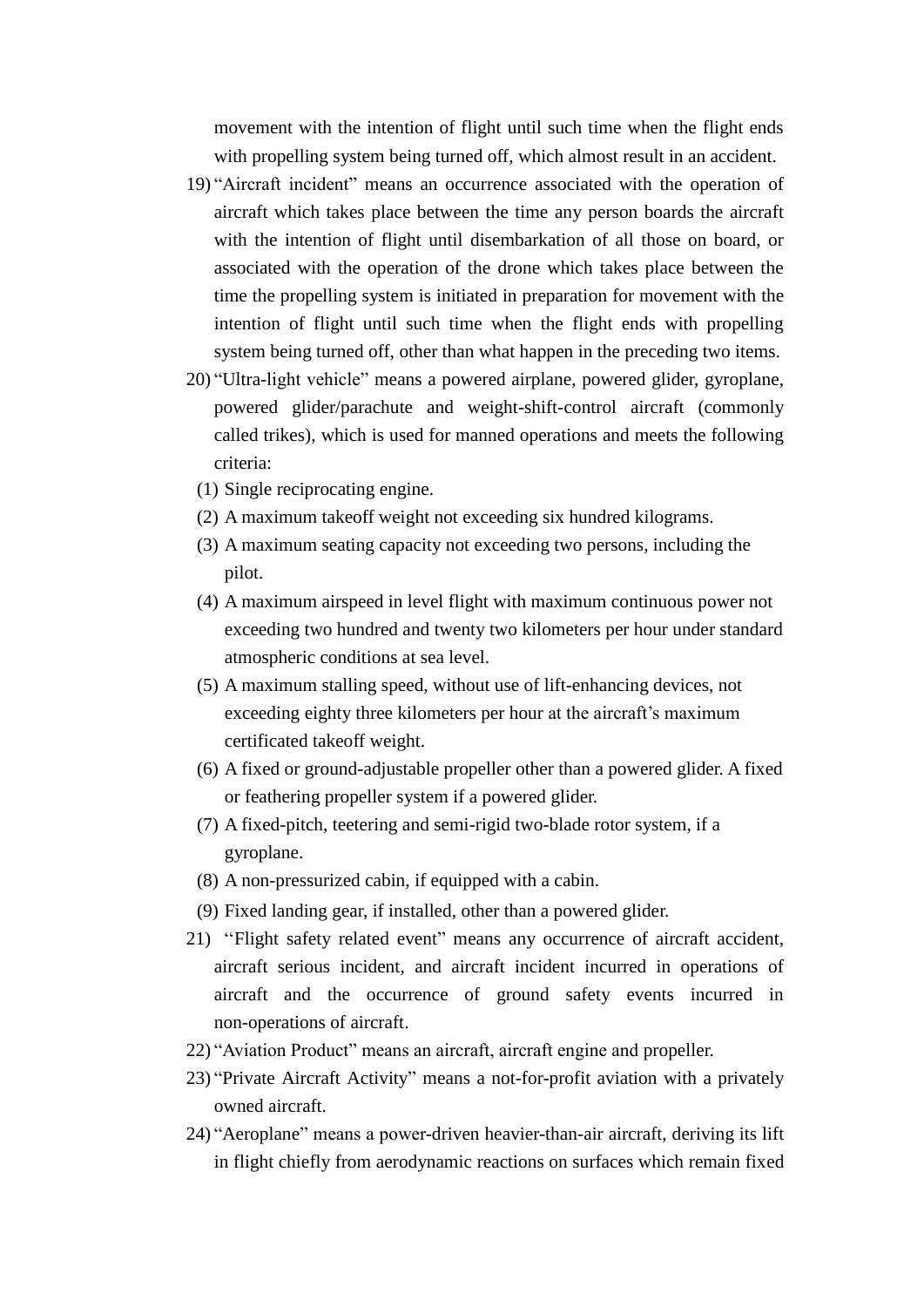movement with the intention of flight until such time when the flight ends with propelling system being turned off, which almost result in an accident.

19) "Aircraft incident" means an occurrence associated with the operation of aircraft which takes place between the time any person boards the aircraft with the intention of flight until disembarkation of all those on board, or associated with the operation of the drone which takes place between the time the propelling system is initiated in preparation for movement with the intention of flight until such time when the flight ends with propelling system being turned off, other than what happen in the preceding two items.

20) "Ultra-light vehicle" means a powered airplane, powered glider, gyroplane, powered glider/parachute and weight-shift-control aircraft (commonly called trikes), which is used for manned operations and meets the following criteria:
   (1) Single reciprocating engine.
   (2) A maximum takeoff weight not exceeding six hundred kilograms.
   (3) A maximum seating capacity not exceeding two persons, including the pilot.
   (4) A maximum airspeed in level flight with maximum continuous power not exceeding two hundred and twenty two kilometers per hour under standard atmospheric conditions at sea level.
   (5) A maximum stalling speed, without use of lift-enhancing devices, not exceeding eighty three kilometers per hour at the aircraft's maximum certificated takeoff weight.
   (6) A fixed or ground-adjustable propeller other than a powered glider. A fixed or feathering propeller system if a powered glider.
   (7) A fixed-pitch, teetering and semi-rigid two-blade rotor system, if a gyroplane.
   (8) A non-pressurized cabin, if equipped with a cabin.
   (9) Fixed landing gear, if installed, other than a powered glider.

21) "Flight safety related event" means any occurrence of aircraft accident, aircraft serious incident, and aircraft incident incurred in operations of aircraft and the occurrence of ground safety events incurred in non-operations of aircraft.

22) "Aviation Product" means an aircraft, aircraft engine and propeller.

23) "Private Aircraft Activity" means a not-for-profit aviation with a privately owned aircraft.

24) "Aeroplane" means a power-driven heavier-than-air aircraft, deriving its lift in flight chiefly from aerodynamic reactions on surfaces which remain fixed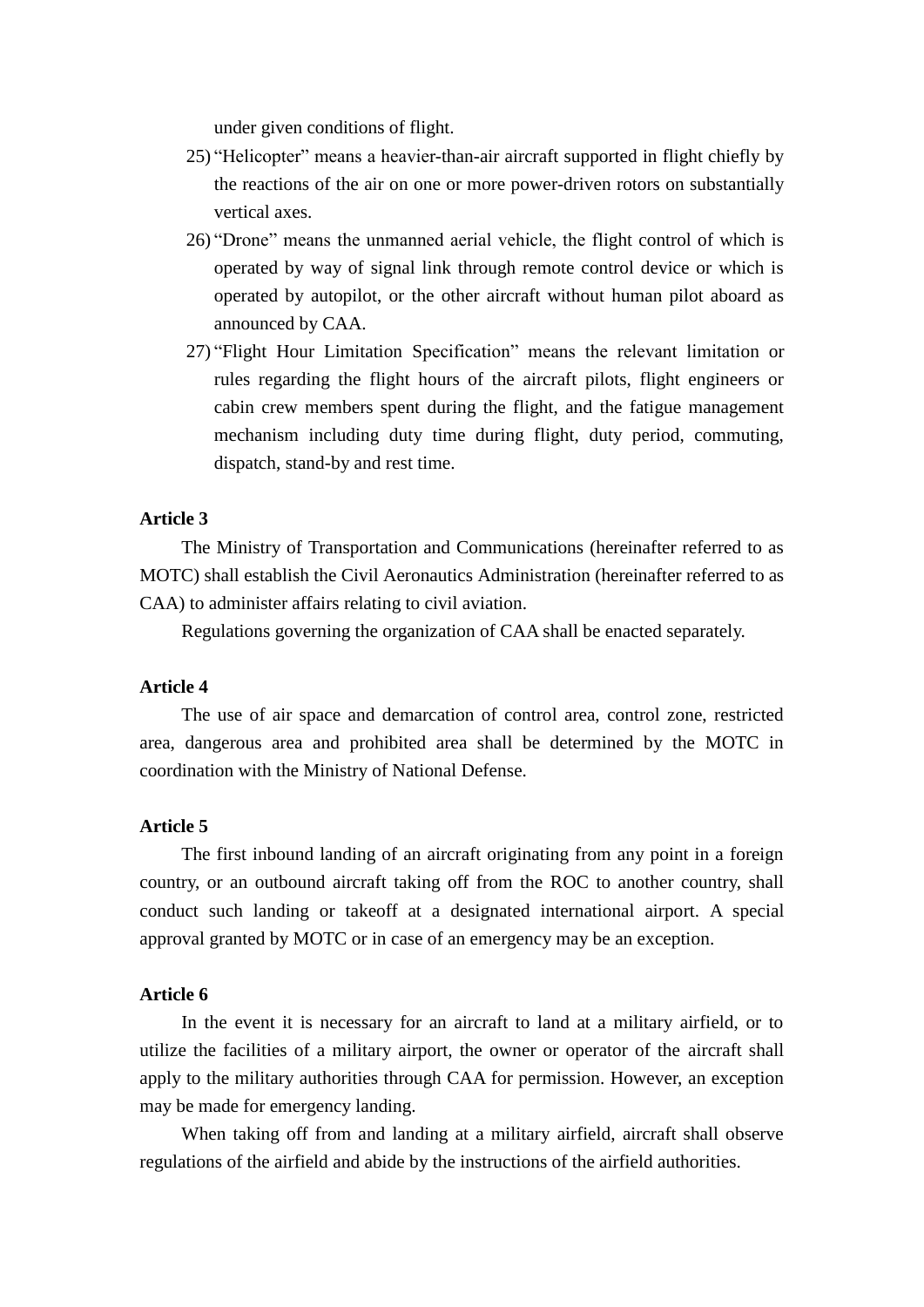under given conditions of flight.

25) "Helicopter" means a heavier-than-air aircraft supported in flight chiefly by the reactions of the air on one or more power-driven rotors on substantially vertical axes.
26) "Drone" means the unmanned aerial vehicle, the flight control of which is operated by way of signal link through remote control device or which is operated by autopilot, or the other aircraft without human pilot aboard as announced by CAA.
27) "Flight Hour Limitation Specification" means the relevant limitation or rules regarding the flight hours of the aircraft pilots, flight engineers or cabin crew members spent during the flight, and the fatigue management mechanism including duty time during flight, duty period, commuting, dispatch, stand-by and rest time.

**Article 3**

The Ministry of Transportation and Communications (hereinafter referred to as MOTC) shall establish the Civil Aeronautics Administration (hereinafter referred to as CAA) to administer affairs relating to civil aviation.

Regulations governing the organization of CAA shall be enacted separately.

**Article 4**

The use of air space and demarcation of control area, control zone, restricted area, dangerous area and prohibited area shall be determined by the MOTC in coordination with the Ministry of National Defense.

**Article 5**

The first inbound landing of an aircraft originating from any point in a foreign country, or an outbound aircraft taking off from the ROC to another country, shall conduct such landing or takeoff at a designated international airport. A special approval granted by MOTC or in case of an emergency may be an exception.

**Article 6**

In the event it is necessary for an aircraft to land at a military airfield, or to utilize the facilities of a military airport, the owner or operator of the aircraft shall apply to the military authorities through CAA for permission. However, an exception may be made for emergency landing.

When taking off from and landing at a military airfield, aircraft shall observe regulations of the airfield and abide by the instructions of the airfield authorities.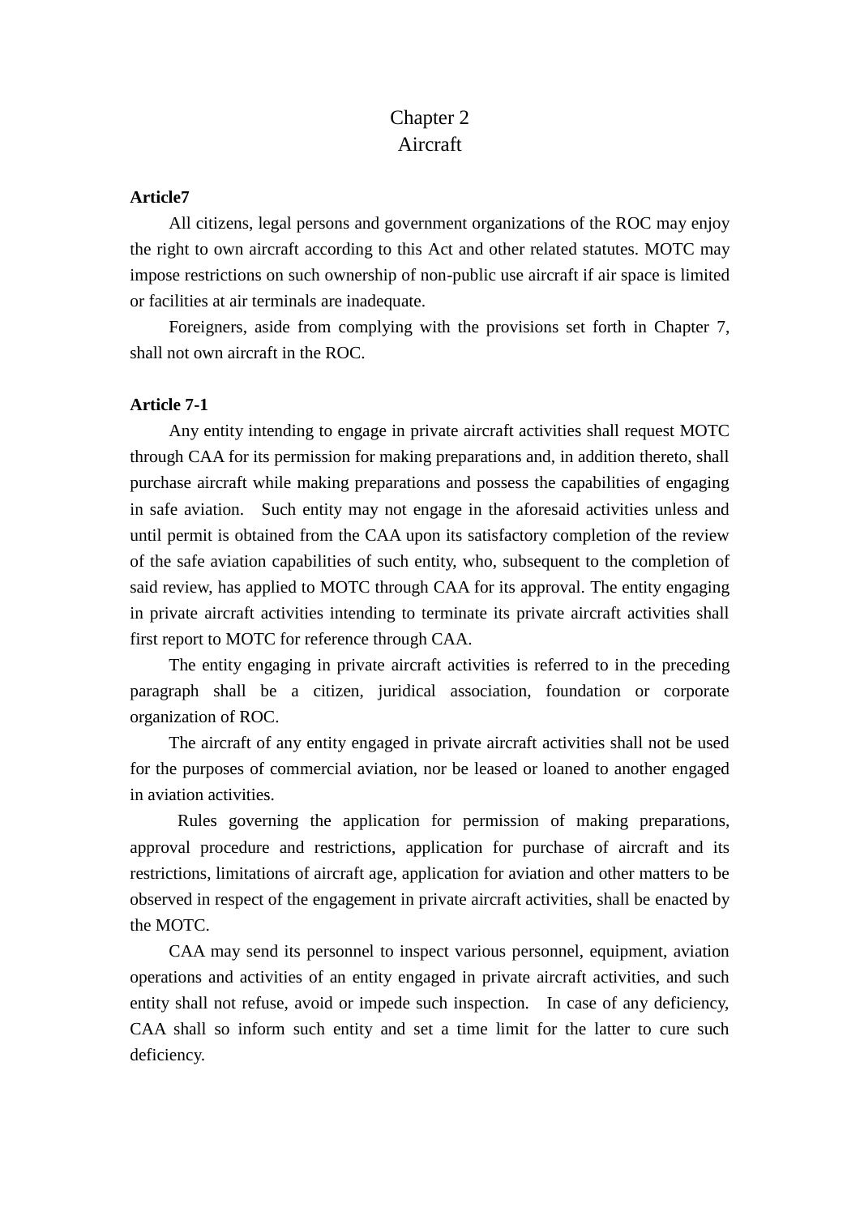## Chapter 2
## Aircraft

**Article7**

All citizens, legal persons and government organizations of the ROC may enjoy the right to own aircraft according to this Act and other related statutes. MOTC may impose restrictions on such ownership of non-public use aircraft if air space is limited or facilities at air terminals are inadequate.

Foreigners, aside from complying with the provisions set forth in Chapter 7, shall not own aircraft in the ROC.

**Article 7-1**

Any entity intending to engage in private aircraft activities shall request MOTC through CAA for its permission for making preparations and, in addition thereto, shall purchase aircraft while making preparations and possess the capabilities of engaging in safe aviation. Such entity may not engage in the aforesaid activities unless and until permit is obtained from the CAA upon its satisfactory completion of the review of the safe aviation capabilities of such entity, who, subsequent to the completion of said review, has applied to MOTC through CAA for its approval. The entity engaging in private aircraft activities intending to terminate its private aircraft activities shall first report to MOTC for reference through CAA.

The entity engaging in private aircraft activities is referred to in the preceding paragraph shall be a citizen, juridical association, foundation or corporate organization of ROC.

The aircraft of any entity engaged in private aircraft activities shall not be used for the purposes of commercial aviation, nor be leased or loaned to another engaged in aviation activities.

Rules governing the application for permission of making preparations, approval procedure and restrictions, application for purchase of aircraft and its restrictions, limitations of aircraft age, application for aviation and other matters to be observed in respect of the engagement in private aircraft activities, shall be enacted by the MOTC.

CAA may send its personnel to inspect various personnel, equipment, aviation operations and activities of an entity engaged in private aircraft activities, and such entity shall not refuse, avoid or impede such inspection. In case of any deficiency, CAA shall so inform such entity and set a time limit for the latter to cure such deficiency.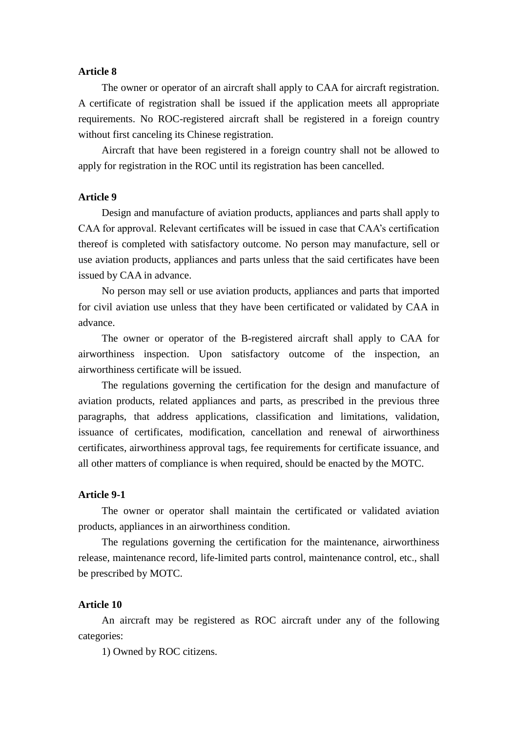**Article 8**

The owner or operator of an aircraft shall apply to CAA for aircraft registration. A certificate of registration shall be issued if the application meets all appropriate requirements. No ROC-registered aircraft shall be registered in a foreign country without first canceling its Chinese registration.

Aircraft that have been registered in a foreign country shall not be allowed to apply for registration in the ROC until its registration has been cancelled.

**Article 9**

Design and manufacture of aviation products, appliances and parts shall apply to CAA for approval. Relevant certificates will be issued in case that CAA's certification thereof is completed with satisfactory outcome. No person may manufacture, sell or use aviation products, appliances and parts unless that the said certificates have been issued by CAA in advance.

No person may sell or use aviation products, appliances and parts that imported for civil aviation use unless that they have been certificated or validated by CAA in advance.

The owner or operator of the B-registered aircraft shall apply to CAA for airworthiness inspection. Upon satisfactory outcome of the inspection, an airworthiness certificate will be issued.

The regulations governing the certification for the design and manufacture of aviation products, related appliances and parts, as prescribed in the previous three paragraphs, that address applications, classification and limitations, validation, issuance of certificates, modification, cancellation and renewal of airworthiness certificates, airworthiness approval tags, fee requirements for certificate issuance, and all other matters of compliance is when required, should be enacted by the MOTC.

**Article 9-1**

The owner or operator shall maintain the certificated or validated aviation products, appliances in an airworthiness condition.

The regulations governing the certification for the maintenance, airworthiness release, maintenance record, life-limited parts control, maintenance control, etc., shall be prescribed by MOTC.

**Article 10**

An aircraft may be registered as ROC aircraft under any of the following categories:

1) Owned by ROC citizens.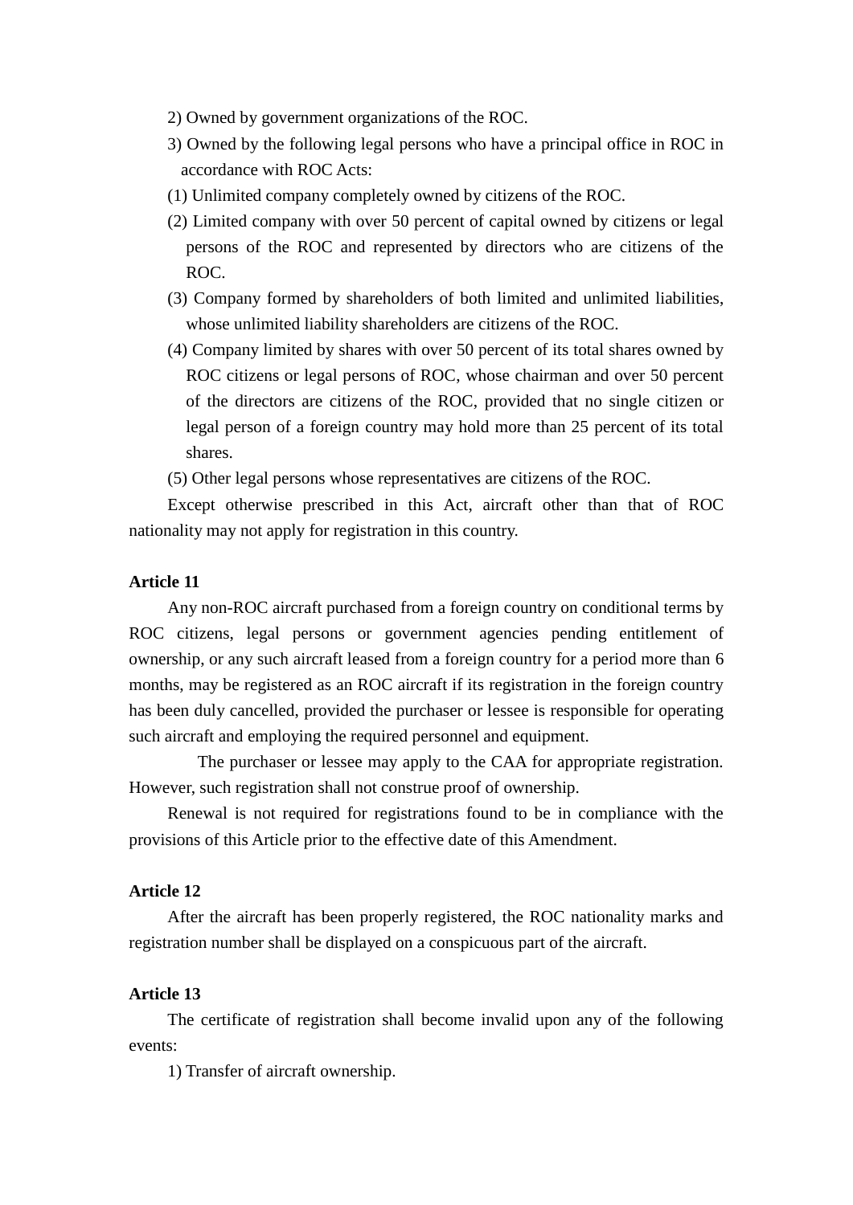2) Owned by government organizations of the ROC.

3) Owned by the following legal persons who have a principal office in ROC in accordance with ROC Acts:

(1) Unlimited company completely owned by citizens of the ROC.

(2) Limited company with over 50 percent of capital owned by citizens or legal persons of the ROC and represented by directors who are citizens of the ROC.

(3) Company formed by shareholders of both limited and unlimited liabilities, whose unlimited liability shareholders are citizens of the ROC.

(4) Company limited by shares with over 50 percent of its total shares owned by ROC citizens or legal persons of ROC, whose chairman and over 50 percent of the directors are citizens of the ROC, provided that no single citizen or legal person of a foreign country may hold more than 25 percent of its total shares.

(5) Other legal persons whose representatives are citizens of the ROC.

Except otherwise prescribed in this Act, aircraft other than that of ROC nationality may not apply for registration in this country.

**Article 11**

Any non-ROC aircraft purchased from a foreign country on conditional terms by ROC citizens, legal persons or government agencies pending entitlement of ownership, or any such aircraft leased from a foreign country for a period more than 6 months, may be registered as an ROC aircraft if its registration in the foreign country has been duly cancelled, provided the purchaser or lessee is responsible for operating such aircraft and employing the required personnel and equipment.

The purchaser or lessee may apply to the CAA for appropriate registration. However, such registration shall not construe proof of ownership.

Renewal is not required for registrations found to be in compliance with the provisions of this Article prior to the effective date of this Amendment.

**Article 12**

After the aircraft has been properly registered, the ROC nationality marks and registration number shall be displayed on a conspicuous part of the aircraft.

**Article 13**

The certificate of registration shall become invalid upon any of the following events:

1) Transfer of aircraft ownership.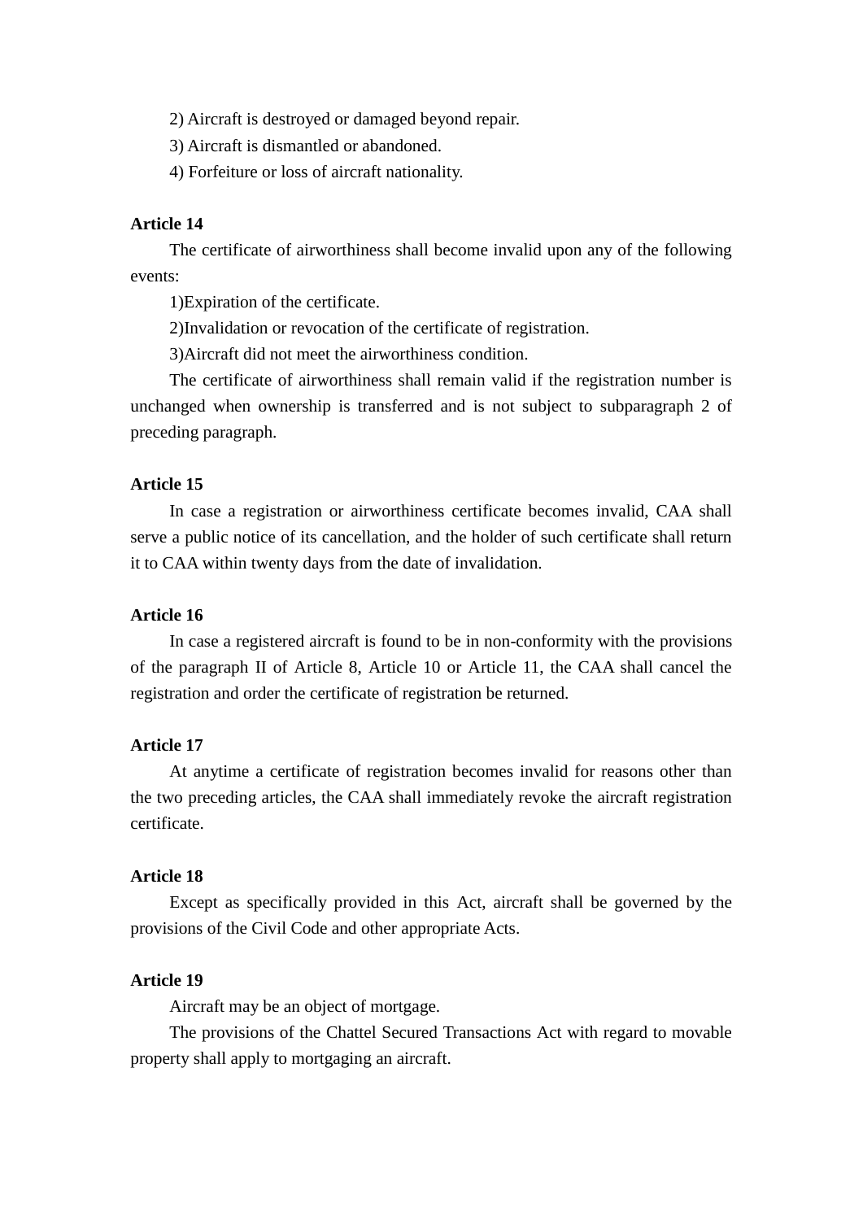2) Aircraft is destroyed or damaged beyond repair.

3) Aircraft is dismantled or abandoned.

4) Forfeiture or loss of aircraft nationality.

**Article 14**

The certificate of airworthiness shall become invalid upon any of the following events:

1)Expiration of the certificate.

2)Invalidation or revocation of the certificate of registration.

3)Aircraft did not meet the airworthiness condition.

The certificate of airworthiness shall remain valid if the registration number is unchanged when ownership is transferred and is not subject to subparagraph 2 of preceding paragraph.

**Article 15**

In case a registration or airworthiness certificate becomes invalid, CAA shall serve a public notice of its cancellation, and the holder of such certificate shall return it to CAA within twenty days from the date of invalidation.

**Article 16**

In case a registered aircraft is found to be in non-conformity with the provisions of the paragraph II of Article 8, Article 10 or Article 11, the CAA shall cancel the registration and order the certificate of registration be returned.

**Article 17**

At anytime a certificate of registration becomes invalid for reasons other than the two preceding articles, the CAA shall immediately revoke the aircraft registration certificate.

**Article 18**

Except as specifically provided in this Act, aircraft shall be governed by the provisions of the Civil Code and other appropriate Acts.

**Article 19**

Aircraft may be an object of mortgage.

The provisions of the Chattel Secured Transactions Act with regard to movable property shall apply to mortgaging an aircraft.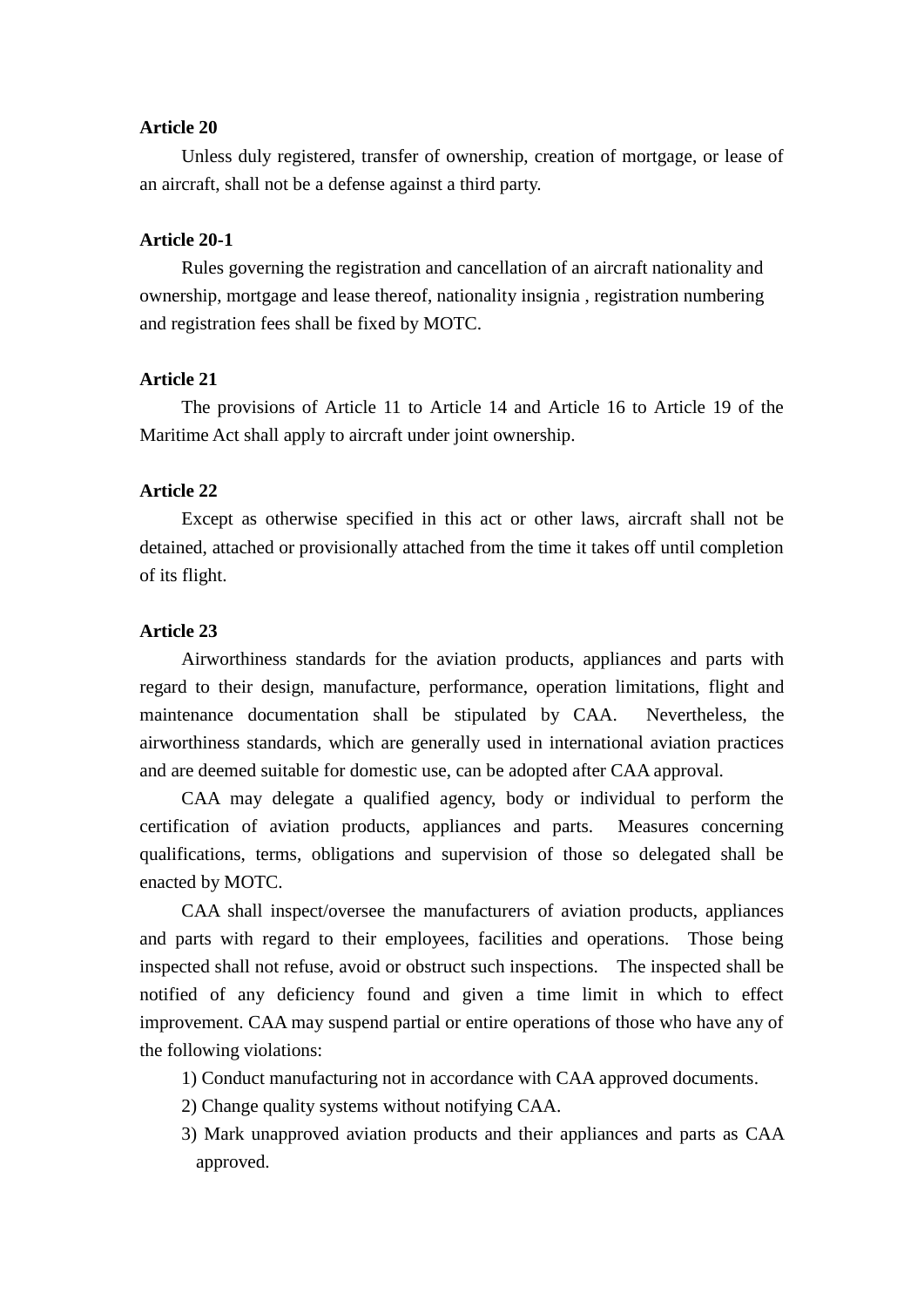**Article 20**

Unless duly registered, transfer of ownership, creation of mortgage, or lease of an aircraft, shall not be a defense against a third party.

**Article 20-1**

Rules governing the registration and cancellation of an aircraft nationality and ownership, mortgage and lease thereof, nationality insignia , registration numbering and registration fees shall be fixed by MOTC.

**Article 21**

The provisions of Article 11 to Article 14 and Article 16 to Article 19 of the Maritime Act shall apply to aircraft under joint ownership.

**Article 22**

Except as otherwise specified in this act or other laws, aircraft shall not be detained, attached or provisionally attached from the time it takes off until completion of its flight.

**Article 23**

Airworthiness standards for the aviation products, appliances and parts with regard to their design, manufacture, performance, operation limitations, flight and maintenance documentation shall be stipulated by CAA. Nevertheless, the airworthiness standards, which are generally used in international aviation practices and are deemed suitable for domestic use, can be adopted after CAA approval.

CAA may delegate a qualified agency, body or individual to perform the certification of aviation products, appliances and parts. Measures concerning qualifications, terms, obligations and supervision of those so delegated shall be enacted by MOTC.

CAA shall inspect/oversee the manufacturers of aviation products, appliances and parts with regard to their employees, facilities and operations. Those being inspected shall not refuse, avoid or obstruct such inspections. The inspected shall be notified of any deficiency found and given a time limit in which to effect improvement. CAA may suspend partial or entire operations of those who have any of the following violations:

1) Conduct manufacturing not in accordance with CAA approved documents.
2) Change quality systems without notifying CAA.
3) Mark unapproved aviation products and their appliances and parts as CAA approved.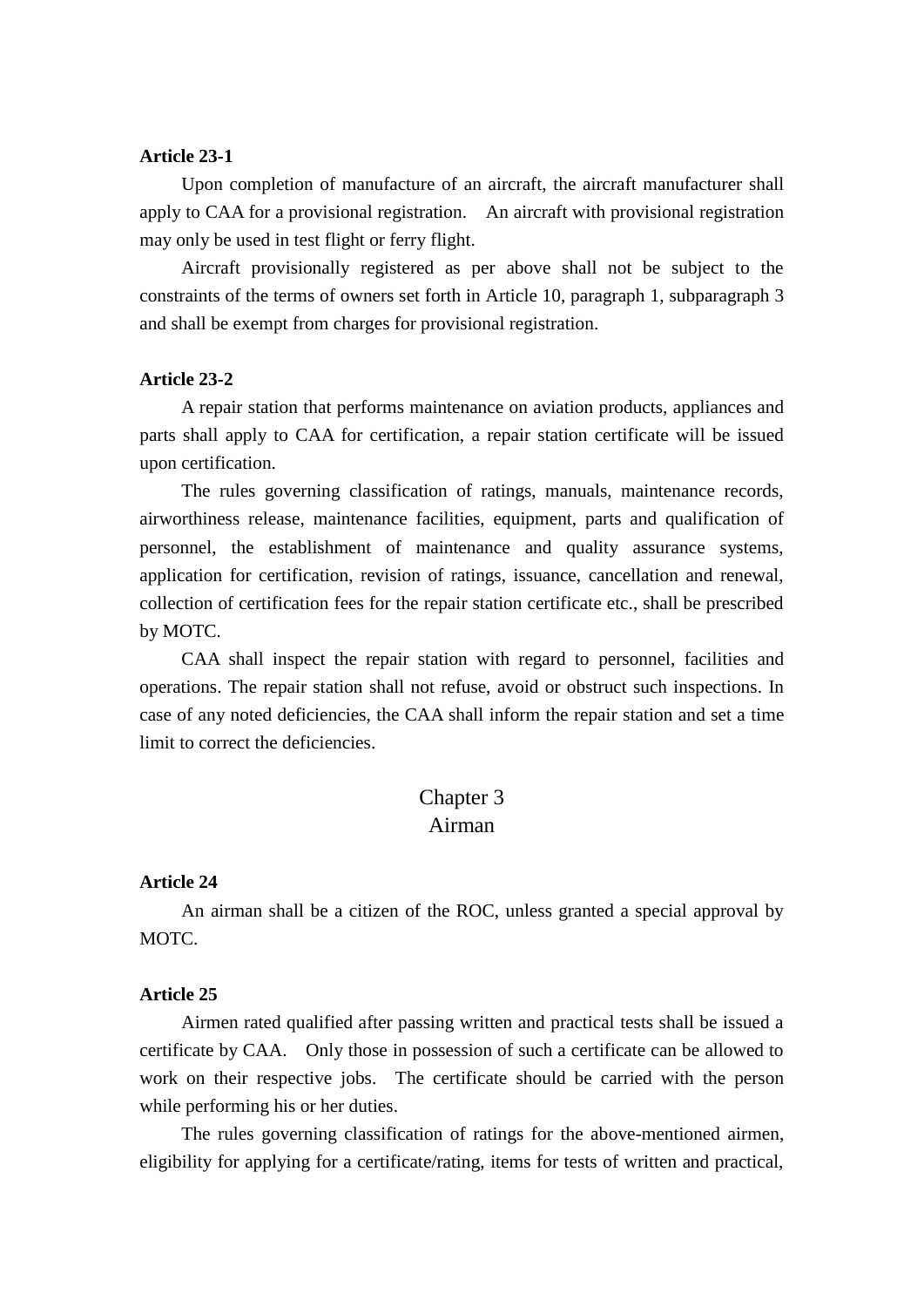**Article 23-1**

Upon completion of manufacture of an aircraft, the aircraft manufacturer shall apply to CAA for a provisional registration. An aircraft with provisional registration may only be used in test flight or ferry flight.

Aircraft provisionally registered as per above shall not be subject to the constraints of the terms of owners set forth in Article 10, paragraph 1, subparagraph 3 and shall be exempt from charges for provisional registration.

**Article 23-2**

A repair station that performs maintenance on aviation products, appliances and parts shall apply to CAA for certification, a repair station certificate will be issued upon certification.

The rules governing classification of ratings, manuals, maintenance records, airworthiness release, maintenance facilities, equipment, parts and qualification of personnel, the establishment of maintenance and quality assurance systems, application for certification, revision of ratings, issuance, cancellation and renewal, collection of certification fees for the repair station certificate etc., shall be prescribed by MOTC.

CAA shall inspect the repair station with regard to personnel, facilities and operations. The repair station shall not refuse, avoid or obstruct such inspections. In case of any noted deficiencies, the CAA shall inform the repair station and set a time limit to correct the deficiencies.

## Chapter 3
## Airman

**Article 24**

An airman shall be a citizen of the ROC, unless granted a special approval by MOTC.

**Article 25**

Airmen rated qualified after passing written and practical tests shall be issued a certificate by CAA. Only those in possession of such a certificate can be allowed to work on their respective jobs. The certificate should be carried with the person while performing his or her duties.

The rules governing classification of ratings for the above-mentioned airmen, eligibility for applying for a certificate/rating, items for tests of written and practical,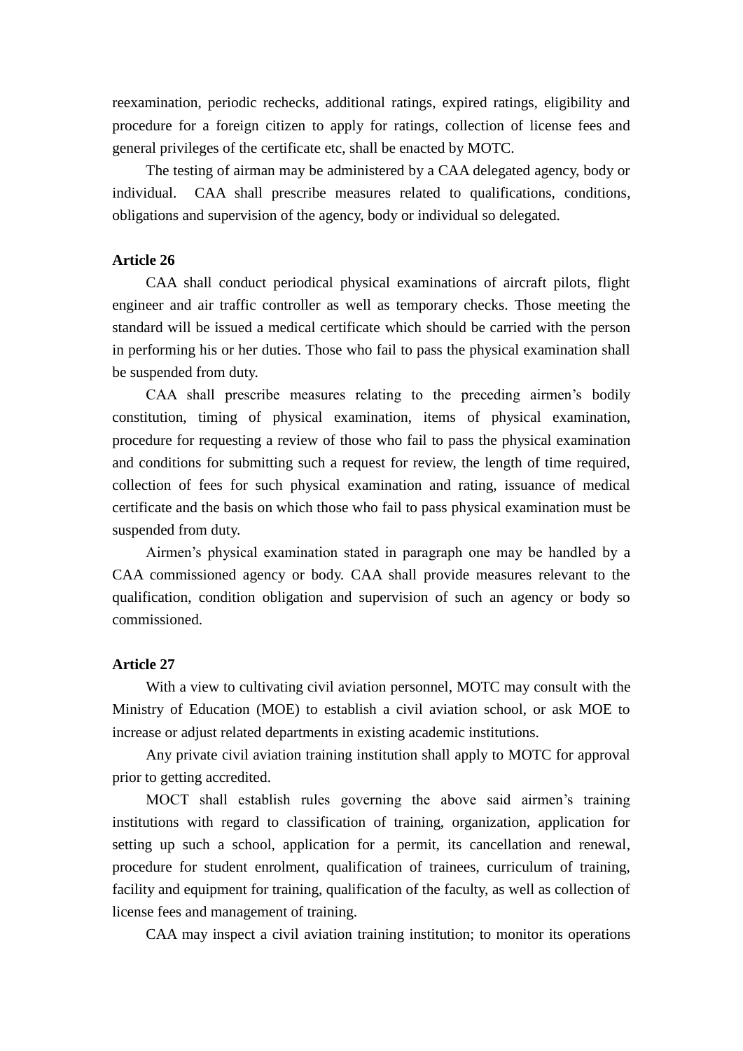reexamination, periodic rechecks, additional ratings, expired ratings, eligibility and procedure for a foreign citizen to apply for ratings, collection of license fees and general privileges of the certificate etc, shall be enacted by MOTC.

The testing of airman may be administered by a CAA delegated agency, body or individual. CAA shall prescribe measures related to qualifications, conditions, obligations and supervision of the agency, body or individual so delegated.

**Article 26**

CAA shall conduct periodical physical examinations of aircraft pilots, flight engineer and air traffic controller as well as temporary checks. Those meeting the standard will be issued a medical certificate which should be carried with the person in performing his or her duties. Those who fail to pass the physical examination shall be suspended from duty.

CAA shall prescribe measures relating to the preceding airmen's bodily constitution, timing of physical examination, items of physical examination, procedure for requesting a review of those who fail to pass the physical examination and conditions for submitting such a request for review, the length of time required, collection of fees for such physical examination and rating, issuance of medical certificate and the basis on which those who fail to pass physical examination must be suspended from duty.

Airmen's physical examination stated in paragraph one may be handled by a CAA commissioned agency or body. CAA shall provide measures relevant to the qualification, condition obligation and supervision of such an agency or body so commissioned.

**Article 27**

With a view to cultivating civil aviation personnel, MOTC may consult with the Ministry of Education (MOE) to establish a civil aviation school, or ask MOE to increase or adjust related departments in existing academic institutions.

Any private civil aviation training institution shall apply to MOTC for approval prior to getting accredited.

MOCT shall establish rules governing the above said airmen's training institutions with regard to classification of training, organization, application for setting up such a school, application for a permit, its cancellation and renewal, procedure for student enrolment, qualification of trainees, curriculum of training, facility and equipment for training, qualification of the faculty, as well as collection of license fees and management of training.

CAA may inspect a civil aviation training institution; to monitor its operations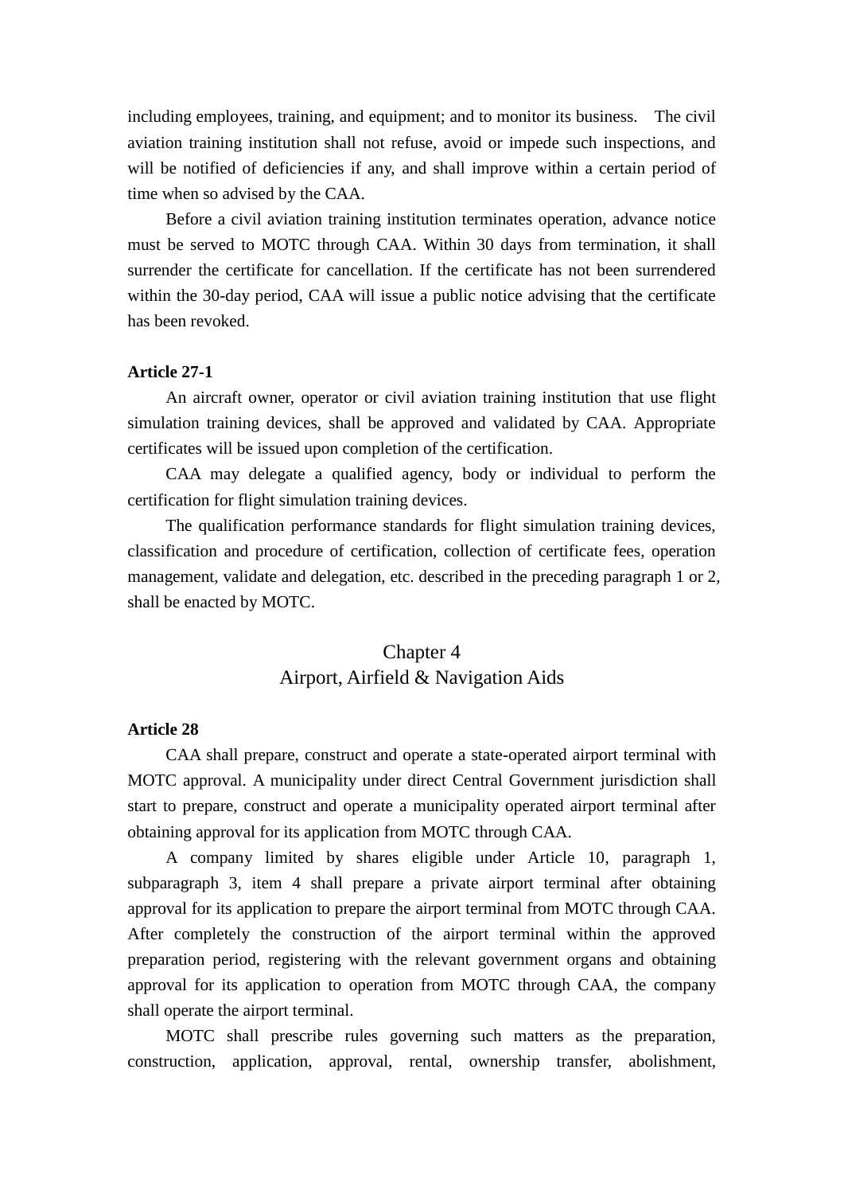including employees, training, and equipment; and to monitor its business. The civil aviation training institution shall not refuse, avoid or impede such inspections, and will be notified of deficiencies if any, and shall improve within a certain period of time when so advised by the CAA.

Before a civil aviation training institution terminates operation, advance notice must be served to MOTC through CAA. Within 30 days from termination, it shall surrender the certificate for cancellation. If the certificate has not been surrendered within the 30-day period, CAA will issue a public notice advising that the certificate has been revoked.

**Article 27-1**

An aircraft owner, operator or civil aviation training institution that use flight simulation training devices, shall be approved and validated by CAA. Appropriate certificates will be issued upon completion of the certification.

CAA may delegate a qualified agency, body or individual to perform the certification for flight simulation training devices.

The qualification performance standards for flight simulation training devices, classification and procedure of certification, collection of certificate fees, operation management, validate and delegation, etc. described in the preceding paragraph 1 or 2, shall be enacted by MOTC.

## Chapter 4
## Airport, Airfield & Navigation Aids

**Article 28**

CAA shall prepare, construct and operate a state-operated airport terminal with MOTC approval. A municipality under direct Central Government jurisdiction shall start to prepare, construct and operate a municipality operated airport terminal after obtaining approval for its application from MOTC through CAA.

A company limited by shares eligible under Article 10, paragraph 1, subparagraph 3, item 4 shall prepare a private airport terminal after obtaining approval for its application to prepare the airport terminal from MOTC through CAA. After completely the construction of the airport terminal within the approved preparation period, registering with the relevant government organs and obtaining approval for its application to operation from MOTC through CAA, the company shall operate the airport terminal.

MOTC shall prescribe rules governing such matters as the preparation, construction, application, approval, rental, ownership transfer, abolishment,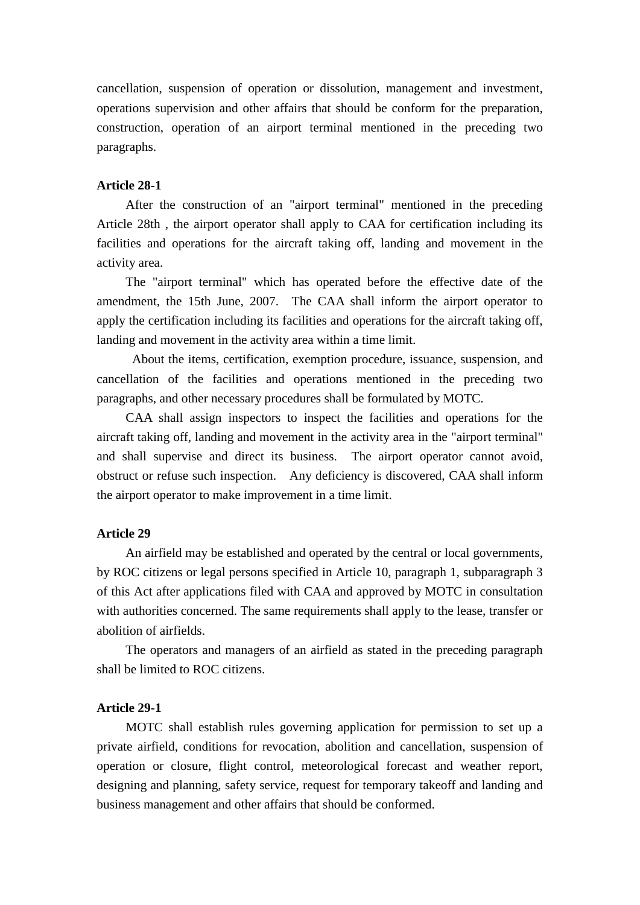cancellation, suspension of operation or dissolution, management and investment, operations supervision and other affairs that should be conform for the preparation, construction, operation of an airport terminal mentioned in the preceding two paragraphs.

**Article 28-1**

After the construction of an "airport terminal" mentioned in the preceding Article 28th , the airport operator shall apply to CAA for certification including its facilities and operations for the aircraft taking off, landing and movement in the activity area.

The "airport terminal" which has operated before the effective date of the amendment, the 15th June, 2007. The CAA shall inform the airport operator to apply the certification including its facilities and operations for the aircraft taking off, landing and movement in the activity area within a time limit.

About the items, certification, exemption procedure, issuance, suspension, and cancellation of the facilities and operations mentioned in the preceding two paragraphs, and other necessary procedures shall be formulated by MOTC.

CAA shall assign inspectors to inspect the facilities and operations for the aircraft taking off, landing and movement in the activity area in the "airport terminal" and shall supervise and direct its business. The airport operator cannot avoid, obstruct or refuse such inspection. Any deficiency is discovered, CAA shall inform the airport operator to make improvement in a time limit.

**Article 29**

An airfield may be established and operated by the central or local governments, by ROC citizens or legal persons specified in Article 10, paragraph 1, subparagraph 3 of this Act after applications filed with CAA and approved by MOTC in consultation with authorities concerned. The same requirements shall apply to the lease, transfer or abolition of airfields.

The operators and managers of an airfield as stated in the preceding paragraph shall be limited to ROC citizens.

**Article 29-1**

MOTC shall establish rules governing application for permission to set up a private airfield, conditions for revocation, abolition and cancellation, suspension of operation or closure, flight control, meteorological forecast and weather report, designing and planning, safety service, request for temporary takeoff and landing and business management and other affairs that should be conformed.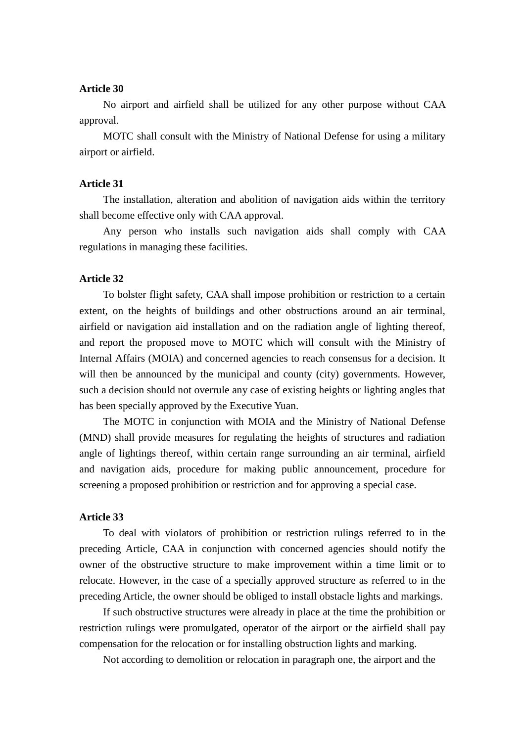**Article 30**

No airport and airfield shall be utilized for any other purpose without CAA approval.

MOTC shall consult with the Ministry of National Defense for using a military airport or airfield.

**Article 31**

The installation, alteration and abolition of navigation aids within the territory shall become effective only with CAA approval.

Any person who installs such navigation aids shall comply with CAA regulations in managing these facilities.

**Article 32**

To bolster flight safety, CAA shall impose prohibition or restriction to a certain extent, on the heights of buildings and other obstructions around an air terminal, airfield or navigation aid installation and on the radiation angle of lighting thereof, and report the proposed move to MOTC which will consult with the Ministry of Internal Affairs (MOIA) and concerned agencies to reach consensus for a decision. It will then be announced by the municipal and county (city) governments. However, such a decision should not overrule any case of existing heights or lighting angles that has been specially approved by the Executive Yuan.

The MOTC in conjunction with MOIA and the Ministry of National Defense (MND) shall provide measures for regulating the heights of structures and radiation angle of lightings thereof, within certain range surrounding an air terminal, airfield and navigation aids, procedure for making public announcement, procedure for screening a proposed prohibition or restriction and for approving a special case.

**Article 33**

To deal with violators of prohibition or restriction rulings referred to in the preceding Article, CAA in conjunction with concerned agencies should notify the owner of the obstructive structure to make improvement within a time limit or to relocate. However, in the case of a specially approved structure as referred to in the preceding Article, the owner should be obliged to install obstacle lights and markings.

If such obstructive structures were already in place at the time the prohibition or restriction rulings were promulgated, operator of the airport or the airfield shall pay compensation for the relocation or for installing obstruction lights and marking.

Not according to demolition or relocation in paragraph one, the airport and the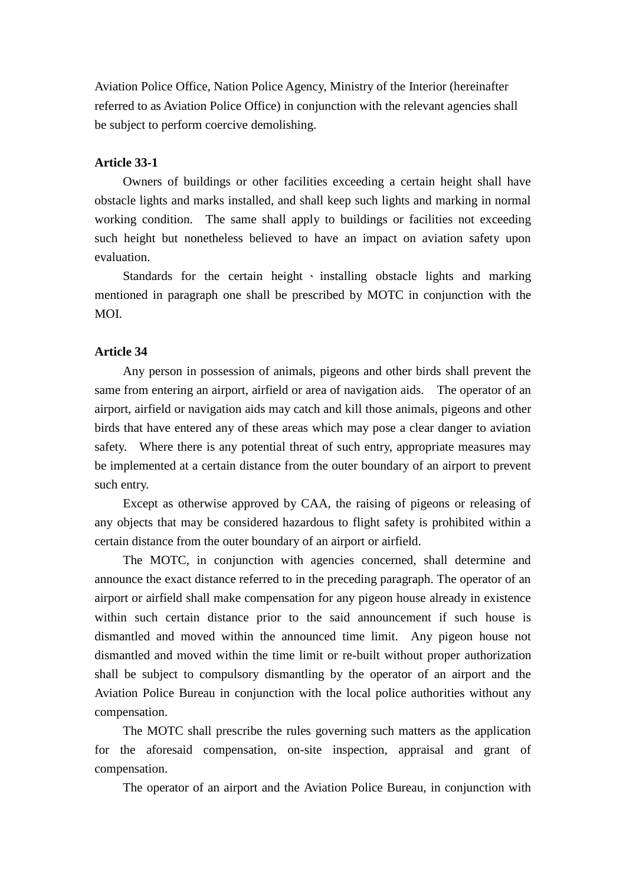Aviation Police Office, Nation Police Agency, Ministry of the Interior (hereinafter referred to as Aviation Police Office) in conjunction with the relevant agencies shall be subject to perform coercive demolishing.

**Article 33-1**

Owners of buildings or other facilities exceeding a certain height shall have obstacle lights and marks installed, and shall keep such lights and marking in normal working condition. The same shall apply to buildings or facilities not exceeding such height but nonetheless believed to have an impact on aviation safety upon evaluation.

Standards for the certain height 、installing obstacle lights and marking mentioned in paragraph one shall be prescribed by MOTC in conjunction with the MOI.

**Article 34**

Any person in possession of animals, pigeons and other birds shall prevent the same from entering an airport, airfield or area of navigation aids. The operator of an airport, airfield or navigation aids may catch and kill those animals, pigeons and other birds that have entered any of these areas which may pose a clear danger to aviation safety. Where there is any potential threat of such entry, appropriate measures may be implemented at a certain distance from the outer boundary of an airport to prevent such entry.

Except as otherwise approved by CAA, the raising of pigeons or releasing of any objects that may be considered hazardous to flight safety is prohibited within a certain distance from the outer boundary of an airport or airfield.

The MOTC, in conjunction with agencies concerned, shall determine and announce the exact distance referred to in the preceding paragraph. The operator of an airport or airfield shall make compensation for any pigeon house already in existence within such certain distance prior to the said announcement if such house is dismantled and moved within the announced time limit. Any pigeon house not dismantled and moved within the time limit or re-built without proper authorization shall be subject to compulsory dismantling by the operator of an airport and the Aviation Police Bureau in conjunction with the local police authorities without any compensation.

The MOTC shall prescribe the rules governing such matters as the application for the aforesaid compensation, on-site inspection, appraisal and grant of compensation.

The operator of an airport and the Aviation Police Bureau, in conjunction with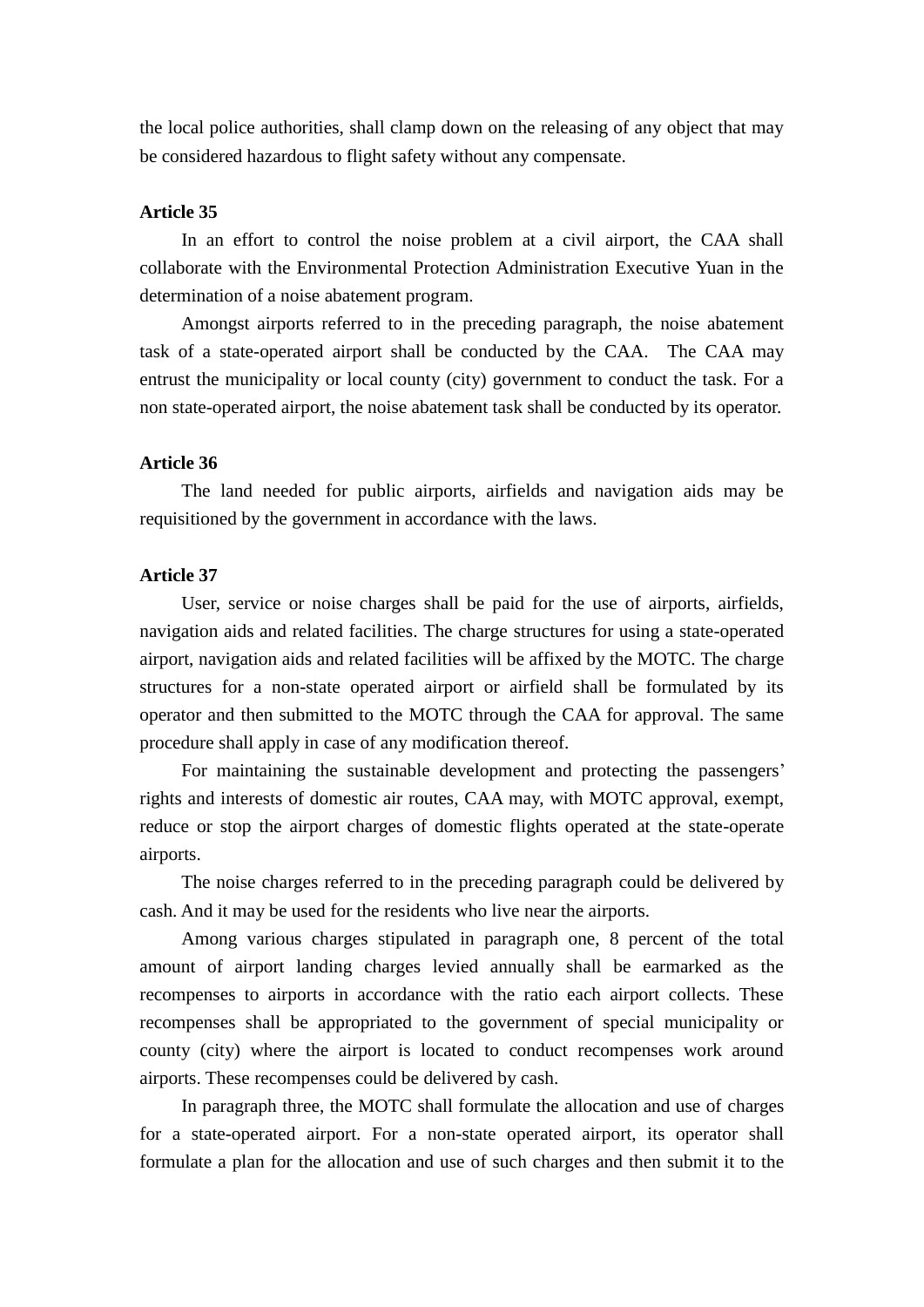the local police authorities, shall clamp down on the releasing of any object that may be considered hazardous to flight safety without any compensate.

**Article 35**

In an effort to control the noise problem at a civil airport, the CAA shall collaborate with the Environmental Protection Administration Executive Yuan in the determination of a noise abatement program.

Amongst airports referred to in the preceding paragraph, the noise abatement task of a state-operated airport shall be conducted by the CAA. The CAA may entrust the municipality or local county (city) government to conduct the task. For a non state-operated airport, the noise abatement task shall be conducted by its operator.

**Article 36**

The land needed for public airports, airfields and navigation aids may be requisitioned by the government in accordance with the laws.

**Article 37**

User, service or noise charges shall be paid for the use of airports, airfields, navigation aids and related facilities. The charge structures for using a state-operated airport, navigation aids and related facilities will be affixed by the MOTC. The charge structures for a non-state operated airport or airfield shall be formulated by its operator and then submitted to the MOTC through the CAA for approval. The same procedure shall apply in case of any modification thereof.

For maintaining the sustainable development and protecting the passengers' rights and interests of domestic air routes, CAA may, with MOTC approval, exempt, reduce or stop the airport charges of domestic flights operated at the state-operate airports.

The noise charges referred to in the preceding paragraph could be delivered by cash. And it may be used for the residents who live near the airports.

Among various charges stipulated in paragraph one, 8 percent of the total amount of airport landing charges levied annually shall be earmarked as the recompenses to airports in accordance with the ratio each airport collects. These recompenses shall be appropriated to the government of special municipality or county (city) where the airport is located to conduct recompenses work around airports. These recompenses could be delivered by cash.

In paragraph three, the MOTC shall formulate the allocation and use of charges for a state-operated airport. For a non-state operated airport, its operator shall formulate a plan for the allocation and use of such charges and then submit it to the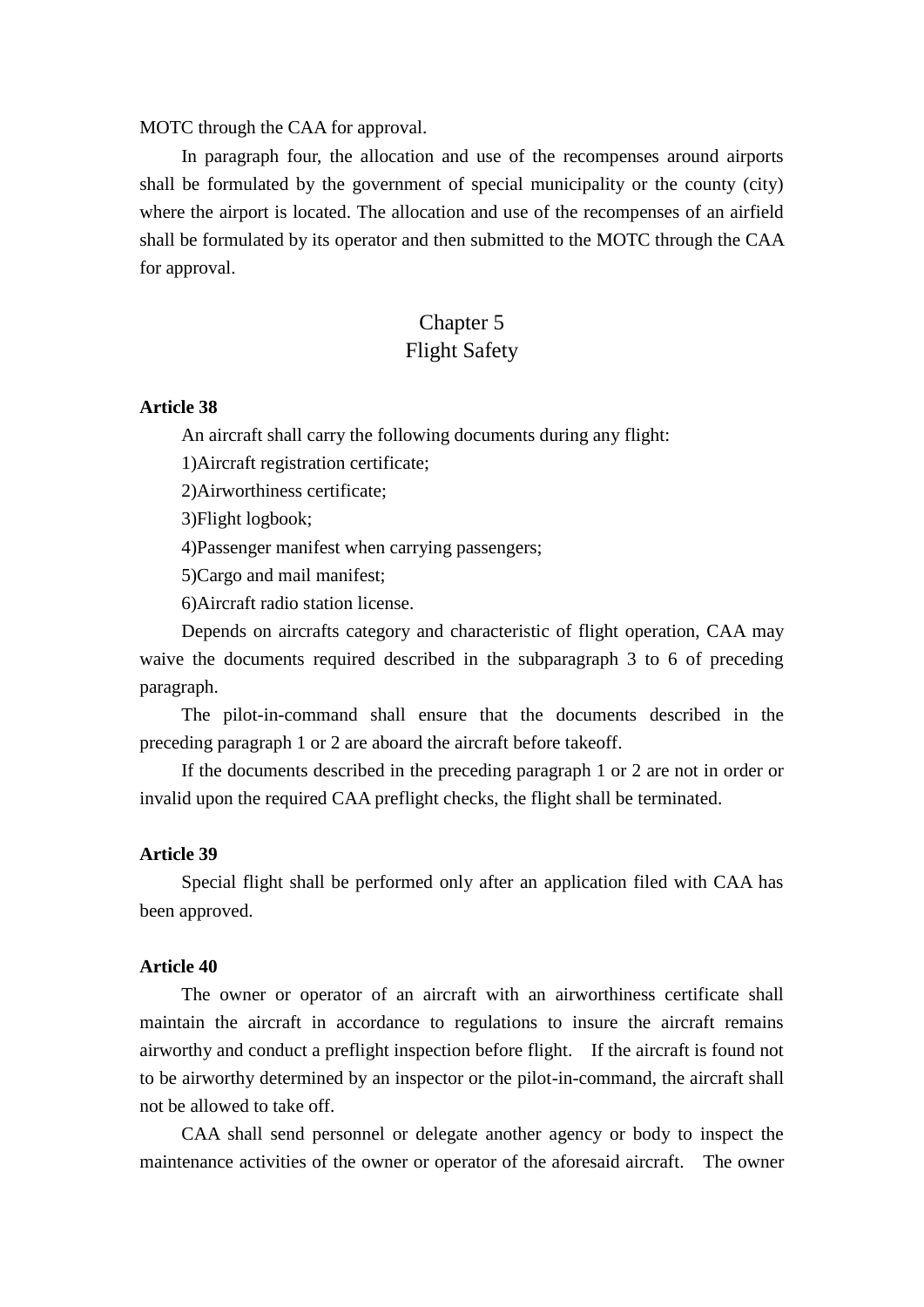MOTC through the CAA for approval.

In paragraph four, the allocation and use of the recompenses around airports shall be formulated by the government of special municipality or the county (city) where the airport is located. The allocation and use of the recompenses of an airfield shall be formulated by its operator and then submitted to the MOTC through the CAA for approval.

## Chapter 5
## Flight Safety

**Article 38**

An aircraft shall carry the following documents during any flight:

1)Aircraft registration certificate;

2)Airworthiness certificate;

3)Flight logbook;

4)Passenger manifest when carrying passengers;

5)Cargo and mail manifest;

6)Aircraft radio station license.

Depends on aircrafts category and characteristic of flight operation, CAA may waive the documents required described in the subparagraph 3 to 6 of preceding paragraph.

The pilot-in-command shall ensure that the documents described in the preceding paragraph 1 or 2 are aboard the aircraft before takeoff.

If the documents described in the preceding paragraph 1 or 2 are not in order or invalid upon the required CAA preflight checks, the flight shall be terminated.

**Article 39**

Special flight shall be performed only after an application filed with CAA has been approved.

**Article 40**

The owner or operator of an aircraft with an airworthiness certificate shall maintain the aircraft in accordance to regulations to insure the aircraft remains airworthy and conduct a preflight inspection before flight. If the aircraft is found not to be airworthy determined by an inspector or the pilot-in-command, the aircraft shall not be allowed to take off.

CAA shall send personnel or delegate another agency or body to inspect the maintenance activities of the owner or operator of the aforesaid aircraft. The owner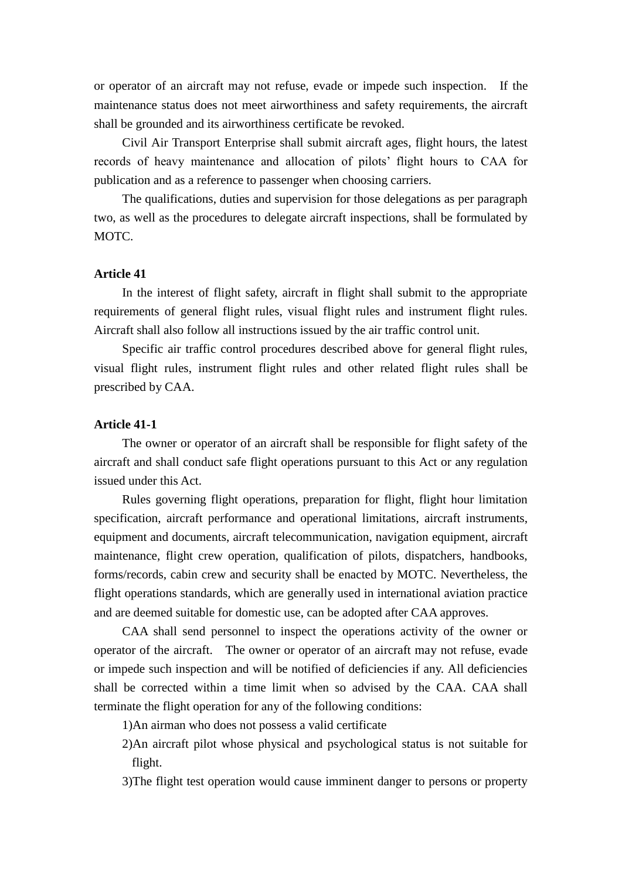or operator of an aircraft may not refuse, evade or impede such inspection. If the maintenance status does not meet airworthiness and safety requirements, the aircraft shall be grounded and its airworthiness certificate be revoked.

Civil Air Transport Enterprise shall submit aircraft ages, flight hours, the latest records of heavy maintenance and allocation of pilots' flight hours to CAA for publication and as a reference to passenger when choosing carriers.

The qualifications, duties and supervision for those delegations as per paragraph two, as well as the procedures to delegate aircraft inspections, shall be formulated by MOTC.

**Article 41**

In the interest of flight safety, aircraft in flight shall submit to the appropriate requirements of general flight rules, visual flight rules and instrument flight rules. Aircraft shall also follow all instructions issued by the air traffic control unit.

Specific air traffic control procedures described above for general flight rules, visual flight rules, instrument flight rules and other related flight rules shall be prescribed by CAA.

**Article 41-1**

The owner or operator of an aircraft shall be responsible for flight safety of the aircraft and shall conduct safe flight operations pursuant to this Act or any regulation issued under this Act.

Rules governing flight operations, preparation for flight, flight hour limitation specification, aircraft performance and operational limitations, aircraft instruments, equipment and documents, aircraft telecommunication, navigation equipment, aircraft maintenance, flight crew operation, qualification of pilots, dispatchers, handbooks, forms/records, cabin crew and security shall be enacted by MOTC. Nevertheless, the flight operations standards, which are generally used in international aviation practice and are deemed suitable for domestic use, can be adopted after CAA approves.

CAA shall send personnel to inspect the operations activity of the owner or operator of the aircraft. The owner or operator of an aircraft may not refuse, evade or impede such inspection and will be notified of deficiencies if any. All deficiencies shall be corrected within a time limit when so advised by the CAA. CAA shall terminate the flight operation for any of the following conditions:

1)An airman who does not possess a valid certificate

2)An aircraft pilot whose physical and psychological status is not suitable for flight.

3)The flight test operation would cause imminent danger to persons or property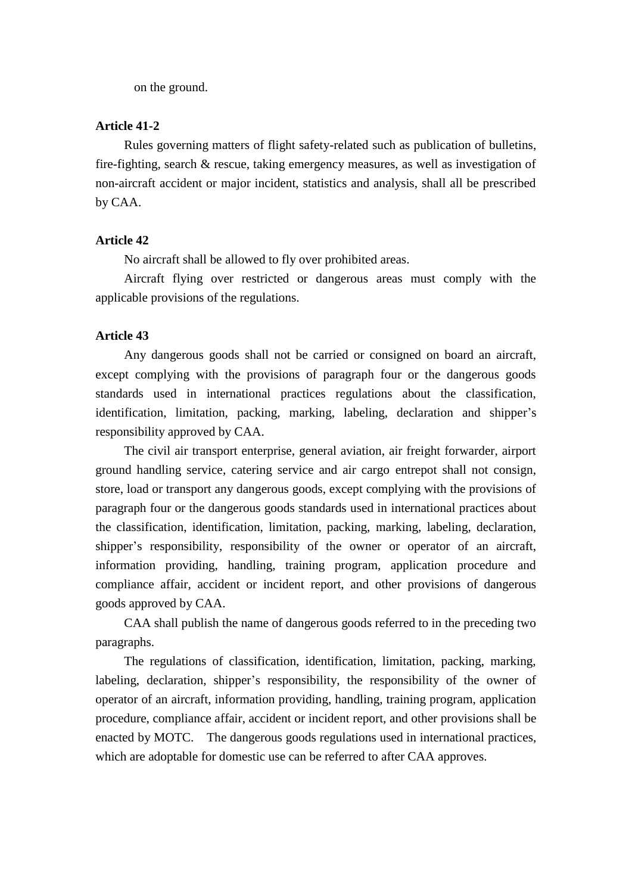on the ground.

**Article 41-2**

Rules governing matters of flight safety-related such as publication of bulletins, fire-fighting, search & rescue, taking emergency measures, as well as investigation of non-aircraft accident or major incident, statistics and analysis, shall all be prescribed by CAA.

**Article 42**

No aircraft shall be allowed to fly over prohibited areas.

Aircraft flying over restricted or dangerous areas must comply with the applicable provisions of the regulations.

**Article 43**

Any dangerous goods shall not be carried or consigned on board an aircraft, except complying with the provisions of paragraph four or the dangerous goods standards used in international practices regulations about the classification, identification, limitation, packing, marking, labeling, declaration and shipper's responsibility approved by CAA.

The civil air transport enterprise, general aviation, air freight forwarder, airport ground handling service, catering service and air cargo entrepot shall not consign, store, load or transport any dangerous goods, except complying with the provisions of paragraph four or the dangerous goods standards used in international practices about the classification, identification, limitation, packing, marking, labeling, declaration, shipper's responsibility, responsibility of the owner or operator of an aircraft, information providing, handling, training program, application procedure and compliance affair, accident or incident report, and other provisions of dangerous goods approved by CAA.

CAA shall publish the name of dangerous goods referred to in the preceding two paragraphs.

The regulations of classification, identification, limitation, packing, marking, labeling, declaration, shipper's responsibility, the responsibility of the owner of operator of an aircraft, information providing, handling, training program, application procedure, compliance affair, accident or incident report, and other provisions shall be enacted by MOTC. The dangerous goods regulations used in international practices, which are adoptable for domestic use can be referred to after CAA approves.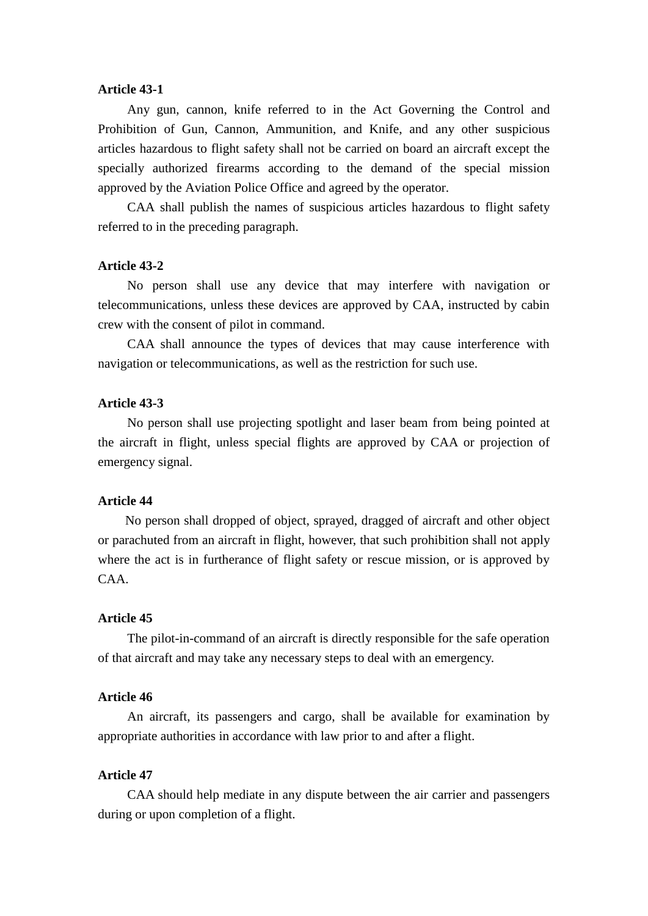**Article 43-1**

Any gun, cannon, knife referred to in the Act Governing the Control and Prohibition of Gun, Cannon, Ammunition, and Knife, and any other suspicious articles hazardous to flight safety shall not be carried on board an aircraft except the specially authorized firearms according to the demand of the special mission approved by the Aviation Police Office and agreed by the operator.

CAA shall publish the names of suspicious articles hazardous to flight safety referred to in the preceding paragraph.

**Article 43-2**

No person shall use any device that may interfere with navigation or telecommunications, unless these devices are approved by CAA, instructed by cabin crew with the consent of pilot in command.

CAA shall announce the types of devices that may cause interference with navigation or telecommunications, as well as the restriction for such use.

**Article 43-3**

No person shall use projecting spotlight and laser beam from being pointed at the aircraft in flight, unless special flights are approved by CAA or projection of emergency signal.

**Article 44**

No person shall dropped of object, sprayed, dragged of aircraft and other object or parachuted from an aircraft in flight, however, that such prohibition shall not apply where the act is in furtherance of flight safety or rescue mission, or is approved by CAA.

**Article 45**

The pilot-in-command of an aircraft is directly responsible for the safe operation of that aircraft and may take any necessary steps to deal with an emergency.

**Article 46**

An aircraft, its passengers and cargo, shall be available for examination by appropriate authorities in accordance with law prior to and after a flight.

**Article 47**

CAA should help mediate in any dispute between the air carrier and passengers during or upon completion of a flight.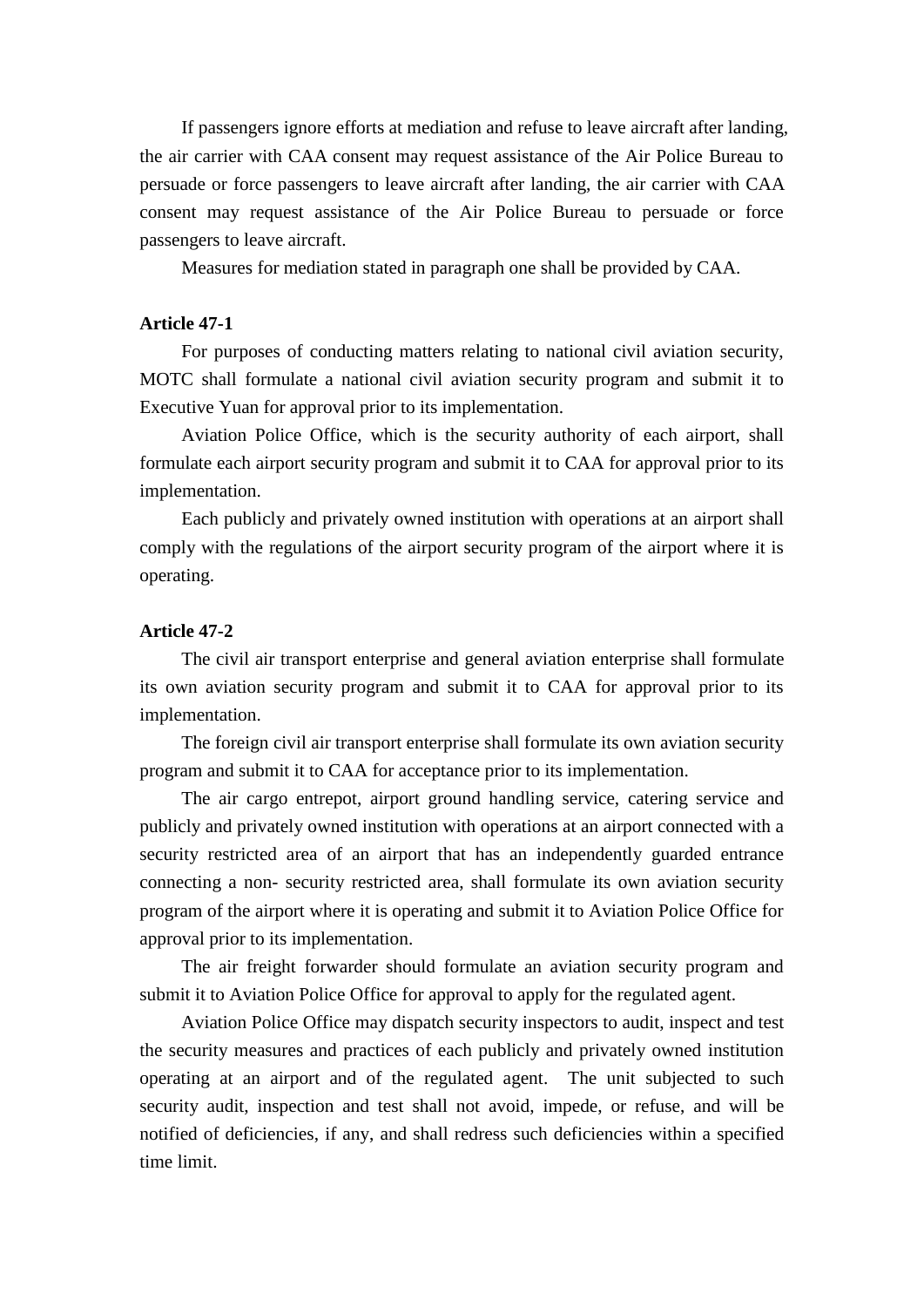If passengers ignore efforts at mediation and refuse to leave aircraft after landing, the air carrier with CAA consent may request assistance of the Air Police Bureau to persuade or force passengers to leave aircraft after landing, the air carrier with CAA consent may request assistance of the Air Police Bureau to persuade or force passengers to leave aircraft.

Measures for mediation stated in paragraph one shall be provided by CAA.

**Article 47-1**

For purposes of conducting matters relating to national civil aviation security, MOTC shall formulate a national civil aviation security program and submit it to Executive Yuan for approval prior to its implementation.

Aviation Police Office, which is the security authority of each airport, shall formulate each airport security program and submit it to CAA for approval prior to its implementation.

Each publicly and privately owned institution with operations at an airport shall comply with the regulations of the airport security program of the airport where it is operating.

**Article 47-2**

The civil air transport enterprise and general aviation enterprise shall formulate its own aviation security program and submit it to CAA for approval prior to its implementation.

The foreign civil air transport enterprise shall formulate its own aviation security program and submit it to CAA for acceptance prior to its implementation.

The air cargo entrepot, airport ground handling service, catering service and publicly and privately owned institution with operations at an airport connected with a security restricted area of an airport that has an independently guarded entrance connecting a non- security restricted area, shall formulate its own aviation security program of the airport where it is operating and submit it to Aviation Police Office for approval prior to its implementation.

The air freight forwarder should formulate an aviation security program and submit it to Aviation Police Office for approval to apply for the regulated agent.

Aviation Police Office may dispatch security inspectors to audit, inspect and test the security measures and practices of each publicly and privately owned institution operating at an airport and of the regulated agent. The unit subjected to such security audit, inspection and test shall not avoid, impede, or refuse, and will be notified of deficiencies, if any, and shall redress such deficiencies within a specified time limit.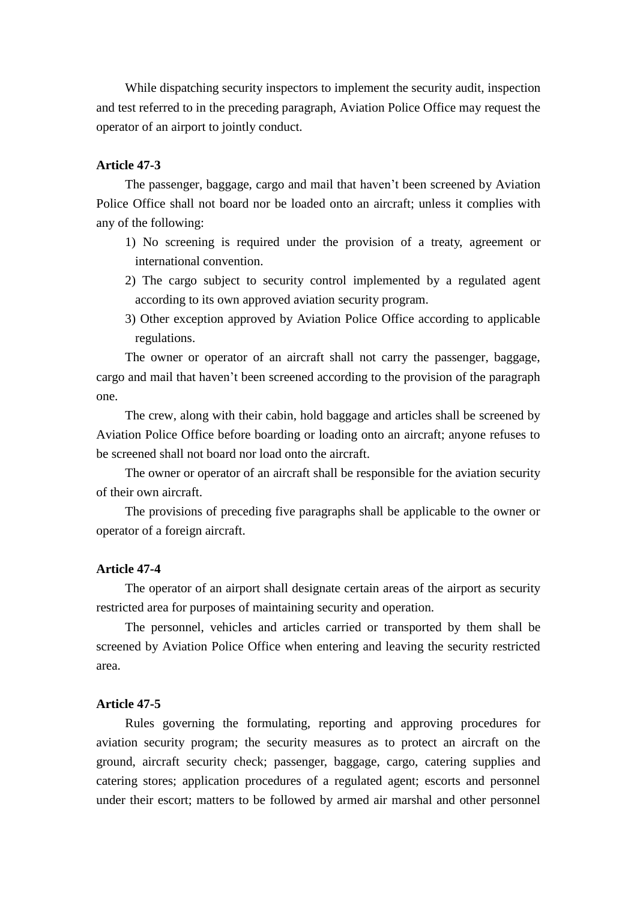While dispatching security inspectors to implement the security audit, inspection and test referred to in the preceding paragraph, Aviation Police Office may request the operator of an airport to jointly conduct.

**Article 47-3**

The passenger, baggage, cargo and mail that haven't been screened by Aviation Police Office shall not board nor be loaded onto an aircraft; unless it complies with any of the following:

1) No screening is required under the provision of a treaty, agreement or international convention.
2) The cargo subject to security control implemented by a regulated agent according to its own approved aviation security program.
3) Other exception approved by Aviation Police Office according to applicable regulations.

The owner or operator of an aircraft shall not carry the passenger, baggage, cargo and mail that haven't been screened according to the provision of the paragraph one.

The crew, along with their cabin, hold baggage and articles shall be screened by Aviation Police Office before boarding or loading onto an aircraft; anyone refuses to be screened shall not board nor load onto the aircraft.

The owner or operator of an aircraft shall be responsible for the aviation security of their own aircraft.

The provisions of preceding five paragraphs shall be applicable to the owner or operator of a foreign aircraft.

**Article 47-4**

The operator of an airport shall designate certain areas of the airport as security restricted area for purposes of maintaining security and operation.

The personnel, vehicles and articles carried or transported by them shall be screened by Aviation Police Office when entering and leaving the security restricted area.

**Article 47-5**

Rules governing the formulating, reporting and approving procedures for aviation security program; the security measures as to protect an aircraft on the ground, aircraft security check; passenger, baggage, cargo, catering supplies and catering stores; application procedures of a regulated agent; escorts and personnel under their escort; matters to be followed by armed air marshal and other personnel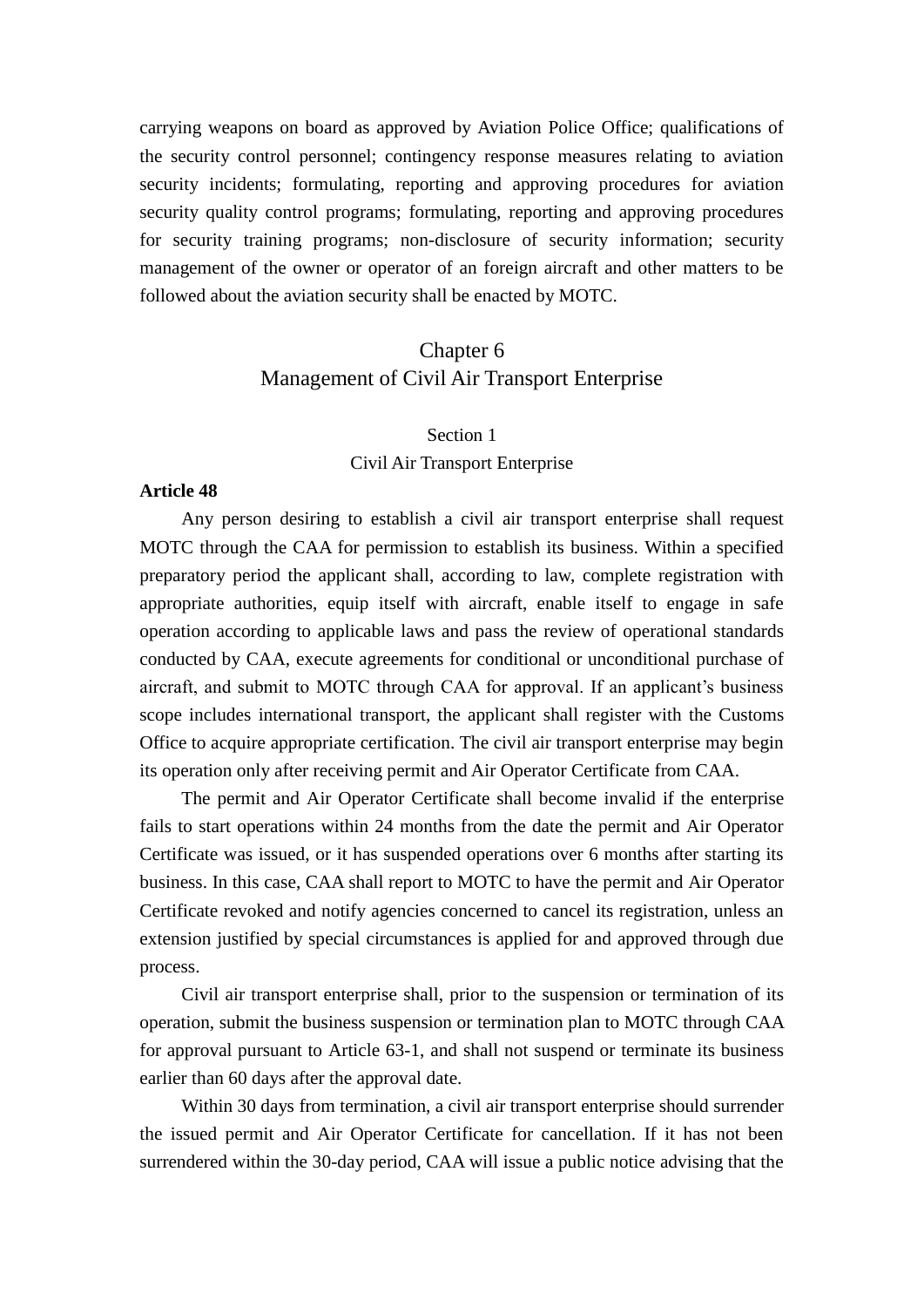carrying weapons on board as approved by Aviation Police Office; qualifications of the security control personnel; contingency response measures relating to aviation security incidents; formulating, reporting and approving procedures for aviation security quality control programs; formulating, reporting and approving procedures for security training programs; non-disclosure of security information; security management of the owner or operator of an foreign aircraft and other matters to be followed about the aviation security shall be enacted by MOTC.

## Chapter 6
## Management of Civil Air Transport Enterprise

### Section 1
### Civil Air Transport Enterprise

**Article 48**

Any person desiring to establish a civil air transport enterprise shall request MOTC through the CAA for permission to establish its business. Within a specified preparatory period the applicant shall, according to law, complete registration with appropriate authorities, equip itself with aircraft, enable itself to engage in safe operation according to applicable laws and pass the review of operational standards conducted by CAA, execute agreements for conditional or unconditional purchase of aircraft, and submit to MOTC through CAA for approval. If an applicant's business scope includes international transport, the applicant shall register with the Customs Office to acquire appropriate certification. The civil air transport enterprise may begin its operation only after receiving permit and Air Operator Certificate from CAA.

The permit and Air Operator Certificate shall become invalid if the enterprise fails to start operations within 24 months from the date the permit and Air Operator Certificate was issued, or it has suspended operations over 6 months after starting its business. In this case, CAA shall report to MOTC to have the permit and Air Operator Certificate revoked and notify agencies concerned to cancel its registration, unless an extension justified by special circumstances is applied for and approved through due process.

Civil air transport enterprise shall, prior to the suspension or termination of its operation, submit the business suspension or termination plan to MOTC through CAA for approval pursuant to Article 63-1, and shall not suspend or terminate its business earlier than 60 days after the approval date.

Within 30 days from termination, a civil air transport enterprise should surrender the issued permit and Air Operator Certificate for cancellation. If it has not been surrendered within the 30-day period, CAA will issue a public notice advising that the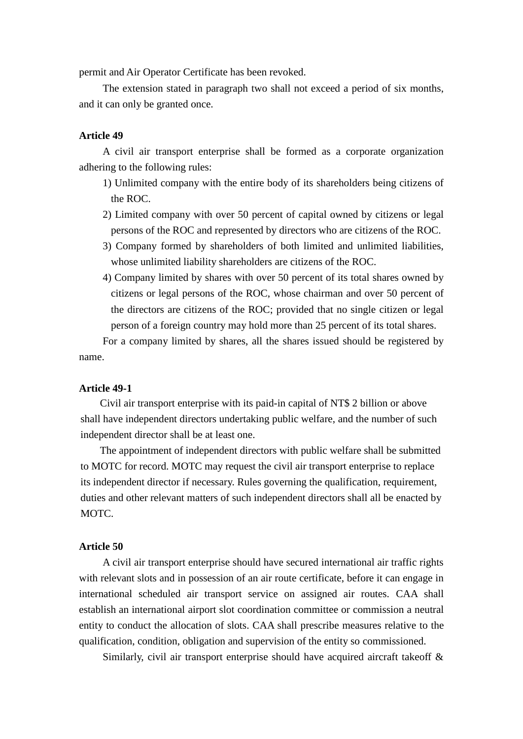permit and Air Operator Certificate has been revoked.

The extension stated in paragraph two shall not exceed a period of six months, and it can only be granted once.

**Article 49**

A civil air transport enterprise shall be formed as a corporate organization adhering to the following rules:

1) Unlimited company with the entire body of its shareholders being citizens of the ROC.
2) Limited company with over 50 percent of capital owned by citizens or legal persons of the ROC and represented by directors who are citizens of the ROC.
3) Company formed by shareholders of both limited and unlimited liabilities, whose unlimited liability shareholders are citizens of the ROC.
4) Company limited by shares with over 50 percent of its total shares owned by citizens or legal persons of the ROC, whose chairman and over 50 percent of the directors are citizens of the ROC; provided that no single citizen or legal person of a foreign country may hold more than 25 percent of its total shares.

For a company limited by shares, all the shares issued should be registered by name.

**Article 49-1**

Civil air transport enterprise with its paid-in capital of NT$ 2 billion or above shall have independent directors undertaking public welfare, and the number of such independent director shall be at least one.

The appointment of independent directors with public welfare shall be submitted to MOTC for record. MOTC may request the civil air transport enterprise to replace its independent director if necessary. Rules governing the qualification, requirement, duties and other relevant matters of such independent directors shall all be enacted by MOTC.

**Article 50**

A civil air transport enterprise should have secured international air traffic rights with relevant slots and in possession of an air route certificate, before it can engage in international scheduled air transport service on assigned air routes. CAA shall establish an international airport slot coordination committee or commission a neutral entity to conduct the allocation of slots. CAA shall prescribe measures relative to the qualification, condition, obligation and supervision of the entity so commissioned.

Similarly, civil air transport enterprise should have acquired aircraft takeoff &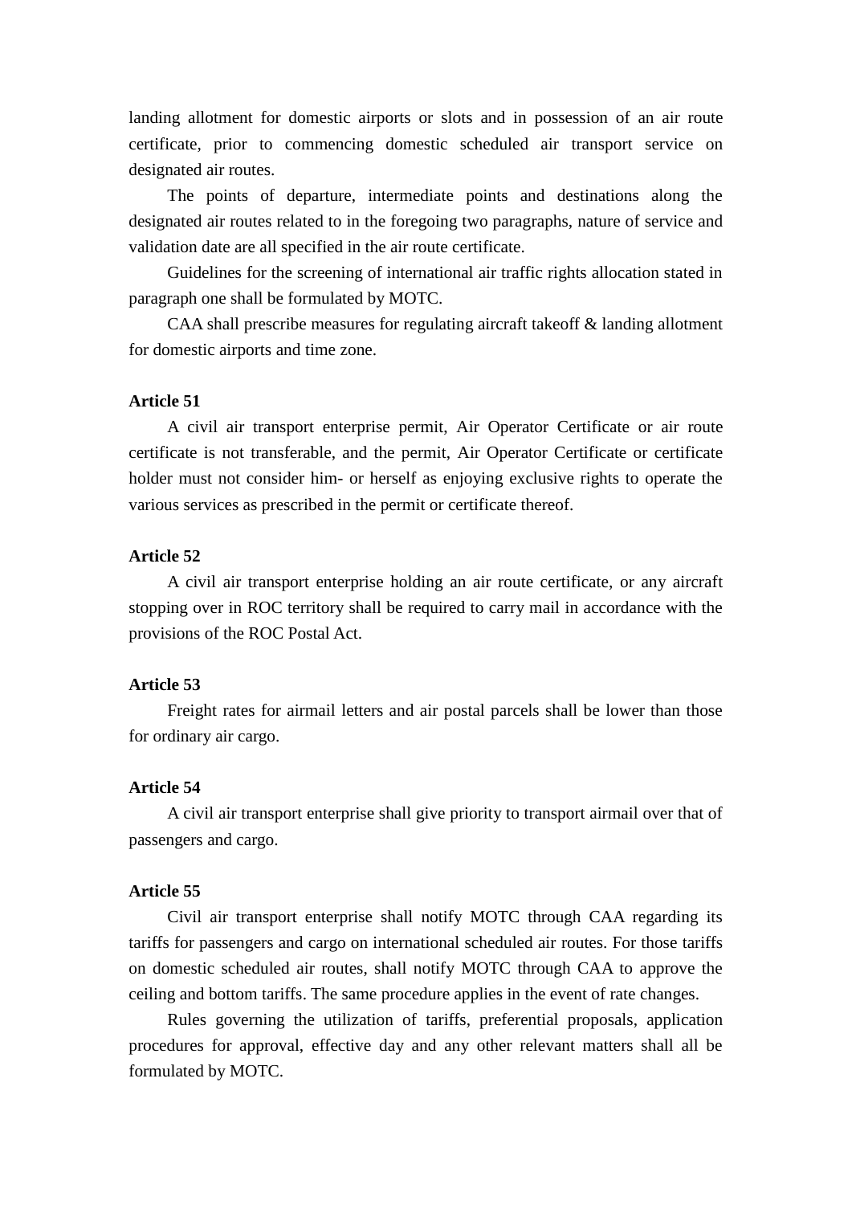landing allotment for domestic airports or slots and in possession of an air route certificate, prior to commencing domestic scheduled air transport service on designated air routes.

The points of departure, intermediate points and destinations along the designated air routes related to in the foregoing two paragraphs, nature of service and validation date are all specified in the air route certificate.

Guidelines for the screening of international air traffic rights allocation stated in paragraph one shall be formulated by MOTC.

CAA shall prescribe measures for regulating aircraft takeoff & landing allotment for domestic airports and time zone.

**Article 51**

A civil air transport enterprise permit, Air Operator Certificate or air route certificate is not transferable, and the permit, Air Operator Certificate or certificate holder must not consider him- or herself as enjoying exclusive rights to operate the various services as prescribed in the permit or certificate thereof.

**Article 52**

A civil air transport enterprise holding an air route certificate, or any aircraft stopping over in ROC territory shall be required to carry mail in accordance with the provisions of the ROC Postal Act.

**Article 53**

Freight rates for airmail letters and air postal parcels shall be lower than those for ordinary air cargo.

**Article 54**

A civil air transport enterprise shall give priority to transport airmail over that of passengers and cargo.

**Article 55**

Civil air transport enterprise shall notify MOTC through CAA regarding its tariffs for passengers and cargo on international scheduled air routes. For those tariffs on domestic scheduled air routes, shall notify MOTC through CAA to approve the ceiling and bottom tariffs. The same procedure applies in the event of rate changes.

Rules governing the utilization of tariffs, preferential proposals, application procedures for approval, effective day and any other relevant matters shall all be formulated by MOTC.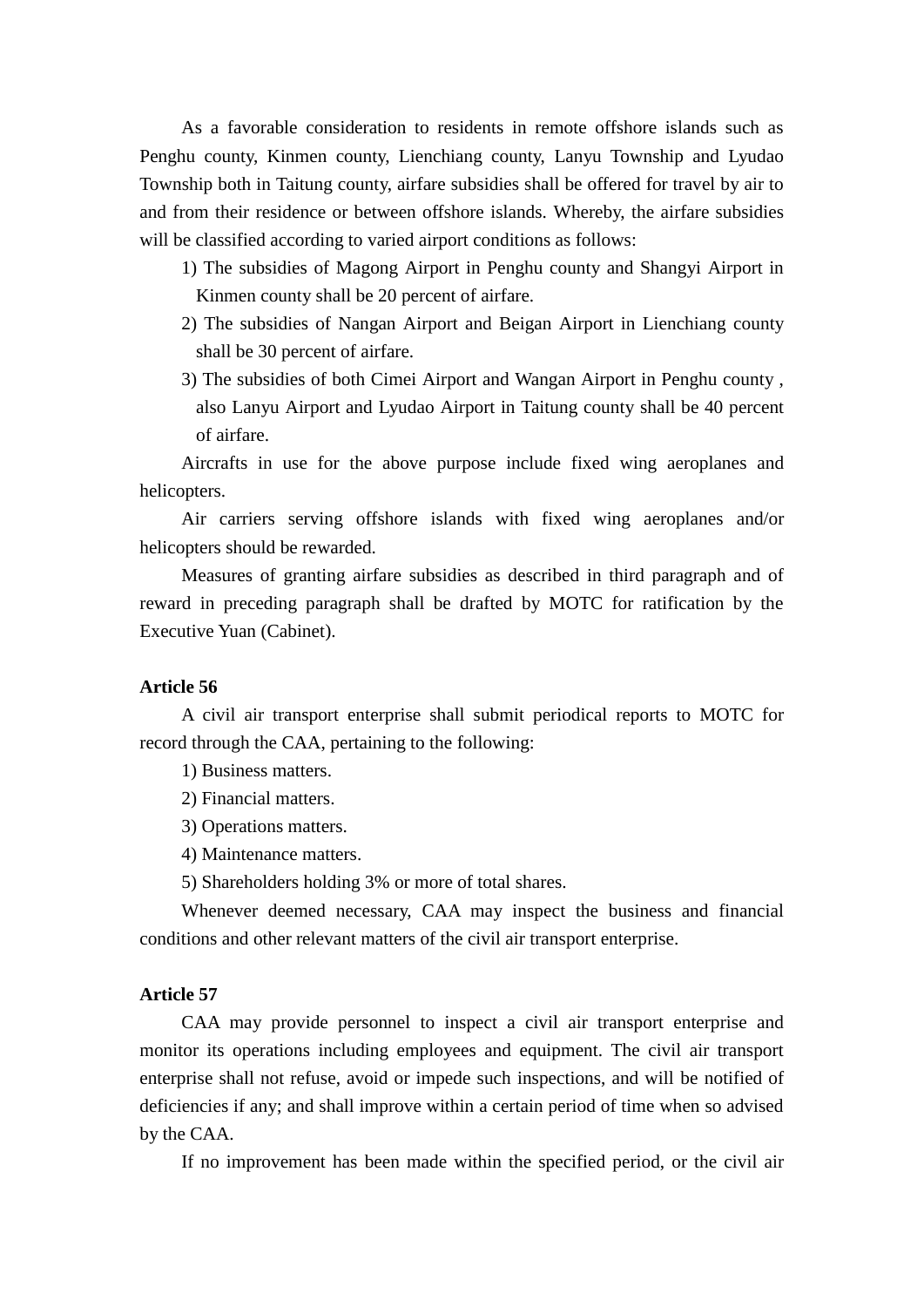As a favorable consideration to residents in remote offshore islands such as Penghu county, Kinmen county, Lienchiang county, Lanyu Township and Lyudao Township both in Taitung county, airfare subsidies shall be offered for travel by air to and from their residence or between offshore islands. Whereby, the airfare subsidies will be classified according to varied airport conditions as follows:

1) The subsidies of Magong Airport in Penghu county and Shangyi Airport in Kinmen county shall be 20 percent of airfare.
2) The subsidies of Nangan Airport and Beigan Airport in Lienchiang county shall be 30 percent of airfare.
3) The subsidies of both Cimei Airport and Wangan Airport in Penghu county , also Lanyu Airport and Lyudao Airport in Taitung county shall be 40 percent of airfare.

Aircrafts in use for the above purpose include fixed wing aeroplanes and helicopters.

Air carriers serving offshore islands with fixed wing aeroplanes and/or helicopters should be rewarded.

Measures of granting airfare subsidies as described in third paragraph and of reward in preceding paragraph shall be drafted by MOTC for ratification by the Executive Yuan (Cabinet).

**Article 56**

A civil air transport enterprise shall submit periodical reports to MOTC for record through the CAA, pertaining to the following:

1) Business matters.
2) Financial matters.
3) Operations matters.
4) Maintenance matters.
5) Shareholders holding 3% or more of total shares.

Whenever deemed necessary, CAA may inspect the business and financial conditions and other relevant matters of the civil air transport enterprise.

**Article 57**

CAA may provide personnel to inspect a civil air transport enterprise and monitor its operations including employees and equipment. The civil air transport enterprise shall not refuse, avoid or impede such inspections, and will be notified of deficiencies if any; and shall improve within a certain period of time when so advised by the CAA.

If no improvement has been made within the specified period, or the civil air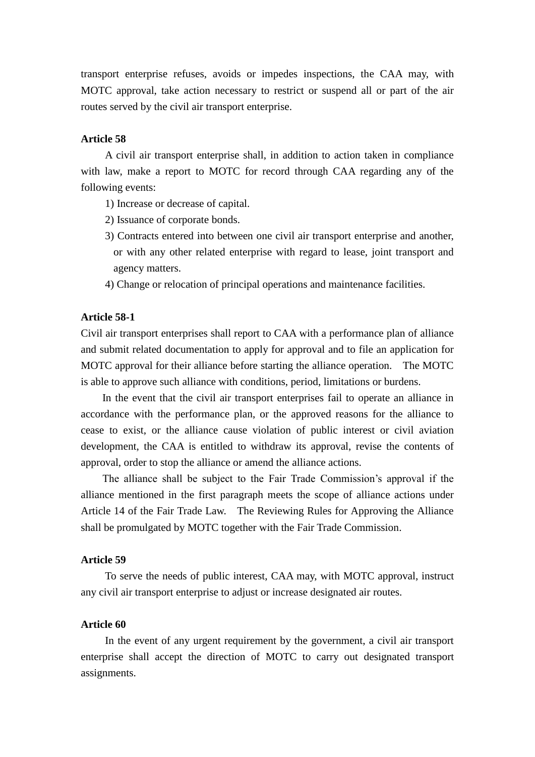transport enterprise refuses, avoids or impedes inspections, the CAA may, with MOTC approval, take action necessary to restrict or suspend all or part of the air routes served by the civil air transport enterprise.

**Article 58**

A civil air transport enterprise shall, in addition to action taken in compliance with law, make a report to MOTC for record through CAA regarding any of the following events:

1) Increase or decrease of capital.
2) Issuance of corporate bonds.
3) Contracts entered into between one civil air transport enterprise and another, or with any other related enterprise with regard to lease, joint transport and agency matters.
4) Change or relocation of principal operations and maintenance facilities.

**Article 58-1**

Civil air transport enterprises shall report to CAA with a performance plan of alliance and submit related documentation to apply for approval and to file an application for MOTC approval for their alliance before starting the alliance operation. The MOTC is able to approve such alliance with conditions, period, limitations or burdens.

In the event that the civil air transport enterprises fail to operate an alliance in accordance with the performance plan, or the approved reasons for the alliance to cease to exist, or the alliance cause violation of public interest or civil aviation development, the CAA is entitled to withdraw its approval, revise the contents of approval, order to stop the alliance or amend the alliance actions.

The alliance shall be subject to the Fair Trade Commission's approval if the alliance mentioned in the first paragraph meets the scope of alliance actions under Article 14 of the Fair Trade Law. The Reviewing Rules for Approving the Alliance shall be promulgated by MOTC together with the Fair Trade Commission.

**Article 59**

To serve the needs of public interest, CAA may, with MOTC approval, instruct any civil air transport enterprise to adjust or increase designated air routes.

**Article 60**

In the event of any urgent requirement by the government, a civil air transport enterprise shall accept the direction of MOTC to carry out designated transport assignments.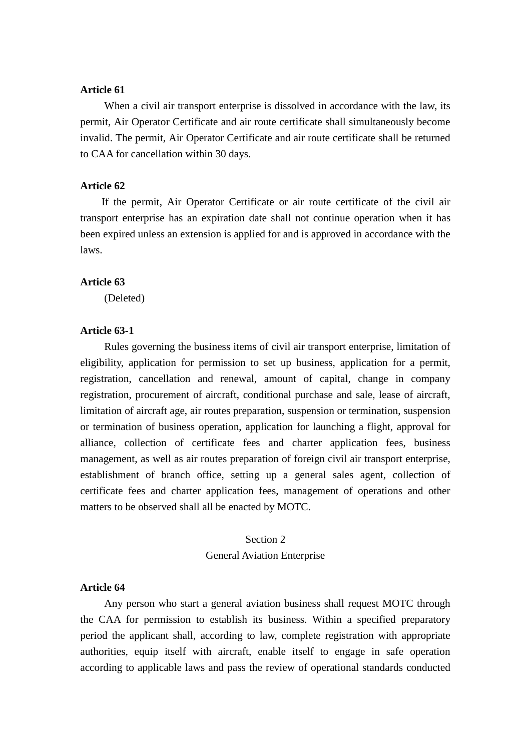**Article 61**

When a civil air transport enterprise is dissolved in accordance with the law, its permit, Air Operator Certificate and air route certificate shall simultaneously become invalid. The permit, Air Operator Certificate and air route certificate shall be returned to CAA for cancellation within 30 days.

**Article 62**

If the permit, Air Operator Certificate or air route certificate of the civil air transport enterprise has an expiration date shall not continue operation when it has been expired unless an extension is applied for and is approved in accordance with the laws.

**Article 63**

(Deleted)

**Article 63-1**

Rules governing the business items of civil air transport enterprise, limitation of eligibility, application for permission to set up business, application for a permit, registration, cancellation and renewal, amount of capital, change in company registration, procurement of aircraft, conditional purchase and sale, lease of aircraft, limitation of aircraft age, air routes preparation, suspension or termination, suspension or termination of business operation, application for launching a flight, approval for alliance, collection of certificate fees and charter application fees, business management, as well as air routes preparation of foreign civil air transport enterprise, establishment of branch office, setting up a general sales agent, collection of certificate fees and charter application fees, management of operations and other matters to be observed shall all be enacted by MOTC.

## Section 2
## General Aviation Enterprise

**Article 64**

Any person who start a general aviation business shall request MOTC through the CAA for permission to establish its business. Within a specified preparatory period the applicant shall, according to law, complete registration with appropriate authorities, equip itself with aircraft, enable itself to engage in safe operation according to applicable laws and pass the review of operational standards conducted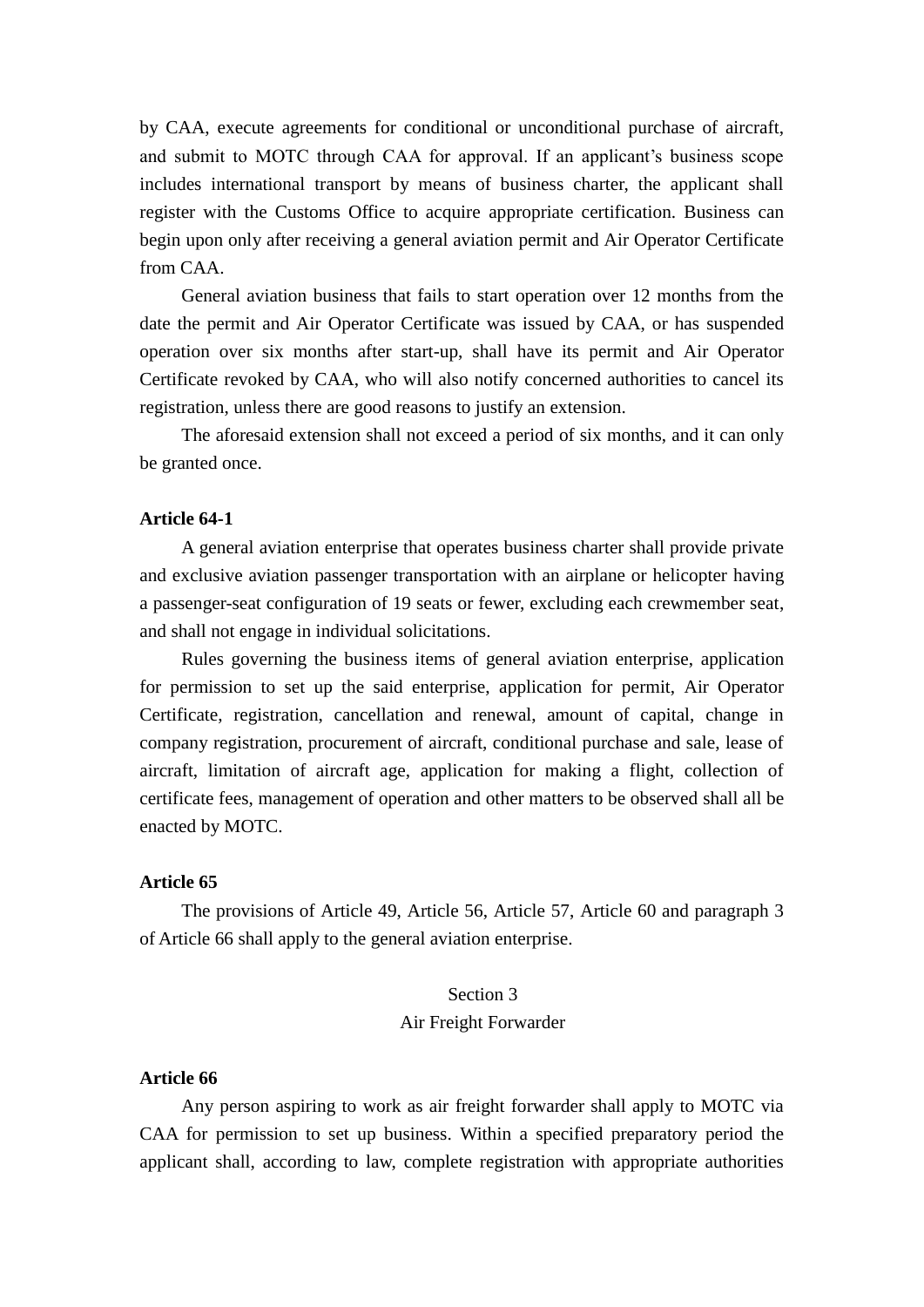by CAA, execute agreements for conditional or unconditional purchase of aircraft, and submit to MOTC through CAA for approval. If an applicant's business scope includes international transport by means of business charter, the applicant shall register with the Customs Office to acquire appropriate certification. Business can begin upon only after receiving a general aviation permit and Air Operator Certificate from CAA.

General aviation business that fails to start operation over 12 months from the date the permit and Air Operator Certificate was issued by CAA, or has suspended operation over six months after start-up, shall have its permit and Air Operator Certificate revoked by CAA, who will also notify concerned authorities to cancel its registration, unless there are good reasons to justify an extension.

The aforesaid extension shall not exceed a period of six months, and it can only be granted once.

**Article 64-1**

A general aviation enterprise that operates business charter shall provide private and exclusive aviation passenger transportation with an airplane or helicopter having a passenger-seat configuration of 19 seats or fewer, excluding each crewmember seat, and shall not engage in individual solicitations.

Rules governing the business items of general aviation enterprise, application for permission to set up the said enterprise, application for permit, Air Operator Certificate, registration, cancellation and renewal, amount of capital, change in company registration, procurement of aircraft, conditional purchase and sale, lease of aircraft, limitation of aircraft age, application for making a flight, collection of certificate fees, management of operation and other matters to be observed shall all be enacted by MOTC.

**Article 65**

The provisions of Article 49, Article 56, Article 57, Article 60 and paragraph 3 of Article 66 shall apply to the general aviation enterprise.

## Section 3
## Air Freight Forwarder

**Article 66**

Any person aspiring to work as air freight forwarder shall apply to MOTC via CAA for permission to set up business. Within a specified preparatory period the applicant shall, according to law, complete registration with appropriate authorities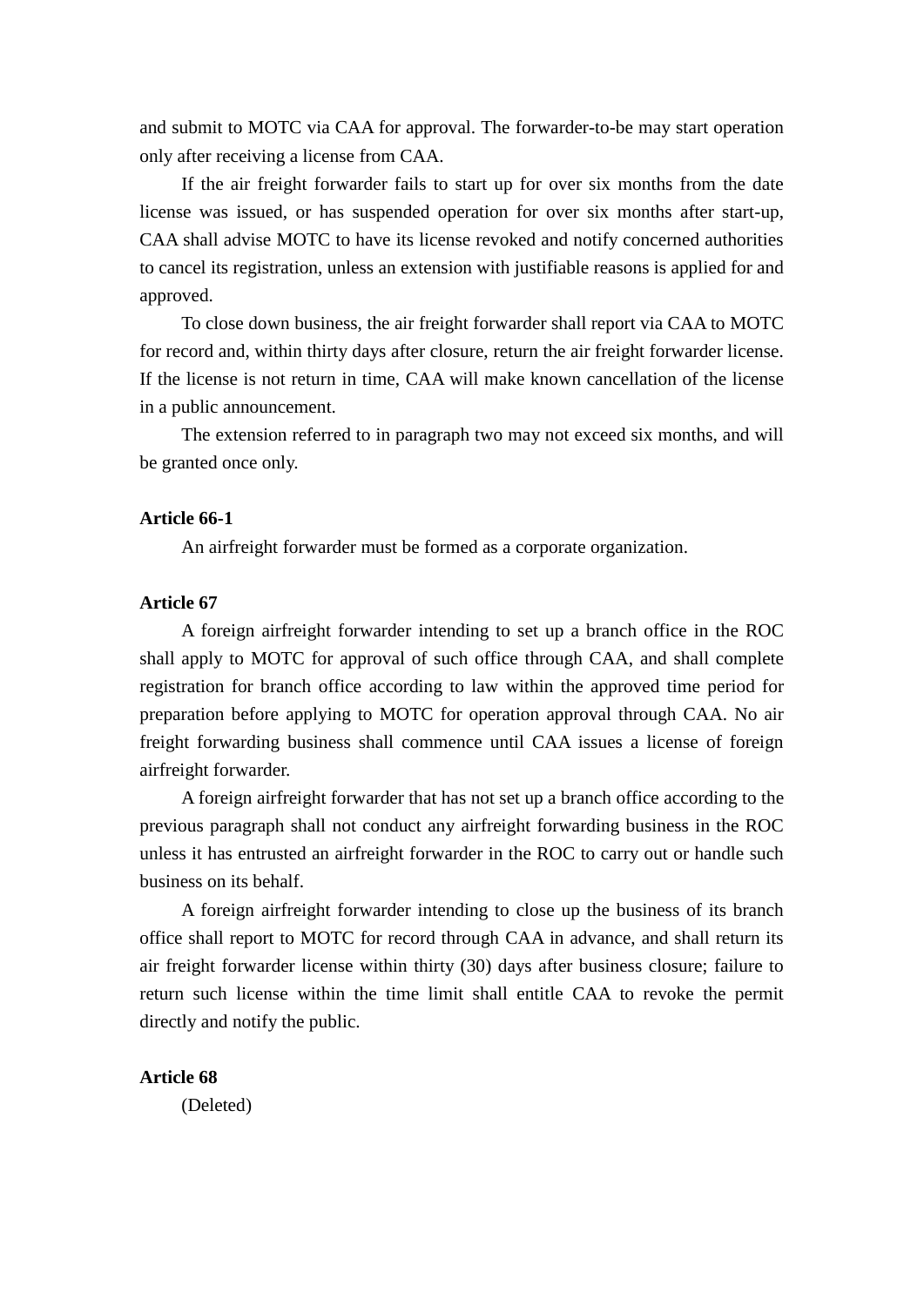and submit to MOTC via CAA for approval. The forwarder-to-be may start operation only after receiving a license from CAA.

If the air freight forwarder fails to start up for over six months from the date license was issued, or has suspended operation for over six months after start-up, CAA shall advise MOTC to have its license revoked and notify concerned authorities to cancel its registration, unless an extension with justifiable reasons is applied for and approved.

To close down business, the air freight forwarder shall report via CAA to MOTC for record and, within thirty days after closure, return the air freight forwarder license. If the license is not return in time, CAA will make known cancellation of the license in a public announcement.

The extension referred to in paragraph two may not exceed six months, and will be granted once only.

**Article 66-1**

An airfreight forwarder must be formed as a corporate organization.

**Article 67**

A foreign airfreight forwarder intending to set up a branch office in the ROC shall apply to MOTC for approval of such office through CAA, and shall complete registration for branch office according to law within the approved time period for preparation before applying to MOTC for operation approval through CAA. No air freight forwarding business shall commence until CAA issues a license of foreign airfreight forwarder.

A foreign airfreight forwarder that has not set up a branch office according to the previous paragraph shall not conduct any airfreight forwarding business in the ROC unless it has entrusted an airfreight forwarder in the ROC to carry out or handle such business on its behalf.

A foreign airfreight forwarder intending to close up the business of its branch office shall report to MOTC for record through CAA in advance, and shall return its air freight forwarder license within thirty (30) days after business closure; failure to return such license within the time limit shall entitle CAA to revoke the permit directly and notify the public.

**Article 68**

(Deleted)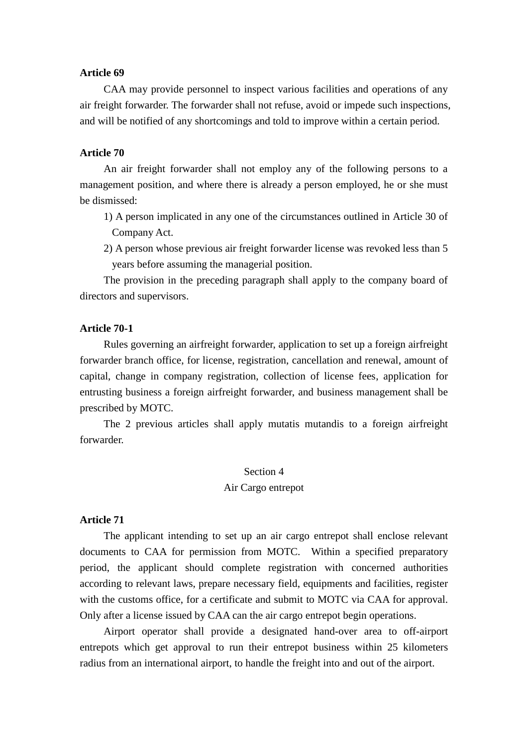**Article 69**

CAA may provide personnel to inspect various facilities and operations of any air freight forwarder. The forwarder shall not refuse, avoid or impede such inspections, and will be notified of any shortcomings and told to improve within a certain period.

**Article 70**

An air freight forwarder shall not employ any of the following persons to a management position, and where there is already a person employed, he or she must be dismissed:

1) A person implicated in any one of the circumstances outlined in Article 30 of Company Act.
2) A person whose previous air freight forwarder license was revoked less than 5 years before assuming the managerial position.

The provision in the preceding paragraph shall apply to the company board of directors and supervisors.

**Article 70-1**

Rules governing an airfreight forwarder, application to set up a foreign airfreight forwarder branch office, for license, registration, cancellation and renewal, amount of capital, change in company registration, collection of license fees, application for entrusting business a foreign airfreight forwarder, and business management shall be prescribed by MOTC.

The 2 previous articles shall apply mutatis mutandis to a foreign airfreight forwarder.

## Section 4
## Air Cargo entrepot

**Article 71**

The applicant intending to set up an air cargo entrepot shall enclose relevant documents to CAA for permission from MOTC. Within a specified preparatory period, the applicant should complete registration with concerned authorities according to relevant laws, prepare necessary field, equipments and facilities, register with the customs office, for a certificate and submit to MOTC via CAA for approval. Only after a license issued by CAA can the air cargo entrepot begin operations.

Airport operator shall provide a designated hand-over area to off-airport entrepots which get approval to run their entrepot business within 25 kilometers radius from an international airport, to handle the freight into and out of the airport.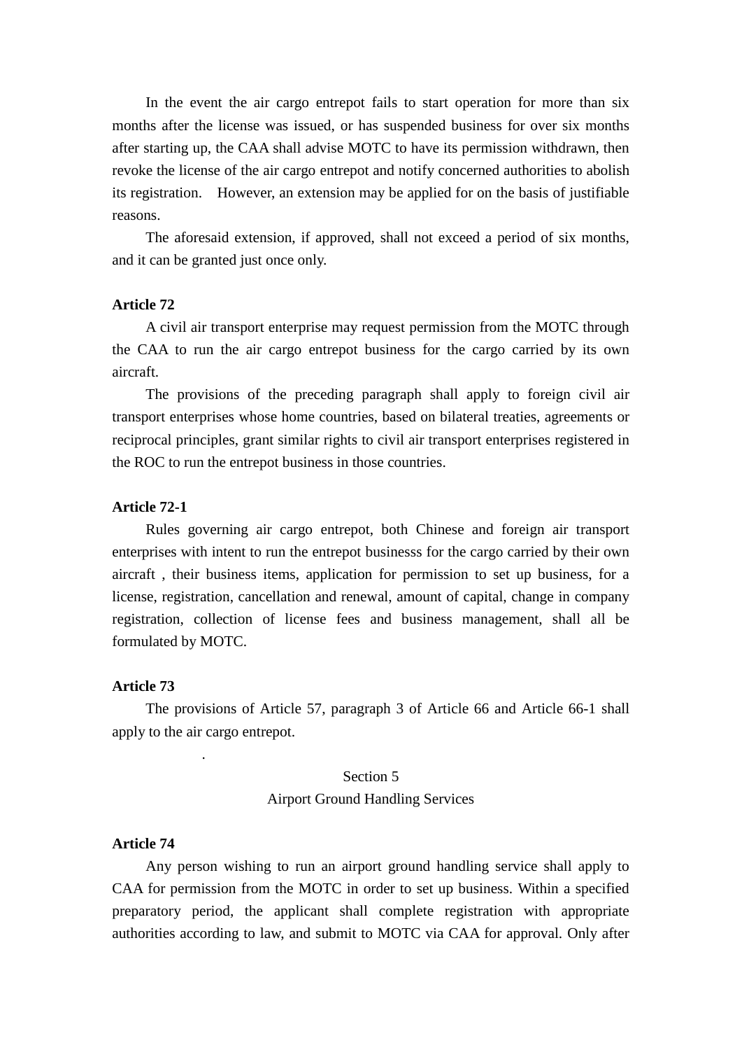In the event the air cargo entrepot fails to start operation for more than six months after the license was issued, or has suspended business for over six months after starting up, the CAA shall advise MOTC to have its permission withdrawn, then revoke the license of the air cargo entrepot and notify concerned authorities to abolish its registration. However, an extension may be applied for on the basis of justifiable reasons.

The aforesaid extension, if approved, shall not exceed a period of six months, and it can be granted just once only.

**Article 72**

A civil air transport enterprise may request permission from the MOTC through the CAA to run the air cargo entrepot business for the cargo carried by its own aircraft.

The provisions of the preceding paragraph shall apply to foreign civil air transport enterprises whose home countries, based on bilateral treaties, agreements or reciprocal principles, grant similar rights to civil air transport enterprises registered in the ROC to run the entrepot business in those countries.

**Article 72-1**

Rules governing air cargo entrepot, both Chinese and foreign air transport enterprises with intent to run the entrepot businesss for the cargo carried by their own aircraft , their business items, application for permission to set up business, for a license, registration, cancellation and renewal, amount of capital, change in company registration, collection of license fees and business management, shall all be formulated by MOTC.

**Article 73**

The provisions of Article 57, paragraph 3 of Article 66 and Article 66-1 shall apply to the air cargo entrepot.

## Section 5
## Airport Ground Handling Services

**Article 74**

Any person wishing to run an airport ground handling service shall apply to CAA for permission from the MOTC in order to set up business. Within a specified preparatory period, the applicant shall complete registration with appropriate authorities according to law, and submit to MOTC via CAA for approval. Only after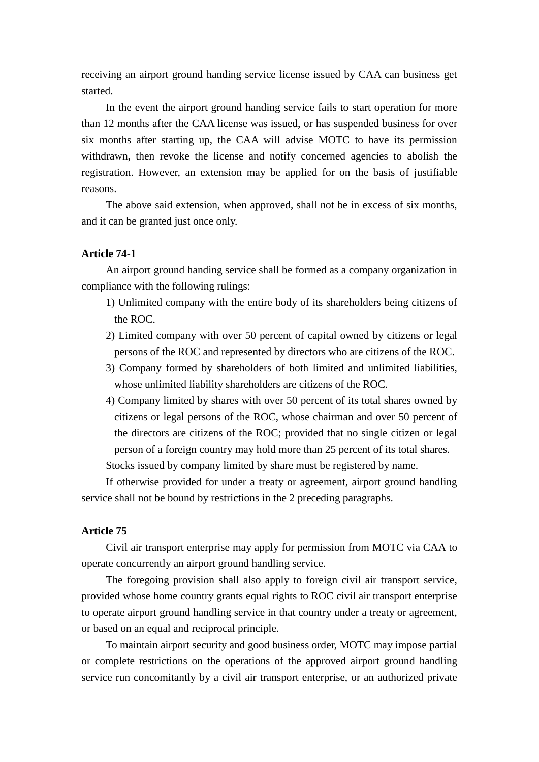receiving an airport ground handing service license issued by CAA can business get started.

In the event the airport ground handing service fails to start operation for more than 12 months after the CAA license was issued, or has suspended business for over six months after starting up, the CAA will advise MOTC to have its permission withdrawn, then revoke the license and notify concerned agencies to abolish the registration. However, an extension may be applied for on the basis of justifiable reasons.

The above said extension, when approved, shall not be in excess of six months, and it can be granted just once only.

**Article 74-1**

An airport ground handing service shall be formed as a company organization in compliance with the following rulings:

1) Unlimited company with the entire body of its shareholders being citizens of the ROC.
2) Limited company with over 50 percent of capital owned by citizens or legal persons of the ROC and represented by directors who are citizens of the ROC.
3) Company formed by shareholders of both limited and unlimited liabilities, whose unlimited liability shareholders are citizens of the ROC.
4) Company limited by shares with over 50 percent of its total shares owned by citizens or legal persons of the ROC, whose chairman and over 50 percent of the directors are citizens of the ROC; provided that no single citizen or legal person of a foreign country may hold more than 25 percent of its total shares.

Stocks issued by company limited by share must be registered by name.

If otherwise provided for under a treaty or agreement, airport ground handling service shall not be bound by restrictions in the 2 preceding paragraphs.

**Article 75**

Civil air transport enterprise may apply for permission from MOTC via CAA to operate concurrently an airport ground handling service.

The foregoing provision shall also apply to foreign civil air transport service, provided whose home country grants equal rights to ROC civil air transport enterprise to operate airport ground handling service in that country under a treaty or agreement, or based on an equal and reciprocal principle.

To maintain airport security and good business order, MOTC may impose partial or complete restrictions on the operations of the approved airport ground handling service run concomitantly by a civil air transport enterprise, or an authorized private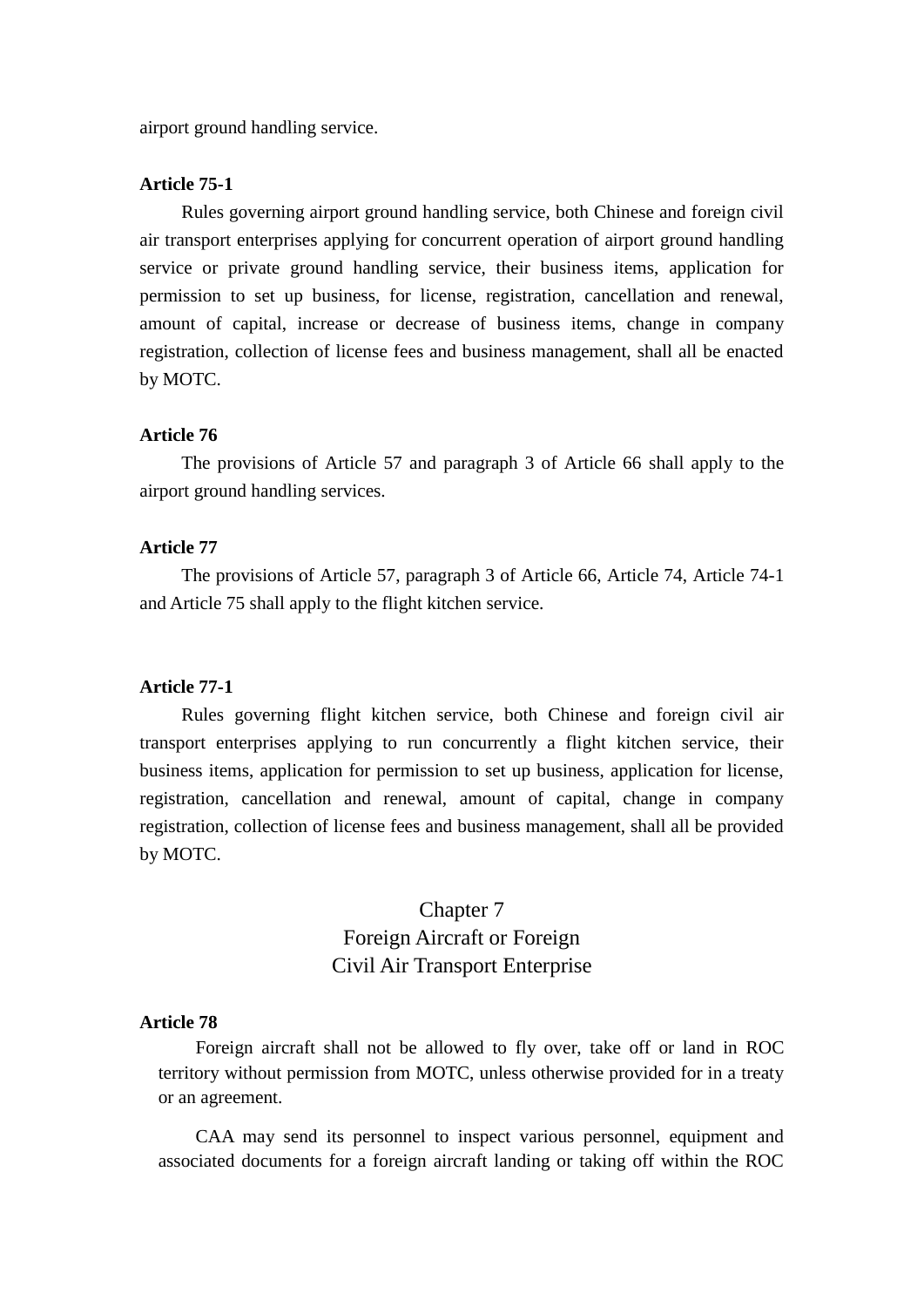airport ground handling service.

**Article 75-1**

Rules governing airport ground handling service, both Chinese and foreign civil air transport enterprises applying for concurrent operation of airport ground handling service or private ground handling service, their business items, application for permission to set up business, for license, registration, cancellation and renewal, amount of capital, increase or decrease of business items, change in company registration, collection of license fees and business management, shall all be enacted by MOTC.

**Article 76**

The provisions of Article 57 and paragraph 3 of Article 66 shall apply to the airport ground handling services.

**Article 77**

The provisions of Article 57, paragraph 3 of Article 66, Article 74, Article 74-1 and Article 75 shall apply to the flight kitchen service.

**Article 77-1**

Rules governing flight kitchen service, both Chinese and foreign civil air transport enterprises applying to run concurrently a flight kitchen service, their business items, application for permission to set up business, application for license, registration, cancellation and renewal, amount of capital, change in company registration, collection of license fees and business management, shall all be provided by MOTC.

## Chapter 7
## Foreign Aircraft or Foreign Civil Air Transport Enterprise

**Article 78**

Foreign aircraft shall not be allowed to fly over, take off or land in ROC territory without permission from MOTC, unless otherwise provided for in a treaty or an agreement.

CAA may send its personnel to inspect various personnel, equipment and associated documents for a foreign aircraft landing or taking off within the ROC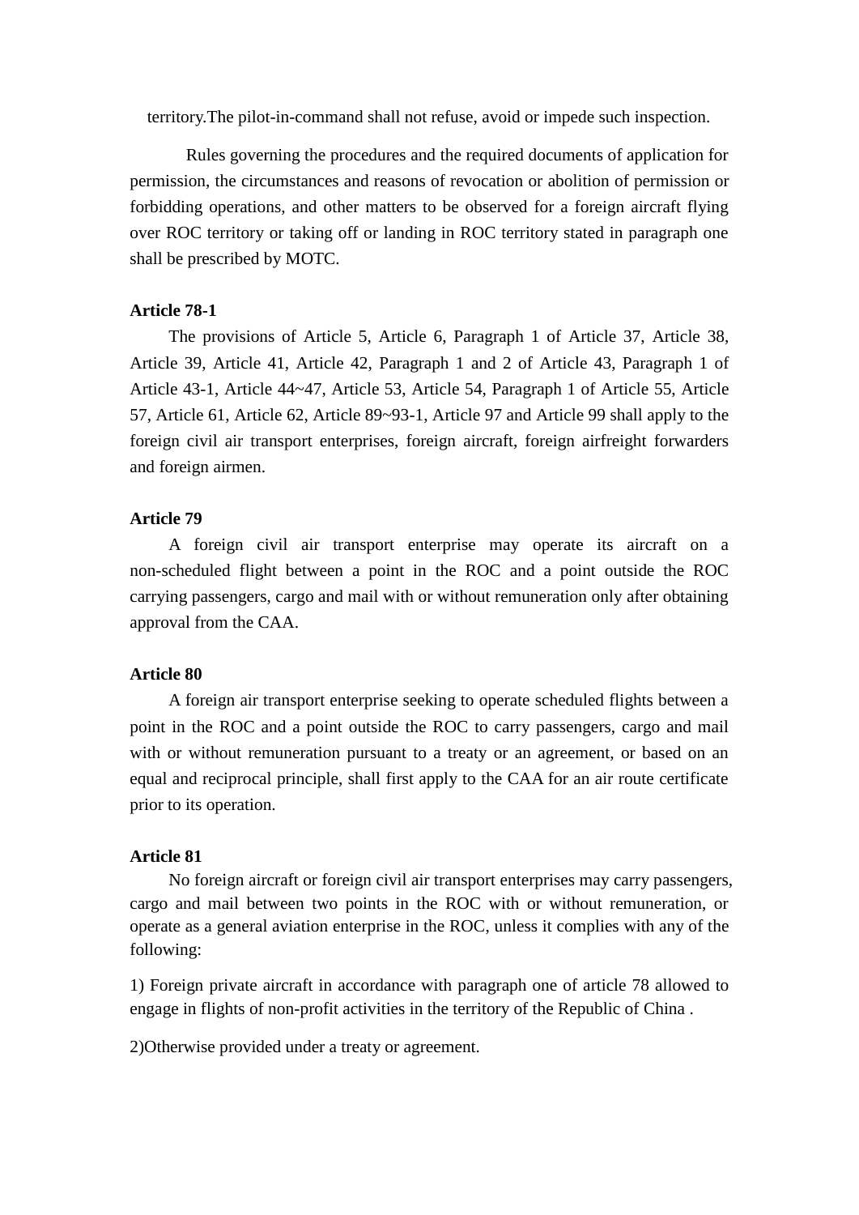territory.The pilot-in-command shall not refuse, avoid or impede such inspection.

Rules governing the procedures and the required documents of application for permission, the circumstances and reasons of revocation or abolition of permission or forbidding operations, and other matters to be observed for a foreign aircraft flying over ROC territory or taking off or landing in ROC territory stated in paragraph one shall be prescribed by MOTC.

**Article 78-1**

The provisions of Article 5, Article 6, Paragraph 1 of Article 37, Article 38, Article 39, Article 41, Article 42, Paragraph 1 and 2 of Article 43, Paragraph 1 of Article 43-1, Article 44~47, Article 53, Article 54, Paragraph 1 of Article 55, Article 57, Article 61, Article 62, Article 89~93-1, Article 97 and Article 99 shall apply to the foreign civil air transport enterprises, foreign aircraft, foreign airfreight forwarders and foreign airmen.

**Article 79**

A foreign civil air transport enterprise may operate its aircraft on a non-scheduled flight between a point in the ROC and a point outside the ROC carrying passengers, cargo and mail with or without remuneration only after obtaining approval from the CAA.

**Article 80**

A foreign air transport enterprise seeking to operate scheduled flights between a point in the ROC and a point outside the ROC to carry passengers, cargo and mail with or without remuneration pursuant to a treaty or an agreement, or based on an equal and reciprocal principle, shall first apply to the CAA for an air route certificate prior to its operation.

**Article 81**

No foreign aircraft or foreign civil air transport enterprises may carry passengers, cargo and mail between two points in the ROC with or without remuneration, or operate as a general aviation enterprise in the ROC, unless it complies with any of the following:

1) Foreign private aircraft in accordance with paragraph one of article 78 allowed to engage in flights of non-profit activities in the territory of the Republic of China .

2)Otherwise provided under a treaty or agreement.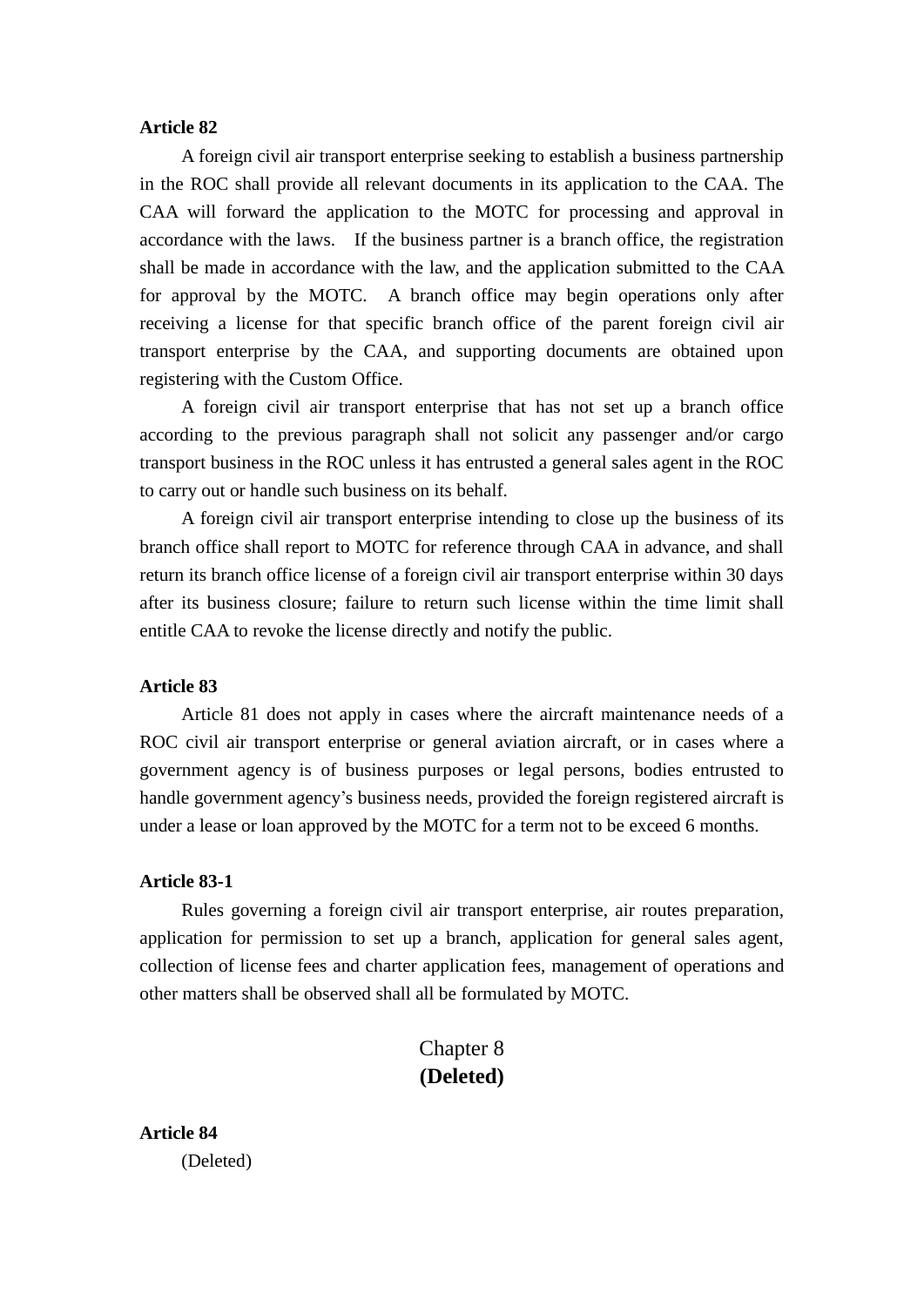**Article 82**

A foreign civil air transport enterprise seeking to establish a business partnership in the ROC shall provide all relevant documents in its application to the CAA. The CAA will forward the application to the MOTC for processing and approval in accordance with the laws. If the business partner is a branch office, the registration shall be made in accordance with the law, and the application submitted to the CAA for approval by the MOTC. A branch office may begin operations only after receiving a license for that specific branch office of the parent foreign civil air transport enterprise by the CAA, and supporting documents are obtained upon registering with the Custom Office.

A foreign civil air transport enterprise that has not set up a branch office according to the previous paragraph shall not solicit any passenger and/or cargo transport business in the ROC unless it has entrusted a general sales agent in the ROC to carry out or handle such business on its behalf.

A foreign civil air transport enterprise intending to close up the business of its branch office shall report to MOTC for reference through CAA in advance, and shall return its branch office license of a foreign civil air transport enterprise within 30 days after its business closure; failure to return such license within the time limit shall entitle CAA to revoke the license directly and notify the public.

**Article 83**

Article 81 does not apply in cases where the aircraft maintenance needs of a ROC civil air transport enterprise or general aviation aircraft, or in cases where a government agency is of business purposes or legal persons, bodies entrusted to handle government agency's business needs, provided the foreign registered aircraft is under a lease or loan approved by the MOTC for a term not to be exceed 6 months.

**Article 83-1**

Rules governing a foreign civil air transport enterprise, air routes preparation, application for permission to set up a branch, application for general sales agent, collection of license fees and charter application fees, management of operations and other matters shall be observed shall all be formulated by MOTC.

## Chapter 8
## (Deleted)

**Article 84**

(Deleted)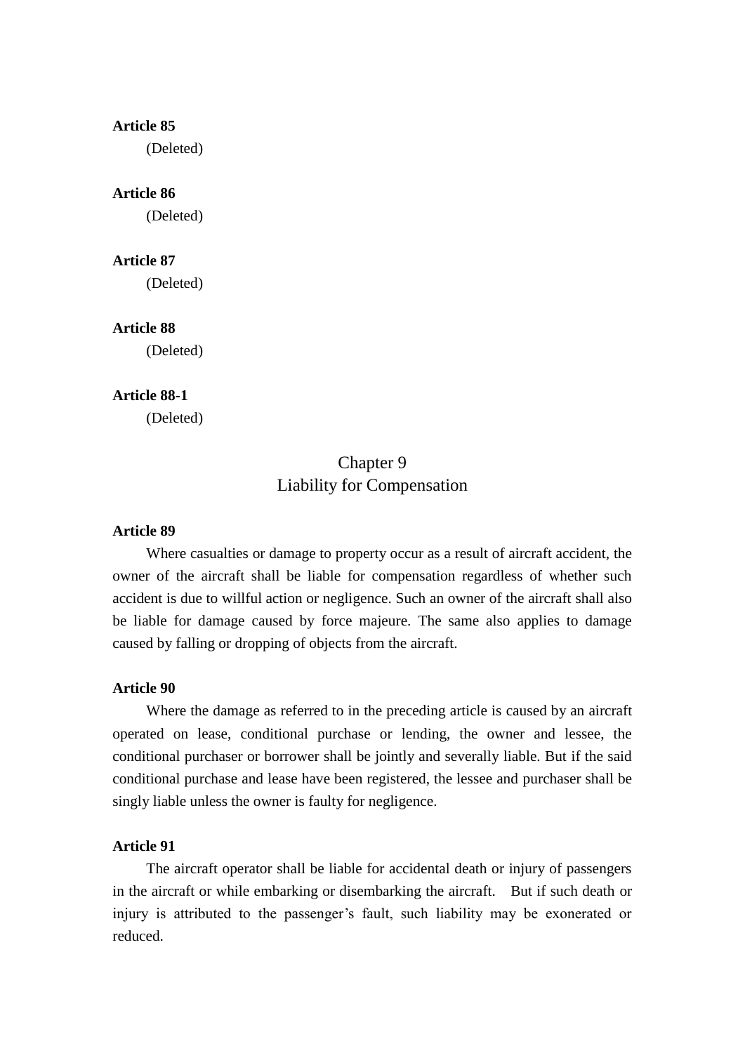**Article 85**

(Deleted)

**Article 86**

(Deleted)

**Article 87**

(Deleted)

**Article 88**

(Deleted)

**Article 88-1**

(Deleted)

## Chapter 9
## Liability for Compensation

**Article 89**

Where casualties or damage to property occur as a result of aircraft accident, the owner of the aircraft shall be liable for compensation regardless of whether such accident is due to willful action or negligence. Such an owner of the aircraft shall also be liable for damage caused by force majeure. The same also applies to damage caused by falling or dropping of objects from the aircraft.

**Article 90**

Where the damage as referred to in the preceding article is caused by an aircraft operated on lease, conditional purchase or lending, the owner and lessee, the conditional purchaser or borrower shall be jointly and severally liable. But if the said conditional purchase and lease have been registered, the lessee and purchaser shall be singly liable unless the owner is faulty for negligence.

**Article 91**

The aircraft operator shall be liable for accidental death or injury of passengers in the aircraft or while embarking or disembarking the aircraft. But if such death or injury is attributed to the passenger's fault, such liability may be exonerated or reduced.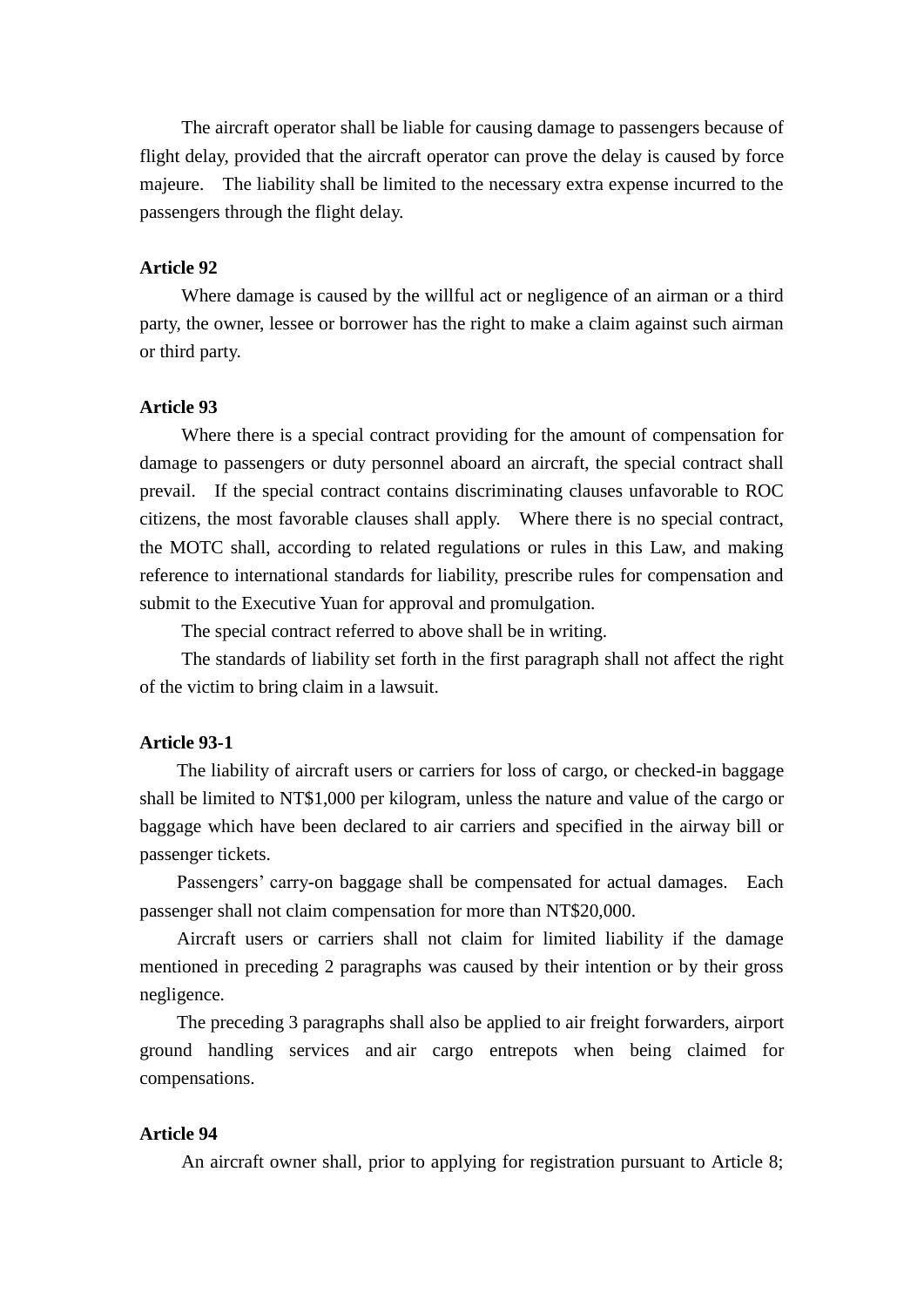The aircraft operator shall be liable for causing damage to passengers because of flight delay, provided that the aircraft operator can prove the delay is caused by force majeure. The liability shall be limited to the necessary extra expense incurred to the passengers through the flight delay.

**Article 92**

Where damage is caused by the willful act or negligence of an airman or a third party, the owner, lessee or borrower has the right to make a claim against such airman or third party.

**Article 93**

Where there is a special contract providing for the amount of compensation for damage to passengers or duty personnel aboard an aircraft, the special contract shall prevail. If the special contract contains discriminating clauses unfavorable to ROC citizens, the most favorable clauses shall apply. Where there is no special contract, the MOTC shall, according to related regulations or rules in this Law, and making reference to international standards for liability, prescribe rules for compensation and submit to the Executive Yuan for approval and promulgation.

The special contract referred to above shall be in writing.

The standards of liability set forth in the first paragraph shall not affect the right of the victim to bring claim in a lawsuit.

**Article 93-1**

The liability of aircraft users or carriers for loss of cargo, or checked-in baggage shall be limited to NT$1,000 per kilogram, unless the nature and value of the cargo or baggage which have been declared to air carriers and specified in the airway bill or passenger tickets.

Passengers' carry-on baggage shall be compensated for actual damages. Each passenger shall not claim compensation for more than NT$20,000.

Aircraft users or carriers shall not claim for limited liability if the damage mentioned in preceding 2 paragraphs was caused by their intention or by their gross negligence.

The preceding 3 paragraphs shall also be applied to air freight forwarders, airport ground handling services and air cargo entrepots when being claimed for compensations.

**Article 94**

An aircraft owner shall, prior to applying for registration pursuant to Article 8;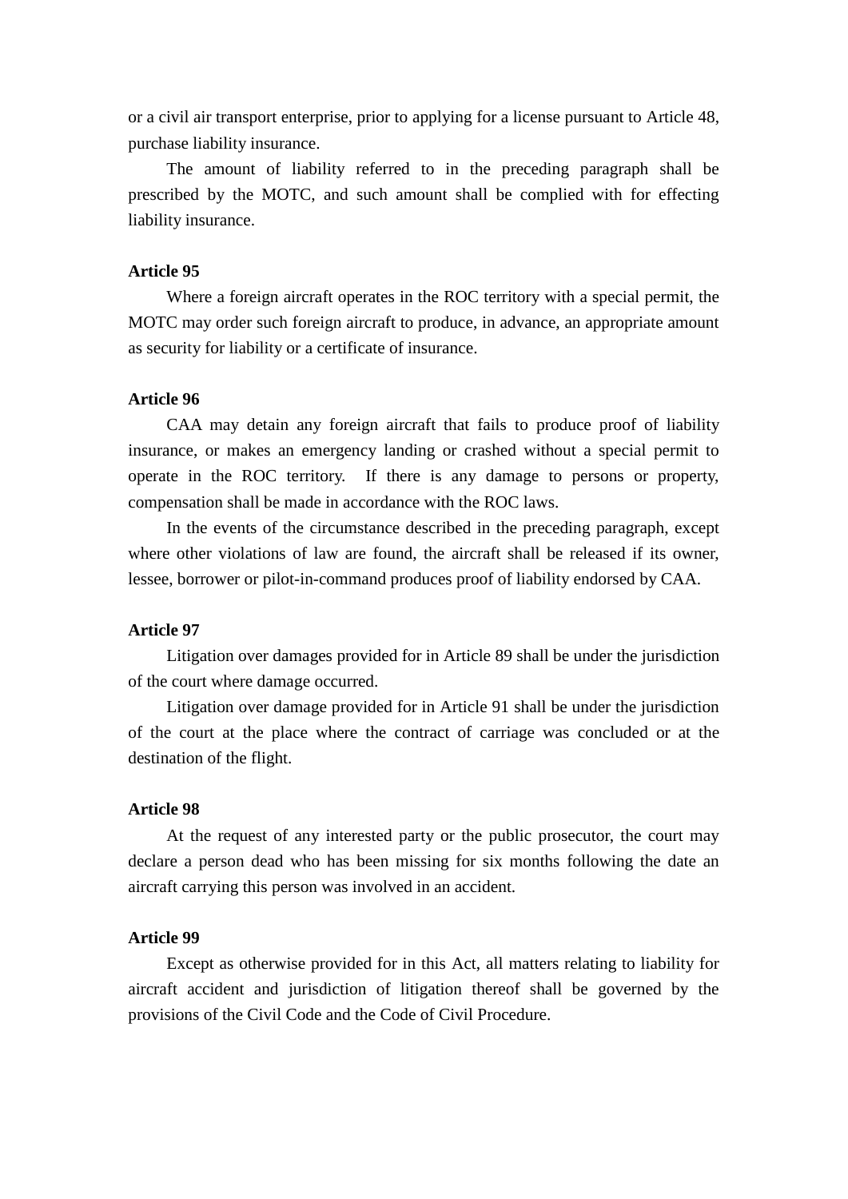or a civil air transport enterprise, prior to applying for a license pursuant to Article 48, purchase liability insurance.

The amount of liability referred to in the preceding paragraph shall be prescribed by the MOTC, and such amount shall be complied with for effecting liability insurance.

**Article 95**

Where a foreign aircraft operates in the ROC territory with a special permit, the MOTC may order such foreign aircraft to produce, in advance, an appropriate amount as security for liability or a certificate of insurance.

**Article 96**

CAA may detain any foreign aircraft that fails to produce proof of liability insurance, or makes an emergency landing or crashed without a special permit to operate in the ROC territory. If there is any damage to persons or property, compensation shall be made in accordance with the ROC laws.

In the events of the circumstance described in the preceding paragraph, except where other violations of law are found, the aircraft shall be released if its owner, lessee, borrower or pilot-in-command produces proof of liability endorsed by CAA.

**Article 97**

Litigation over damages provided for in Article 89 shall be under the jurisdiction of the court where damage occurred.

Litigation over damage provided for in Article 91 shall be under the jurisdiction of the court at the place where the contract of carriage was concluded or at the destination of the flight.

**Article 98**

At the request of any interested party or the public prosecutor, the court may declare a person dead who has been missing for six months following the date an aircraft carrying this person was involved in an accident.

**Article 99**

Except as otherwise provided for in this Act, all matters relating to liability for aircraft accident and jurisdiction of litigation thereof shall be governed by the provisions of the Civil Code and the Code of Civil Procedure.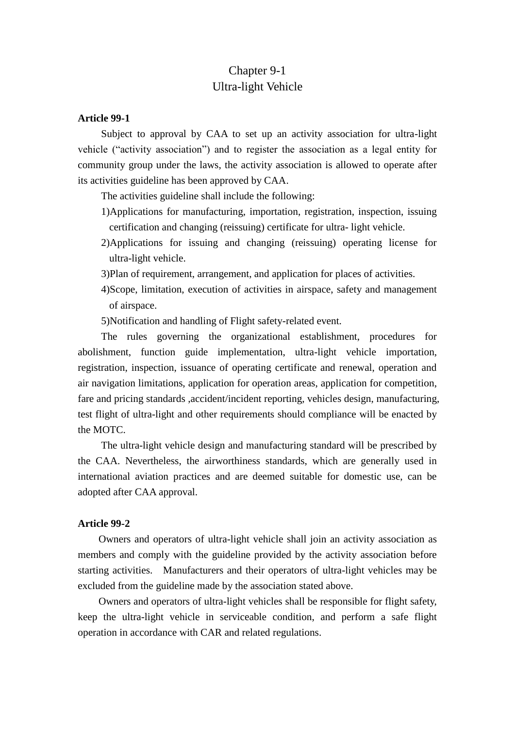# Chapter 9-1
# Ultra-light Vehicle

**Article 99-1**

Subject to approval by CAA to set up an activity association for ultra-light vehicle ("activity association") and to register the association as a legal entity for community group under the laws, the activity association is allowed to operate after its activities guideline has been approved by CAA.

The activities guideline shall include the following:

1)Applications for manufacturing, importation, registration, inspection, issuing certification and changing (reissuing) certificate for ultra- light vehicle.

2)Applications for issuing and changing (reissuing) operating license for ultra-light vehicle.

3)Plan of requirement, arrangement, and application for places of activities.

4)Scope, limitation, execution of activities in airspace, safety and management of airspace.

5)Notification and handling of Flight safety-related event.

The rules governing the organizational establishment, procedures for abolishment, function guide implementation, ultra-light vehicle importation, registration, inspection, issuance of operating certificate and renewal, operation and air navigation limitations, application for operation areas, application for competition, fare and pricing standards ,accident/incident reporting, vehicles design, manufacturing, test flight of ultra-light and other requirements should compliance will be enacted by the MOTC.

The ultra-light vehicle design and manufacturing standard will be prescribed by the CAA. Nevertheless, the airworthiness standards, which are generally used in international aviation practices and are deemed suitable for domestic use, can be adopted after CAA approval.

**Article 99-2**

Owners and operators of ultra-light vehicle shall join an activity association as members and comply with the guideline provided by the activity association before starting activities. Manufacturers and their operators of ultra-light vehicles may be excluded from the guideline made by the association stated above.

Owners and operators of ultra-light vehicles shall be responsible for flight safety, keep the ultra-light vehicle in serviceable condition, and perform a safe flight operation in accordance with CAR and related regulations.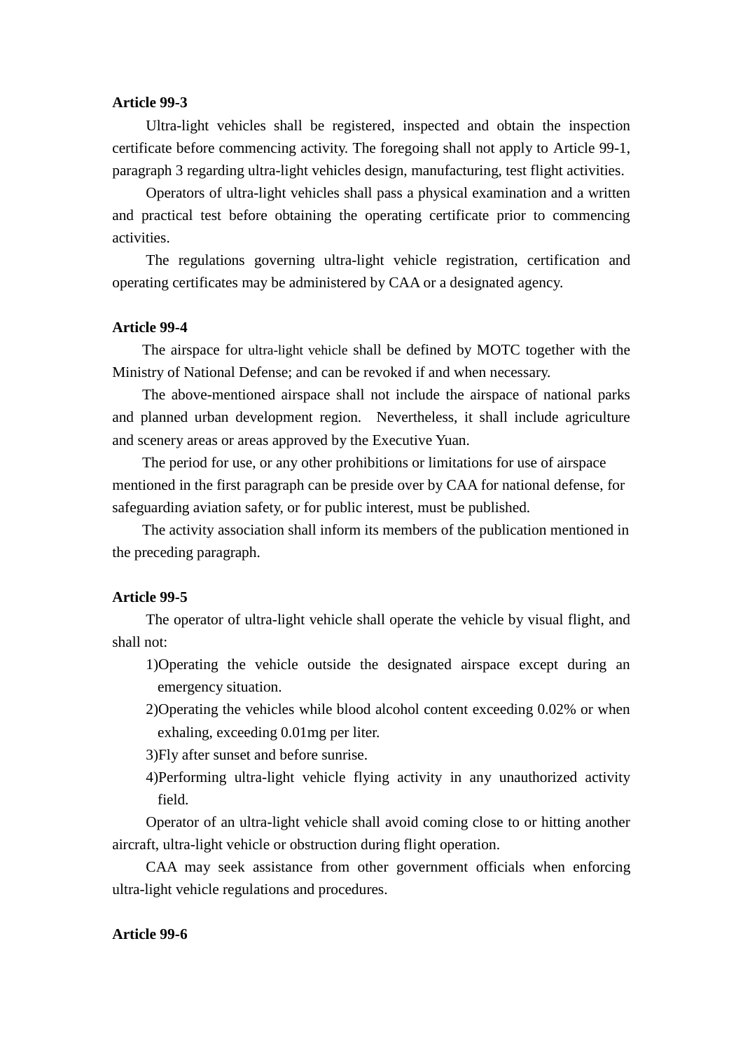**Article 99-3**

Ultra-light vehicles shall be registered, inspected and obtain the inspection certificate before commencing activity. The foregoing shall not apply to Article 99-1, paragraph 3 regarding ultra-light vehicles design, manufacturing, test flight activities.

Operators of ultra-light vehicles shall pass a physical examination and a written and practical test before obtaining the operating certificate prior to commencing activities.

The regulations governing ultra-light vehicle registration, certification and operating certificates may be administered by CAA or a designated agency.

**Article 99-4**

The airspace for ultra-light vehicle shall be defined by MOTC together with the Ministry of National Defense; and can be revoked if and when necessary.

The above-mentioned airspace shall not include the airspace of national parks and planned urban development region. Nevertheless, it shall include agriculture and scenery areas or areas approved by the Executive Yuan.

The period for use, or any other prohibitions or limitations for use of airspace mentioned in the first paragraph can be preside over by CAA for national defense, for safeguarding aviation safety, or for public interest, must be published.

The activity association shall inform its members of the publication mentioned in the preceding paragraph.

**Article 99-5**

The operator of ultra-light vehicle shall operate the vehicle by visual flight, and shall not:

1)Operating the vehicle outside the designated airspace except during an emergency situation.

2)Operating the vehicles while blood alcohol content exceeding 0.02% or when exhaling, exceeding 0.01mg per liter.

3)Fly after sunset and before sunrise.

4)Performing ultra-light vehicle flying activity in any unauthorized activity field.

Operator of an ultra-light vehicle shall avoid coming close to or hitting another aircraft, ultra-light vehicle or obstruction during flight operation.

CAA may seek assistance from other government officials when enforcing ultra-light vehicle regulations and procedures.

**Article 99-6**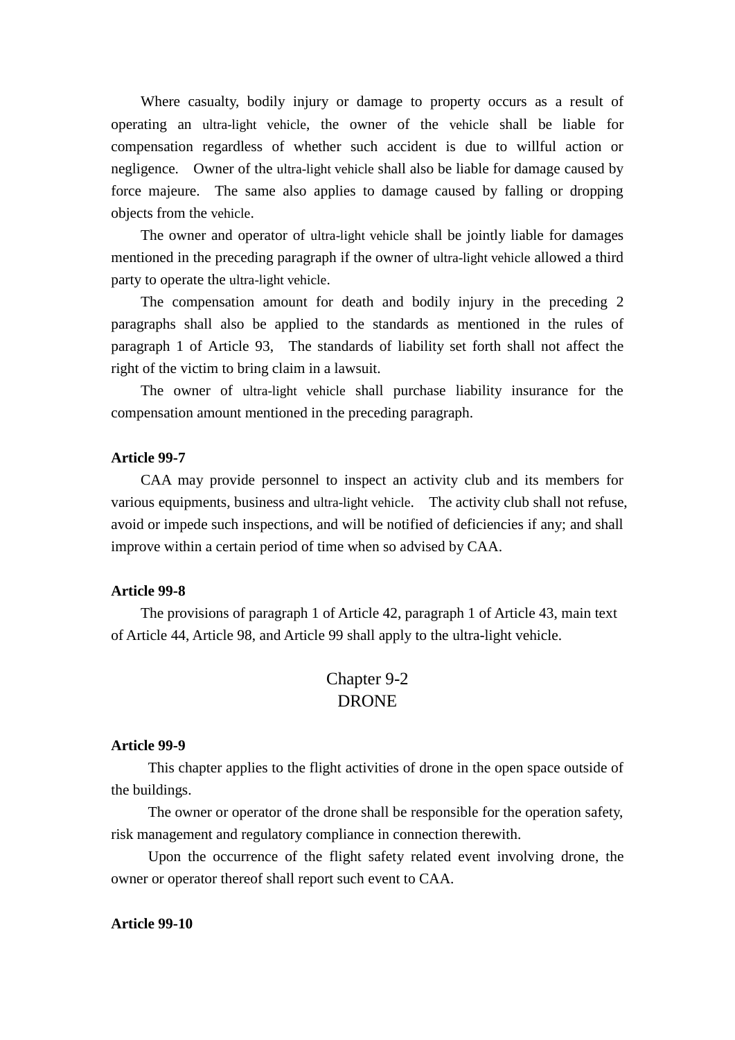Where casualty, bodily injury or damage to property occurs as a result of operating an ultra-light vehicle, the owner of the vehicle shall be liable for compensation regardless of whether such accident is due to willful action or negligence. Owner of the ultra-light vehicle shall also be liable for damage caused by force majeure. The same also applies to damage caused by falling or dropping objects from the vehicle.

The owner and operator of ultra-light vehicle shall be jointly liable for damages mentioned in the preceding paragraph if the owner of ultra-light vehicle allowed a third party to operate the ultra-light vehicle.

The compensation amount for death and bodily injury in the preceding 2 paragraphs shall also be applied to the standards as mentioned in the rules of paragraph 1 of Article 93, The standards of liability set forth shall not affect the right of the victim to bring claim in a lawsuit.

The owner of ultra-light vehicle shall purchase liability insurance for the compensation amount mentioned in the preceding paragraph.

**Article 99-7**

CAA may provide personnel to inspect an activity club and its members for various equipments, business and ultra-light vehicle. The activity club shall not refuse, avoid or impede such inspections, and will be notified of deficiencies if any; and shall improve within a certain period of time when so advised by CAA.

**Article 99-8**

The provisions of paragraph 1 of Article 42, paragraph 1 of Article 43, main text of Article 44, Article 98, and Article 99 shall apply to the ultra-light vehicle.

## Chapter 9-2
## DRONE

**Article 99-9**

This chapter applies to the flight activities of drone in the open space outside of the buildings.

The owner or operator of the drone shall be responsible for the operation safety, risk management and regulatory compliance in connection therewith.

Upon the occurrence of the flight safety related event involving drone, the owner or operator thereof shall report such event to CAA.

**Article 99-10**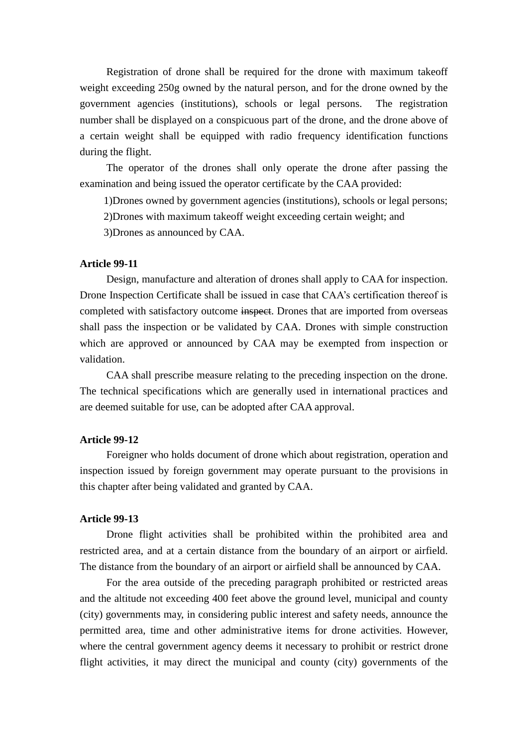Registration of drone shall be required for the drone with maximum takeoff weight exceeding 250g owned by the natural person, and for the drone owned by the government agencies (institutions), schools or legal persons. The registration number shall be displayed on a conspicuous part of the drone, and the drone above of a certain weight shall be equipped with radio frequency identification functions during the flight.

The operator of the drones shall only operate the drone after passing the examination and being issued the operator certificate by the CAA provided:

1)Drones owned by government agencies (institutions), schools or legal persons;

2)Drones with maximum takeoff weight exceeding certain weight; and

3)Drones as announced by CAA.

**Article 99-11**

Design, manufacture and alteration of drones shall apply to CAA for inspection. Drone Inspection Certificate shall be issued in case that CAA's certification thereof is completed with satisfactory outcome ~~inspect~~. Drones that are imported from overseas shall pass the inspection or be validated by CAA. Drones with simple construction which are approved or announced by CAA may be exempted from inspection or validation.

CAA shall prescribe measure relating to the preceding inspection on the drone. The technical specifications which are generally used in international practices and are deemed suitable for use, can be adopted after CAA approval.

**Article 99-12**

Foreigner who holds document of drone which about registration, operation and inspection issued by foreign government may operate pursuant to the provisions in this chapter after being validated and granted by CAA.

**Article 99-13**

Drone flight activities shall be prohibited within the prohibited area and restricted area, and at a certain distance from the boundary of an airport or airfield. The distance from the boundary of an airport or airfield shall be announced by CAA.

For the area outside of the preceding paragraph prohibited or restricted areas and the altitude not exceeding 400 feet above the ground level, municipal and county (city) governments may, in considering public interest and safety needs, announce the permitted area, time and other administrative items for drone activities. However, where the central government agency deems it necessary to prohibit or restrict drone flight activities, it may direct the municipal and county (city) governments of the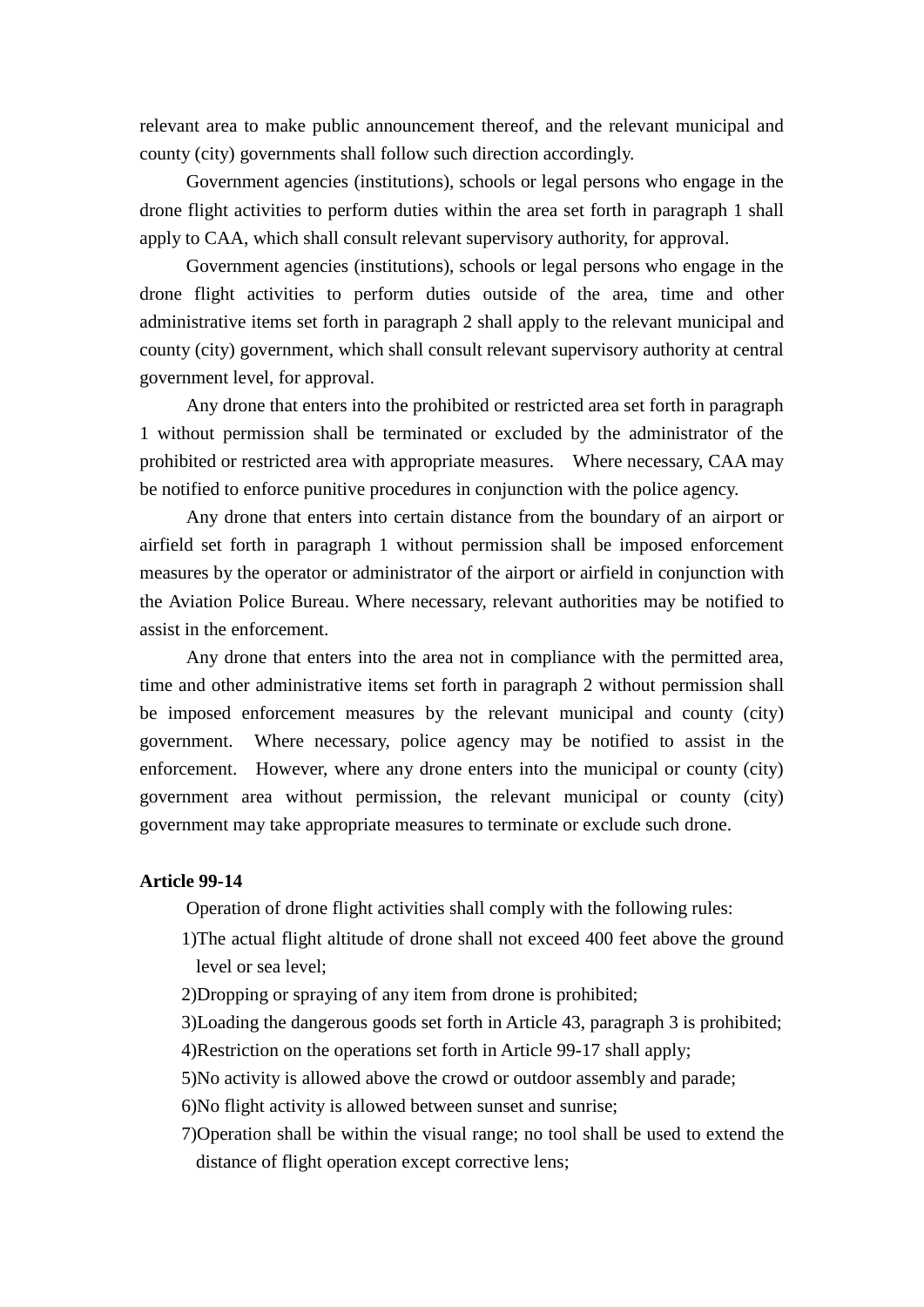relevant area to make public announcement thereof, and the relevant municipal and county (city) governments shall follow such direction accordingly.

Government agencies (institutions), schools or legal persons who engage in the drone flight activities to perform duties within the area set forth in paragraph 1 shall apply to CAA, which shall consult relevant supervisory authority, for approval.

Government agencies (institutions), schools or legal persons who engage in the drone flight activities to perform duties outside of the area, time and other administrative items set forth in paragraph 2 shall apply to the relevant municipal and county (city) government, which shall consult relevant supervisory authority at central government level, for approval.

Any drone that enters into the prohibited or restricted area set forth in paragraph 1 without permission shall be terminated or excluded by the administrator of the prohibited or restricted area with appropriate measures. Where necessary, CAA may be notified to enforce punitive procedures in conjunction with the police agency.

Any drone that enters into certain distance from the boundary of an airport or airfield set forth in paragraph 1 without permission shall be imposed enforcement measures by the operator or administrator of the airport or airfield in conjunction with the Aviation Police Bureau. Where necessary, relevant authorities may be notified to assist in the enforcement.

Any drone that enters into the area not in compliance with the permitted area, time and other administrative items set forth in paragraph 2 without permission shall be imposed enforcement measures by the relevant municipal and county (city) government. Where necessary, police agency may be notified to assist in the enforcement. However, where any drone enters into the municipal or county (city) government area without permission, the relevant municipal or county (city) government may take appropriate measures to terminate or exclude such drone.

**Article 99-14**

Operation of drone flight activities shall comply with the following rules:

1)The actual flight altitude of drone shall not exceed 400 feet above the ground level or sea level;

2)Dropping or spraying of any item from drone is prohibited;

3)Loading the dangerous goods set forth in Article 43, paragraph 3 is prohibited;

4)Restriction on the operations set forth in Article 99-17 shall apply;

5)No activity is allowed above the crowd or outdoor assembly and parade;

6)No flight activity is allowed between sunset and sunrise;

7)Operation shall be within the visual range; no tool shall be used to extend the distance of flight operation except corrective lens;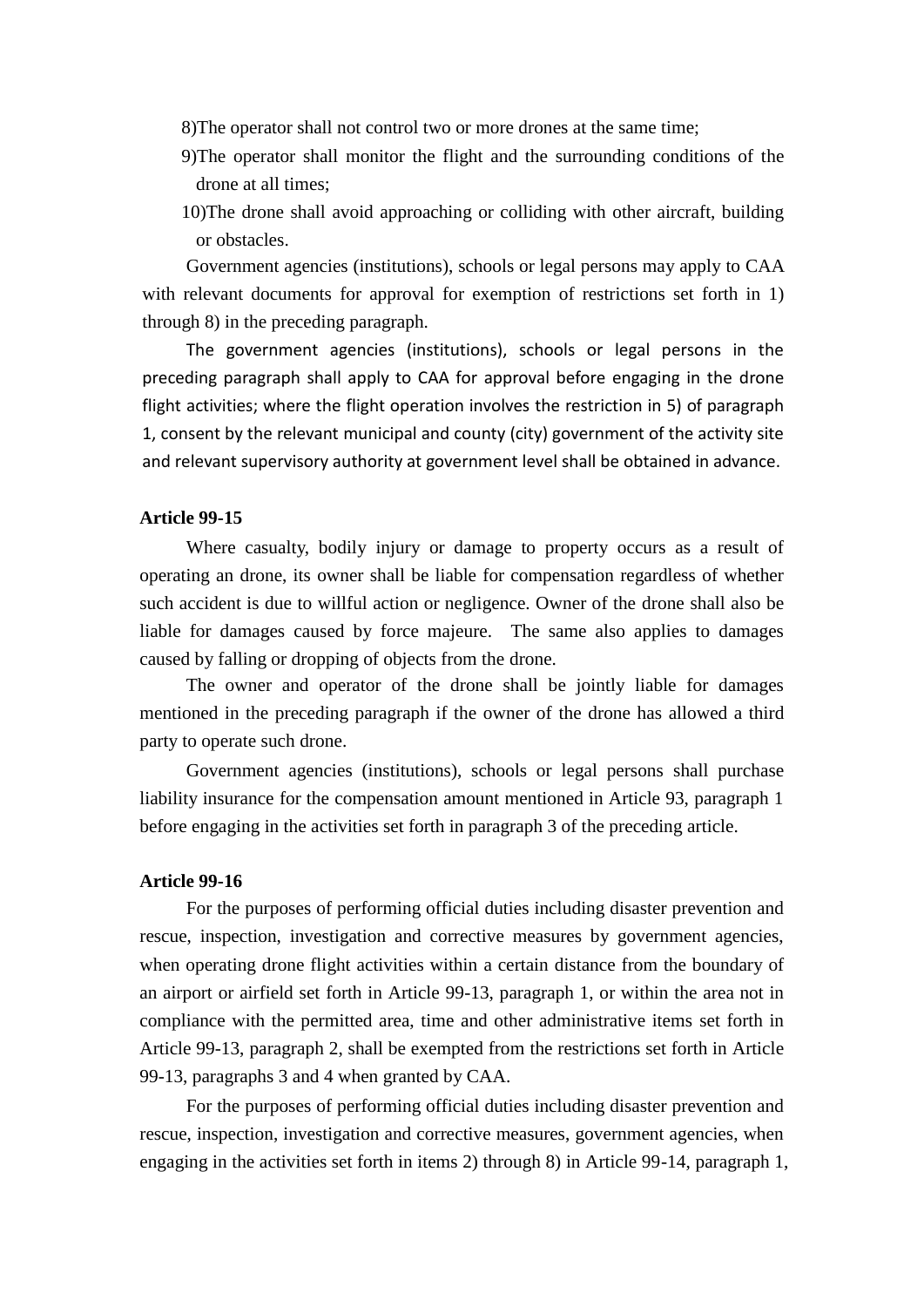8)The operator shall not control two or more drones at the same time;

9)The operator shall monitor the flight and the surrounding conditions of the drone at all times;

10)The drone shall avoid approaching or colliding with other aircraft, building or obstacles.

Government agencies (institutions), schools or legal persons may apply to CAA with relevant documents for approval for exemption of restrictions set forth in 1) through 8) in the preceding paragraph.

The government agencies (institutions), schools or legal persons in the preceding paragraph shall apply to CAA for approval before engaging in the drone flight activities; where the flight operation involves the restriction in 5) of paragraph 1, consent by the relevant municipal and county (city) government of the activity site and relevant supervisory authority at government level shall be obtained in advance.

**Article 99-15**

Where casualty, bodily injury or damage to property occurs as a result of operating an drone, its owner shall be liable for compensation regardless of whether such accident is due to willful action or negligence. Owner of the drone shall also be liable for damages caused by force majeure. The same also applies to damages caused by falling or dropping of objects from the drone.

The owner and operator of the drone shall be jointly liable for damages mentioned in the preceding paragraph if the owner of the drone has allowed a third party to operate such drone.

Government agencies (institutions), schools or legal persons shall purchase liability insurance for the compensation amount mentioned in Article 93, paragraph 1 before engaging in the activities set forth in paragraph 3 of the preceding article.

**Article 99-16**

For the purposes of performing official duties including disaster prevention and rescue, inspection, investigation and corrective measures by government agencies, when operating drone flight activities within a certain distance from the boundary of an airport or airfield set forth in Article 99-13, paragraph 1, or within the area not in compliance with the permitted area, time and other administrative items set forth in Article 99-13, paragraph 2, shall be exempted from the restrictions set forth in Article 99-13, paragraphs 3 and 4 when granted by CAA.

For the purposes of performing official duties including disaster prevention and rescue, inspection, investigation and corrective measures, government agencies, when engaging in the activities set forth in items 2) through 8) in Article 99-14, paragraph 1,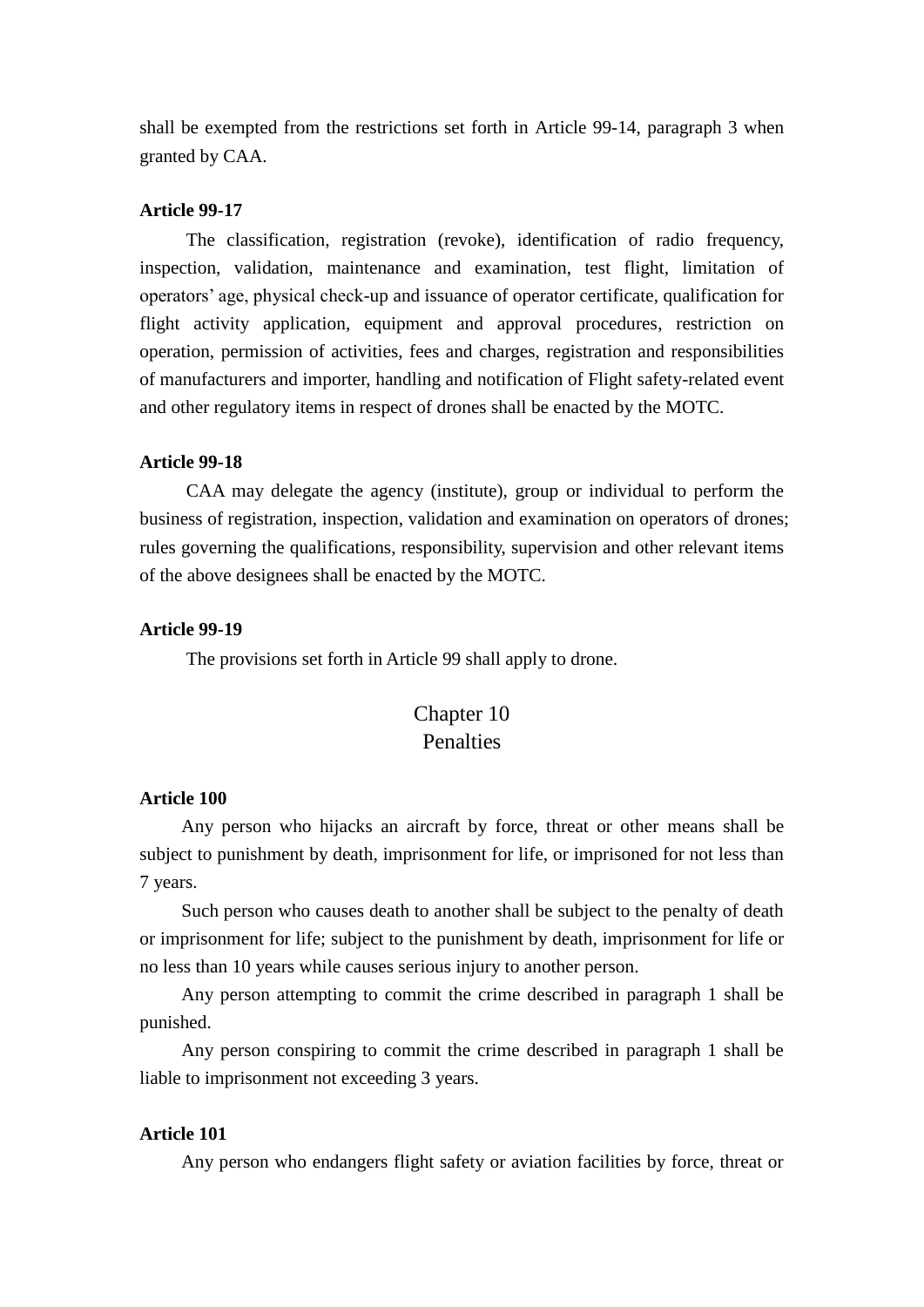shall be exempted from the restrictions set forth in Article 99-14, paragraph 3 when granted by CAA.

**Article 99-17**

The classification, registration (revoke), identification of radio frequency, inspection, validation, maintenance and examination, test flight, limitation of operators' age, physical check-up and issuance of operator certificate, qualification for flight activity application, equipment and approval procedures, restriction on operation, permission of activities, fees and charges, registration and responsibilities of manufacturers and importer, handling and notification of Flight safety-related event and other regulatory items in respect of drones shall be enacted by the MOTC.

**Article 99-18**

CAA may delegate the agency (institute), group or individual to perform the business of registration, inspection, validation and examination on operators of drones; rules governing the qualifications, responsibility, supervision and other relevant items of the above designees shall be enacted by the MOTC.

**Article 99-19**

The provisions set forth in Article 99 shall apply to drone.

## Chapter 10
## Penalties

**Article 100**

Any person who hijacks an aircraft by force, threat or other means shall be subject to punishment by death, imprisonment for life, or imprisoned for not less than 7 years.

Such person who causes death to another shall be subject to the penalty of death or imprisonment for life; subject to the punishment by death, imprisonment for life or no less than 10 years while causes serious injury to another person.

Any person attempting to commit the crime described in paragraph 1 shall be punished.

Any person conspiring to commit the crime described in paragraph 1 shall be liable to imprisonment not exceeding 3 years.

**Article 101**

Any person who endangers flight safety or aviation facilities by force, threat or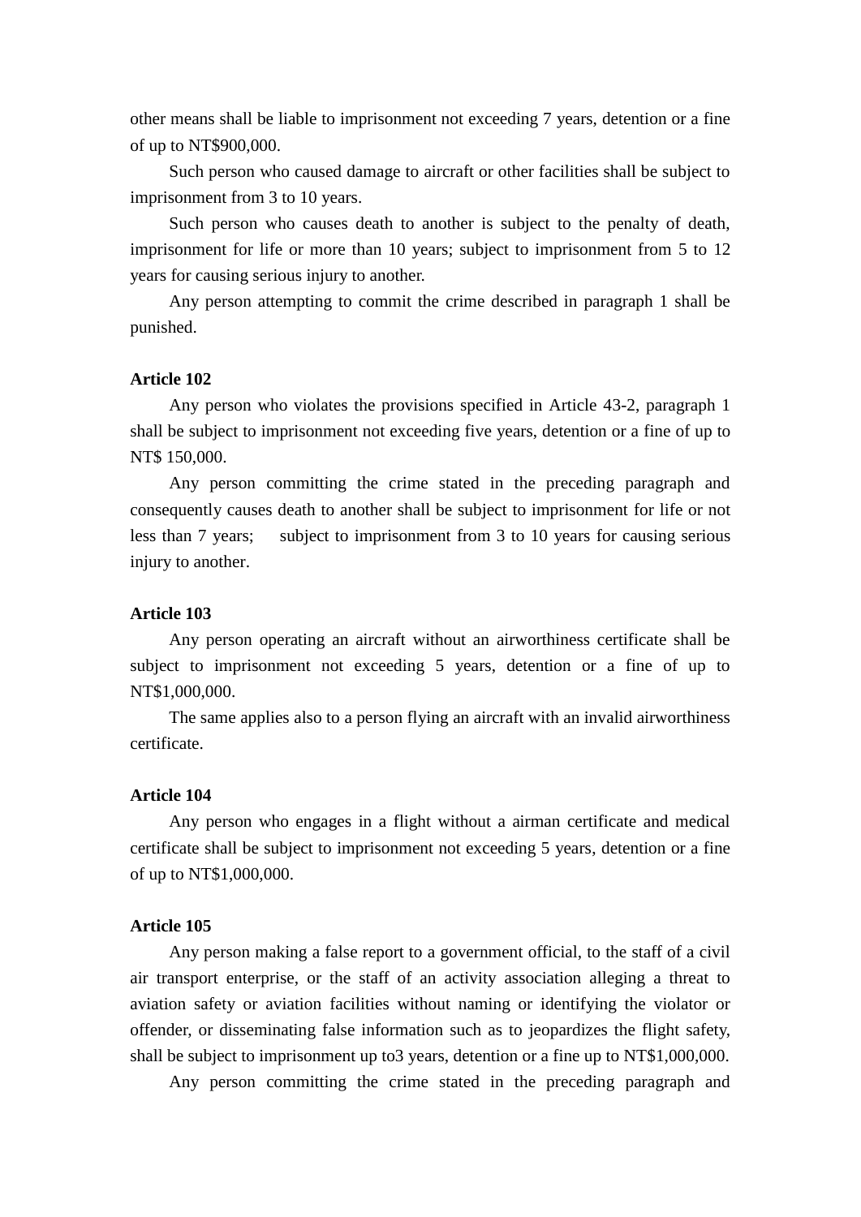other means shall be liable to imprisonment not exceeding 7 years, detention or a fine of up to NT$900,000.

Such person who caused damage to aircraft or other facilities shall be subject to imprisonment from 3 to 10 years.

Such person who causes death to another is subject to the penalty of death, imprisonment for life or more than 10 years; subject to imprisonment from 5 to 12 years for causing serious injury to another.

Any person attempting to commit the crime described in paragraph 1 shall be punished.

**Article 102**

Any person who violates the provisions specified in Article 43-2, paragraph 1 shall be subject to imprisonment not exceeding five years, detention or a fine of up to NT$ 150,000.

Any person committing the crime stated in the preceding paragraph and consequently causes death to another shall be subject to imprisonment for life or not less than 7 years; subject to imprisonment from 3 to 10 years for causing serious injury to another.

**Article 103**

Any person operating an aircraft without an airworthiness certificate shall be subject to imprisonment not exceeding 5 years, detention or a fine of up to NT$1,000,000.

The same applies also to a person flying an aircraft with an invalid airworthiness certificate.

**Article 104**

Any person who engages in a flight without a airman certificate and medical certificate shall be subject to imprisonment not exceeding 5 years, detention or a fine of up to NT$1,000,000.

**Article 105**

Any person making a false report to a government official, to the staff of a civil air transport enterprise, or the staff of an activity association alleging a threat to aviation safety or aviation facilities without naming or identifying the violator or offender, or disseminating false information such as to jeopardizes the flight safety, shall be subject to imprisonment up to3 years, detention or a fine up to NT$1,000,000.

Any person committing the crime stated in the preceding paragraph and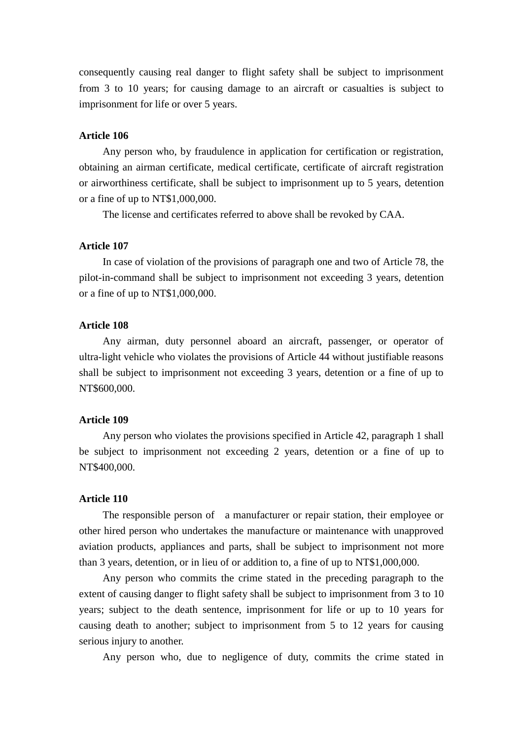consequently causing real danger to flight safety shall be subject to imprisonment from 3 to 10 years; for causing damage to an aircraft or casualties is subject to imprisonment for life or over 5 years.

**Article 106**

Any person who, by fraudulence in application for certification or registration, obtaining an airman certificate, medical certificate, certificate of aircraft registration or airworthiness certificate, shall be subject to imprisonment up to 5 years, detention or a fine of up to NT$1,000,000.

The license and certificates referred to above shall be revoked by CAA.

**Article 107**

In case of violation of the provisions of paragraph one and two of Article 78, the pilot-in-command shall be subject to imprisonment not exceeding 3 years, detention or a fine of up to NT$1,000,000.

**Article 108**

Any airman, duty personnel aboard an aircraft, passenger, or operator of ultra-light vehicle who violates the provisions of Article 44 without justifiable reasons shall be subject to imprisonment not exceeding 3 years, detention or a fine of up to NT$600,000.

**Article 109**

Any person who violates the provisions specified in Article 42, paragraph 1 shall be subject to imprisonment not exceeding 2 years, detention or a fine of up to NT$400,000.

**Article 110**

The responsible person of a manufacturer or repair station, their employee or other hired person who undertakes the manufacture or maintenance with unapproved aviation products, appliances and parts, shall be subject to imprisonment not more than 3 years, detention, or in lieu of or addition to, a fine of up to NT$1,000,000.

Any person who commits the crime stated in the preceding paragraph to the extent of causing danger to flight safety shall be subject to imprisonment from 3 to 10 years; subject to the death sentence, imprisonment for life or up to 10 years for causing death to another; subject to imprisonment from 5 to 12 years for causing serious injury to another.

Any person who, due to negligence of duty, commits the crime stated in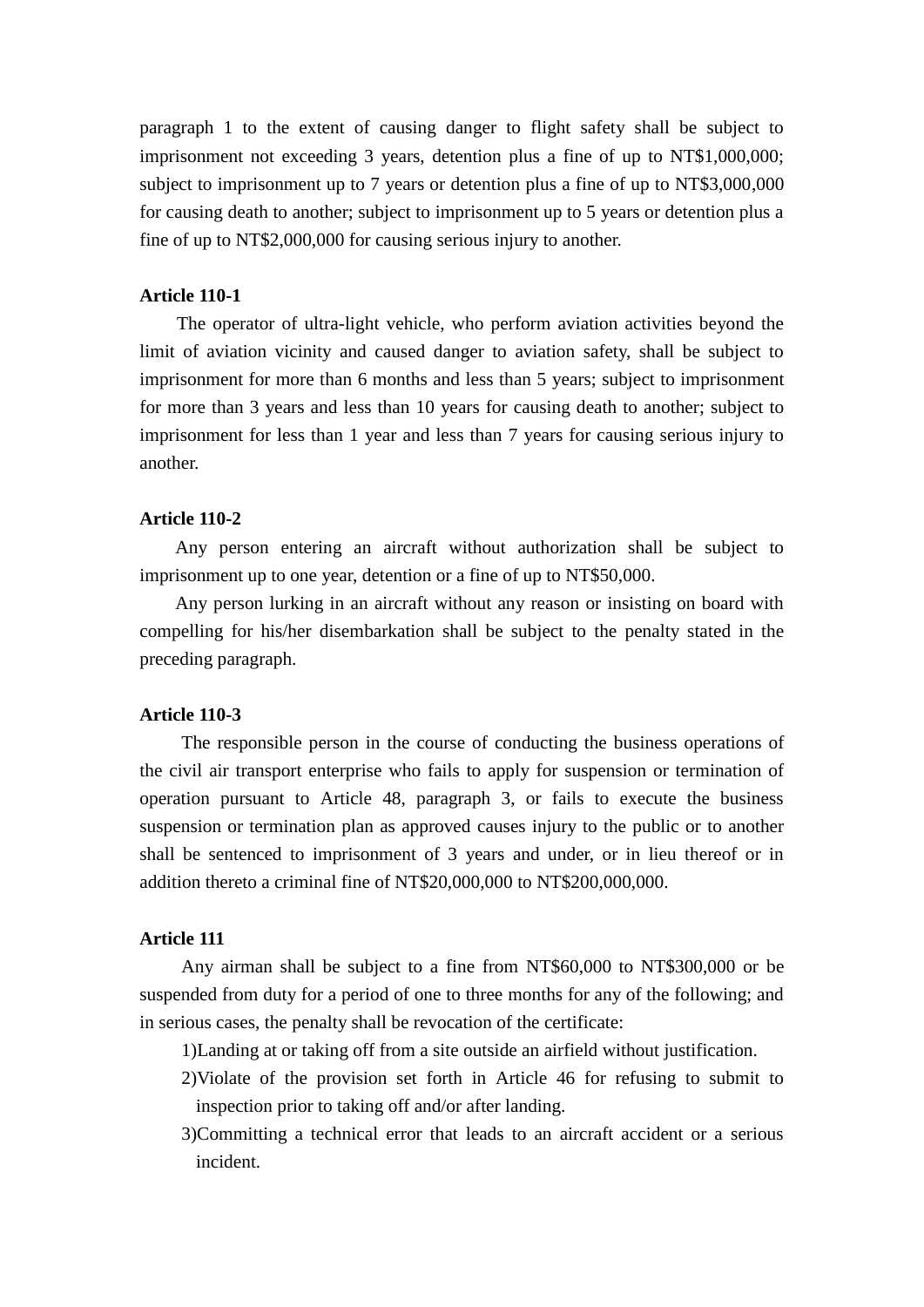paragraph 1 to the extent of causing danger to flight safety shall be subject to imprisonment not exceeding 3 years, detention plus a fine of up to NT$1,000,000; subject to imprisonment up to 7 years or detention plus a fine of up to NT$3,000,000 for causing death to another; subject to imprisonment up to 5 years or detention plus a fine of up to NT$2,000,000 for causing serious injury to another.

**Article 110-1**

The operator of ultra-light vehicle, who perform aviation activities beyond the limit of aviation vicinity and caused danger to aviation safety, shall be subject to imprisonment for more than 6 months and less than 5 years; subject to imprisonment for more than 3 years and less than 10 years for causing death to another; subject to imprisonment for less than 1 year and less than 7 years for causing serious injury to another.

**Article 110-2**

Any person entering an aircraft without authorization shall be subject to imprisonment up to one year, detention or a fine of up to NT$50,000.

Any person lurking in an aircraft without any reason or insisting on board with compelling for his/her disembarkation shall be subject to the penalty stated in the preceding paragraph.

**Article 110-3**

The responsible person in the course of conducting the business operations of the civil air transport enterprise who fails to apply for suspension or termination of operation pursuant to Article 48, paragraph 3, or fails to execute the business suspension or termination plan as approved causes injury to the public or to another shall be sentenced to imprisonment of 3 years and under, or in lieu thereof or in addition thereto a criminal fine of NT$20,000,000 to NT$200,000,000.

**Article 111**

Any airman shall be subject to a fine from NT$60,000 to NT$300,000 or be suspended from duty for a period of one to three months for any of the following; and in serious cases, the penalty shall be revocation of the certificate:

1)Landing at or taking off from a site outside an airfield without justification.
2)Violate of the provision set forth in Article 46 for refusing to submit to inspection prior to taking off and/or after landing.
3)Committing a technical error that leads to an aircraft accident or a serious incident.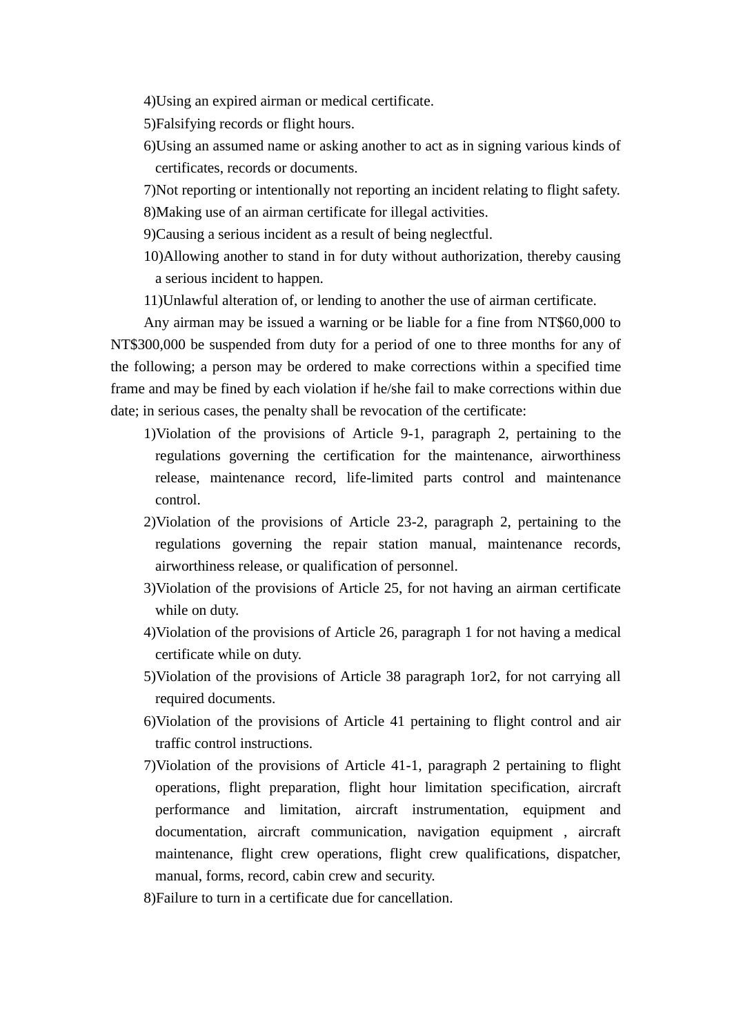4)Using an expired airman or medical certificate.

5)Falsifying records or flight hours.

6)Using an assumed name or asking another to act as in signing various kinds of certificates, records or documents.

7)Not reporting or intentionally not reporting an incident relating to flight safety.

8)Making use of an airman certificate for illegal activities.

9)Causing a serious incident as a result of being neglectful.

10)Allowing another to stand in for duty without authorization, thereby causing a serious incident to happen.

11)Unlawful alteration of, or lending to another the use of airman certificate.

Any airman may be issued a warning or be liable for a fine from NT$60,000 to NT$300,000 be suspended from duty for a period of one to three months for any of the following; a person may be ordered to make corrections within a specified time frame and may be fined by each violation if he/she fail to make corrections within due date; in serious cases, the penalty shall be revocation of the certificate:

1)Violation of the provisions of Article 9-1, paragraph 2, pertaining to the regulations governing the certification for the maintenance, airworthiness release, maintenance record, life-limited parts control and maintenance control.

2)Violation of the provisions of Article 23-2, paragraph 2, pertaining to the regulations governing the repair station manual, maintenance records, airworthiness release, or qualification of personnel.

3)Violation of the provisions of Article 25, for not having an airman certificate while on duty.

4)Violation of the provisions of Article 26, paragraph 1 for not having a medical certificate while on duty.

5)Violation of the provisions of Article 38 paragraph 1or2, for not carrying all required documents.

6)Violation of the provisions of Article 41 pertaining to flight control and air traffic control instructions.

7)Violation of the provisions of Article 41-1, paragraph 2 pertaining to flight operations, flight preparation, flight hour limitation specification, aircraft performance and limitation, aircraft instrumentation, equipment and documentation, aircraft communication, navigation equipment , aircraft maintenance, flight crew operations, flight crew qualifications, dispatcher, manual, forms, record, cabin crew and security.

8)Failure to turn in a certificate due for cancellation.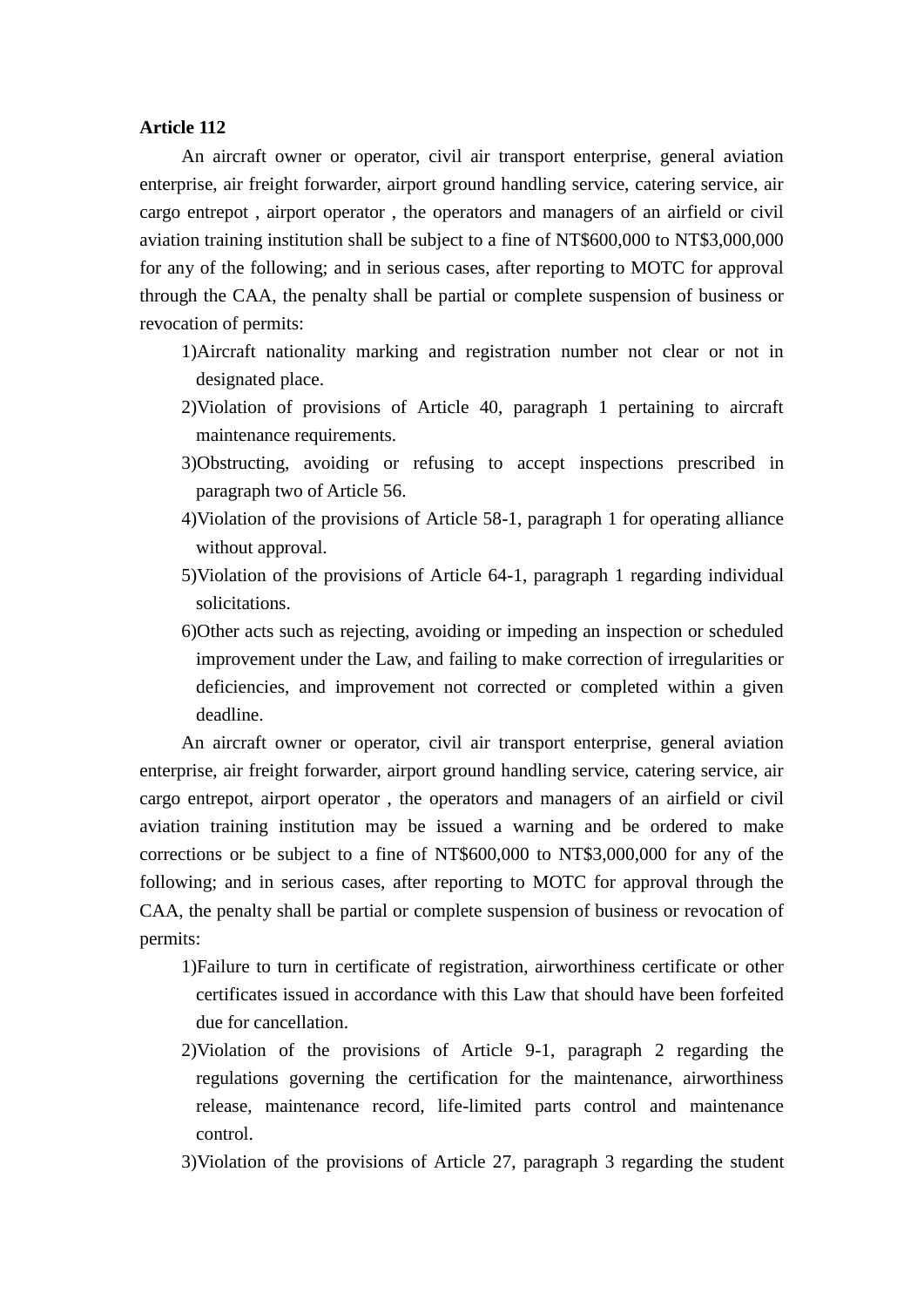**Article 112**

An aircraft owner or operator, civil air transport enterprise, general aviation enterprise, air freight forwarder, airport ground handling service, catering service, air cargo entrepot , airport operator , the operators and managers of an airfield or civil aviation training institution shall be subject to a fine of NT$600,000 to NT$3,000,000 for any of the following; and in serious cases, after reporting to MOTC for approval through the CAA, the penalty shall be partial or complete suspension of business or revocation of permits:

1)Aircraft nationality marking and registration number not clear or not in designated place.

2)Violation of provisions of Article 40, paragraph 1 pertaining to aircraft maintenance requirements.

3)Obstructing, avoiding or refusing to accept inspections prescribed in paragraph two of Article 56.

4)Violation of the provisions of Article 58-1, paragraph 1 for operating alliance without approval.

5)Violation of the provisions of Article 64-1, paragraph 1 regarding individual solicitations.

6)Other acts such as rejecting, avoiding or impeding an inspection or scheduled improvement under the Law, and failing to make correction of irregularities or deficiencies, and improvement not corrected or completed within a given deadline.

An aircraft owner or operator, civil air transport enterprise, general aviation enterprise, air freight forwarder, airport ground handling service, catering service, air cargo entrepot, airport operator , the operators and managers of an airfield or civil aviation training institution may be issued a warning and be ordered to make corrections or be subject to a fine of NT$600,000 to NT$3,000,000 for any of the following; and in serious cases, after reporting to MOTC for approval through the CAA, the penalty shall be partial or complete suspension of business or revocation of permits:

1)Failure to turn in certificate of registration, airworthiness certificate or other certificates issued in accordance with this Law that should have been forfeited due for cancellation.

2)Violation of the provisions of Article 9-1, paragraph 2 regarding the regulations governing the certification for the maintenance, airworthiness release, maintenance record, life-limited parts control and maintenance control.

3)Violation of the provisions of Article 27, paragraph 3 regarding the student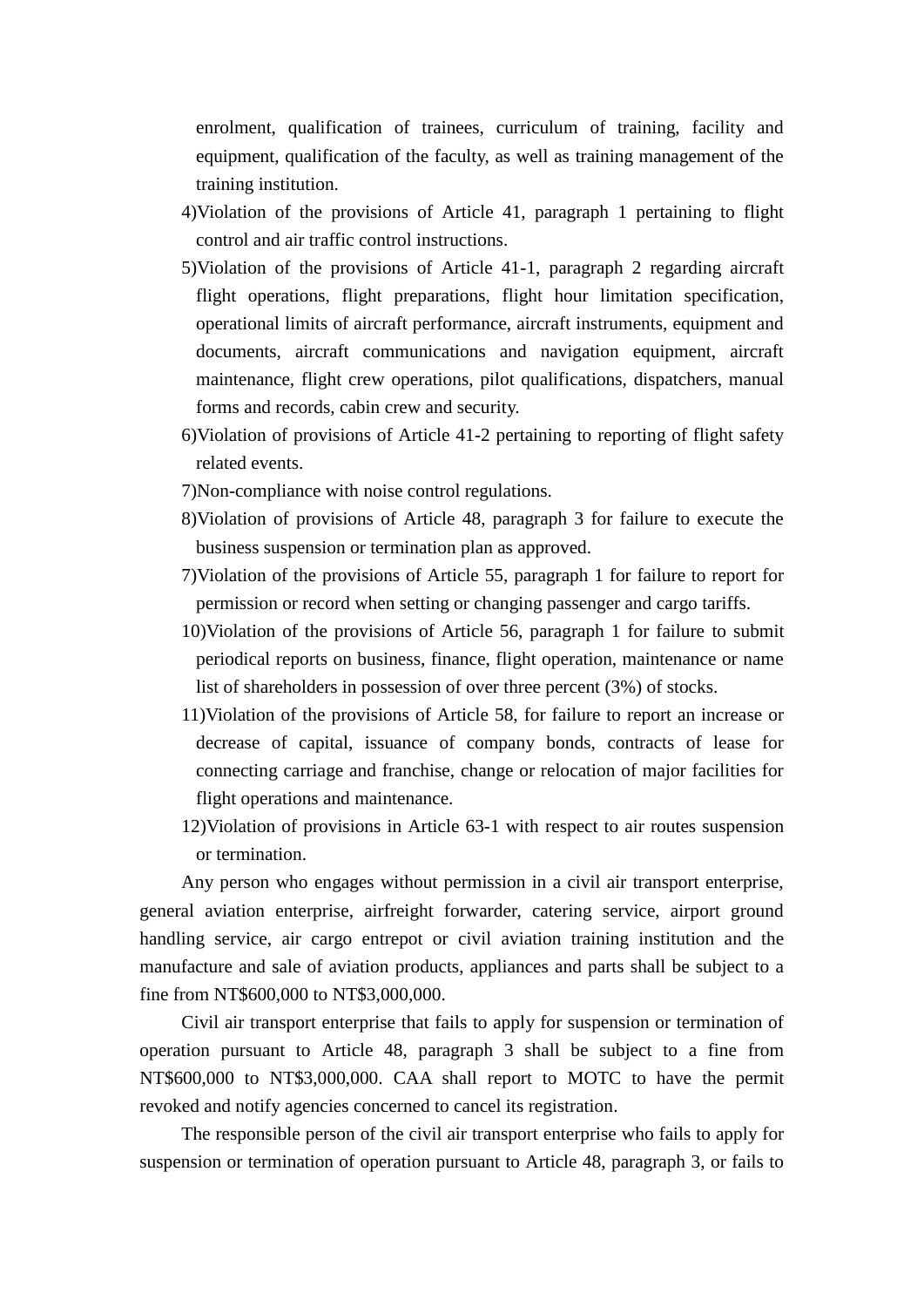enrolment, qualification of trainees, curriculum of training, facility and equipment, qualification of the faculty, as well as training management of the training institution.

4)Violation of the provisions of Article 41, paragraph 1 pertaining to flight control and air traffic control instructions.

5)Violation of the provisions of Article 41-1, paragraph 2 regarding aircraft flight operations, flight preparations, flight hour limitation specification, operational limits of aircraft performance, aircraft instruments, equipment and documents, aircraft communications and navigation equipment, aircraft maintenance, flight crew operations, pilot qualifications, dispatchers, manual forms and records, cabin crew and security.

6)Violation of provisions of Article 41-2 pertaining to reporting of flight safety related events.

7)Non-compliance with noise control regulations.

8)Violation of provisions of Article 48, paragraph 3 for failure to execute the business suspension or termination plan as approved.

7)Violation of the provisions of Article 55, paragraph 1 for failure to report for permission or record when setting or changing passenger and cargo tariffs.

10)Violation of the provisions of Article 56, paragraph 1 for failure to submit periodical reports on business, finance, flight operation, maintenance or name list of shareholders in possession of over three percent (3%) of stocks.

11)Violation of the provisions of Article 58, for failure to report an increase or decrease of capital, issuance of company bonds, contracts of lease for connecting carriage and franchise, change or relocation of major facilities for flight operations and maintenance.

12)Violation of provisions in Article 63-1 with respect to air routes suspension or termination.

Any person who engages without permission in a civil air transport enterprise, general aviation enterprise, airfreight forwarder, catering service, airport ground handling service, air cargo entrepot or civil aviation training institution and the manufacture and sale of aviation products, appliances and parts shall be subject to a fine from NT$600,000 to NT$3,000,000.

Civil air transport enterprise that fails to apply for suspension or termination of operation pursuant to Article 48, paragraph 3 shall be subject to a fine from NT$600,000 to NT$3,000,000. CAA shall report to MOTC to have the permit revoked and notify agencies concerned to cancel its registration.

The responsible person of the civil air transport enterprise who fails to apply for suspension or termination of operation pursuant to Article 48, paragraph 3, or fails to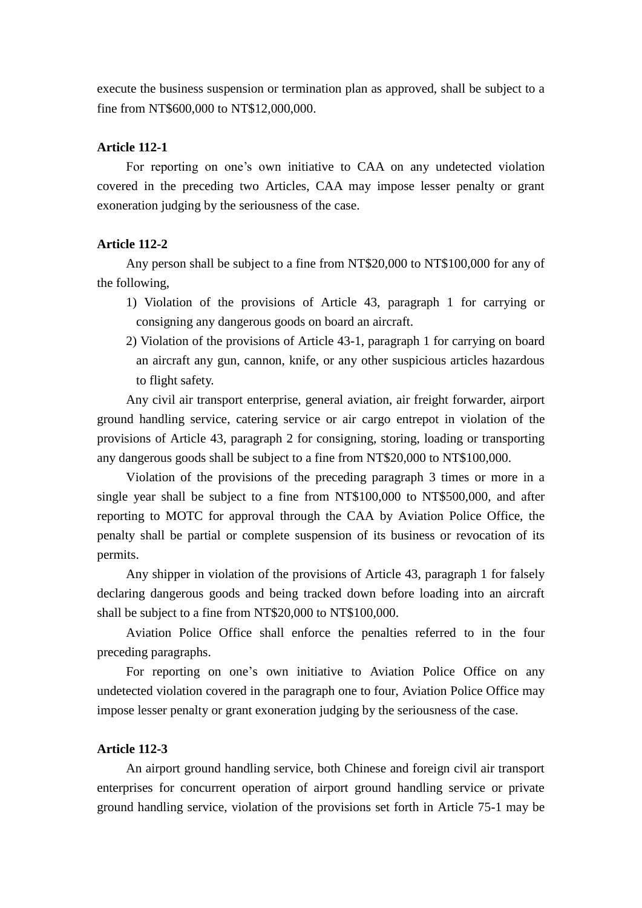execute the business suspension or termination plan as approved, shall be subject to a fine from NT$600,000 to NT$12,000,000.

**Article 112-1**

For reporting on one's own initiative to CAA on any undetected violation covered in the preceding two Articles, CAA may impose lesser penalty or grant exoneration judging by the seriousness of the case.

**Article 112-2**

Any person shall be subject to a fine from NT$20,000 to NT$100,000 for any of the following,

1) Violation of the provisions of Article 43, paragraph 1 for carrying or consigning any dangerous goods on board an aircraft.
2) Violation of the provisions of Article 43-1, paragraph 1 for carrying on board an aircraft any gun, cannon, knife, or any other suspicious articles hazardous to flight safety.

Any civil air transport enterprise, general aviation, air freight forwarder, airport ground handling service, catering service or air cargo entrepot in violation of the provisions of Article 43, paragraph 2 for consigning, storing, loading or transporting any dangerous goods shall be subject to a fine from NT$20,000 to NT$100,000.

Violation of the provisions of the preceding paragraph 3 times or more in a single year shall be subject to a fine from NT$100,000 to NT$500,000, and after reporting to MOTC for approval through the CAA by Aviation Police Office, the penalty shall be partial or complete suspension of its business or revocation of its permits.

Any shipper in violation of the provisions of Article 43, paragraph 1 for falsely declaring dangerous goods and being tracked down before loading into an aircraft shall be subject to a fine from NT$20,000 to NT$100,000.

Aviation Police Office shall enforce the penalties referred to in the four preceding paragraphs.

For reporting on one's own initiative to Aviation Police Office on any undetected violation covered in the paragraph one to four, Aviation Police Office may impose lesser penalty or grant exoneration judging by the seriousness of the case.

**Article 112-3**

An airport ground handling service, both Chinese and foreign civil air transport enterprises for concurrent operation of airport ground handling service or private ground handling service, violation of the provisions set forth in Article 75-1 may be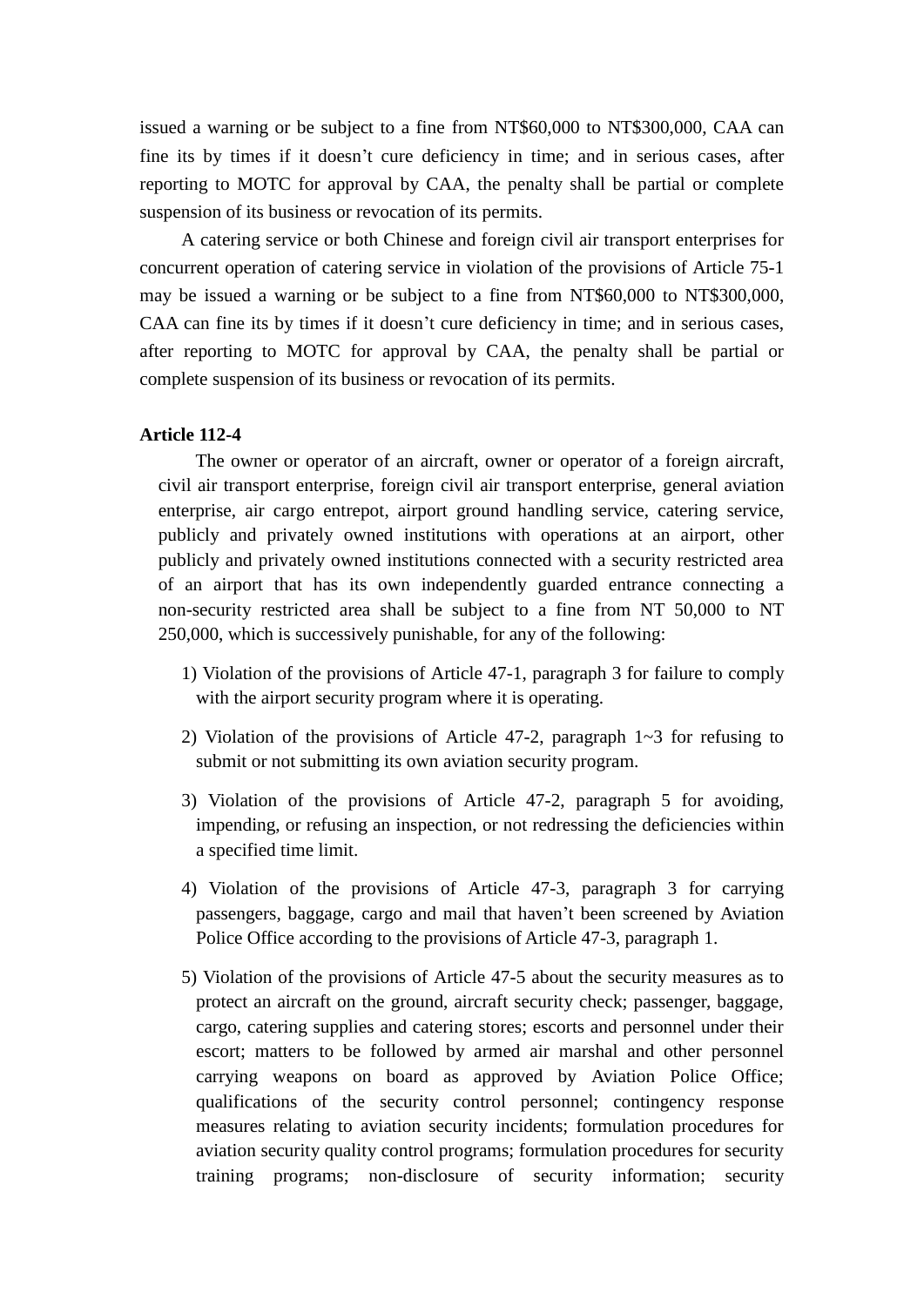issued a warning or be subject to a fine from NT$60,000 to NT$300,000, CAA can fine its by times if it doesn't cure deficiency in time; and in serious cases, after reporting to MOTC for approval by CAA, the penalty shall be partial or complete suspension of its business or revocation of its permits.

A catering service or both Chinese and foreign civil air transport enterprises for concurrent operation of catering service in violation of the provisions of Article 75-1 may be issued a warning or be subject to a fine from NT$60,000 to NT$300,000, CAA can fine its by times if it doesn't cure deficiency in time; and in serious cases, after reporting to MOTC for approval by CAA, the penalty shall be partial or complete suspension of its business or revocation of its permits.

**Article 112-4**

The owner or operator of an aircraft, owner or operator of a foreign aircraft, civil air transport enterprise, foreign civil air transport enterprise, general aviation enterprise, air cargo entrepot, airport ground handling service, catering service, publicly and privately owned institutions with operations at an airport, other publicly and privately owned institutions connected with a security restricted area of an airport that has its own independently guarded entrance connecting a non-security restricted area shall be subject to a fine from NT 50,000 to NT 250,000, which is successively punishable, for any of the following:

1) Violation of the provisions of Article 47-1, paragraph 3 for failure to comply with the airport security program where it is operating.

2) Violation of the provisions of Article 47-2, paragraph 1~3 for refusing to submit or not submitting its own aviation security program.

3) Violation of the provisions of Article 47-2, paragraph 5 for avoiding, impending, or refusing an inspection, or not redressing the deficiencies within a specified time limit.

4) Violation of the provisions of Article 47-3, paragraph 3 for carrying passengers, baggage, cargo and mail that haven't been screened by Aviation Police Office according to the provisions of Article 47-3, paragraph 1.

5) Violation of the provisions of Article 47-5 about the security measures as to protect an aircraft on the ground, aircraft security check; passenger, baggage, cargo, catering supplies and catering stores; escorts and personnel under their escort; matters to be followed by armed air marshal and other personnel carrying weapons on board as approved by Aviation Police Office; qualifications of the security control personnel; contingency response measures relating to aviation security incidents; formulation procedures for aviation security quality control programs; formulation procedures for security training programs; non-disclosure of security information; security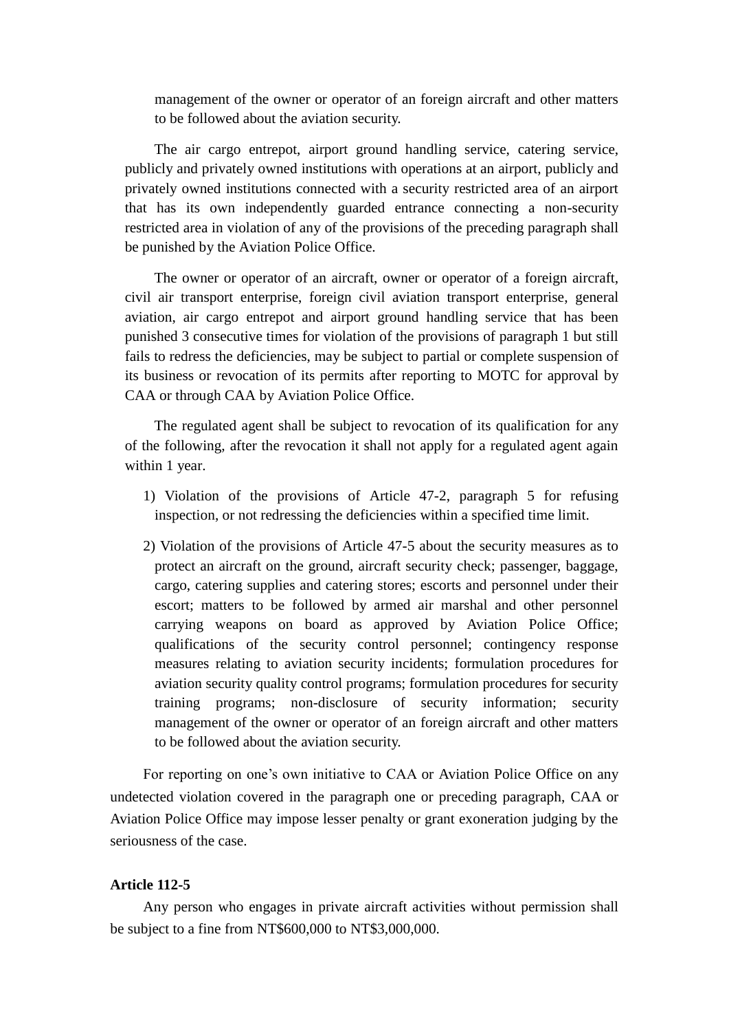management of the owner or operator of an foreign aircraft and other matters to be followed about the aviation security.

The air cargo entrepot, airport ground handling service, catering service, publicly and privately owned institutions with operations at an airport, publicly and privately owned institutions connected with a security restricted area of an airport that has its own independently guarded entrance connecting a non-security restricted area in violation of any of the provisions of the preceding paragraph shall be punished by the Aviation Police Office.

The owner or operator of an aircraft, owner or operator of a foreign aircraft, civil air transport enterprise, foreign civil aviation transport enterprise, general aviation, air cargo entrepot and airport ground handling service that has been punished 3 consecutive times for violation of the provisions of paragraph 1 but still fails to redress the deficiencies, may be subject to partial or complete suspension of its business or revocation of its permits after reporting to MOTC for approval by CAA or through CAA by Aviation Police Office.

The regulated agent shall be subject to revocation of its qualification for any of the following, after the revocation it shall not apply for a regulated agent again within 1 year.

1) Violation of the provisions of Article 47-2, paragraph 5 for refusing inspection, or not redressing the deficiencies within a specified time limit.

2) Violation of the provisions of Article 47-5 about the security measures as to protect an aircraft on the ground, aircraft security check; passenger, baggage, cargo, catering supplies and catering stores; escorts and personnel under their escort; matters to be followed by armed air marshal and other personnel carrying weapons on board as approved by Aviation Police Office; qualifications of the security control personnel; contingency response measures relating to aviation security incidents; formulation procedures for aviation security quality control programs; formulation procedures for security training programs; non-disclosure of security information; security management of the owner or operator of an foreign aircraft and other matters to be followed about the aviation security.

For reporting on one's own initiative to CAA or Aviation Police Office on any undetected violation covered in the paragraph one or preceding paragraph, CAA or Aviation Police Office may impose lesser penalty or grant exoneration judging by the seriousness of the case.

**Article 112-5**

Any person who engages in private aircraft activities without permission shall be subject to a fine from NT$600,000 to NT$3,000,000.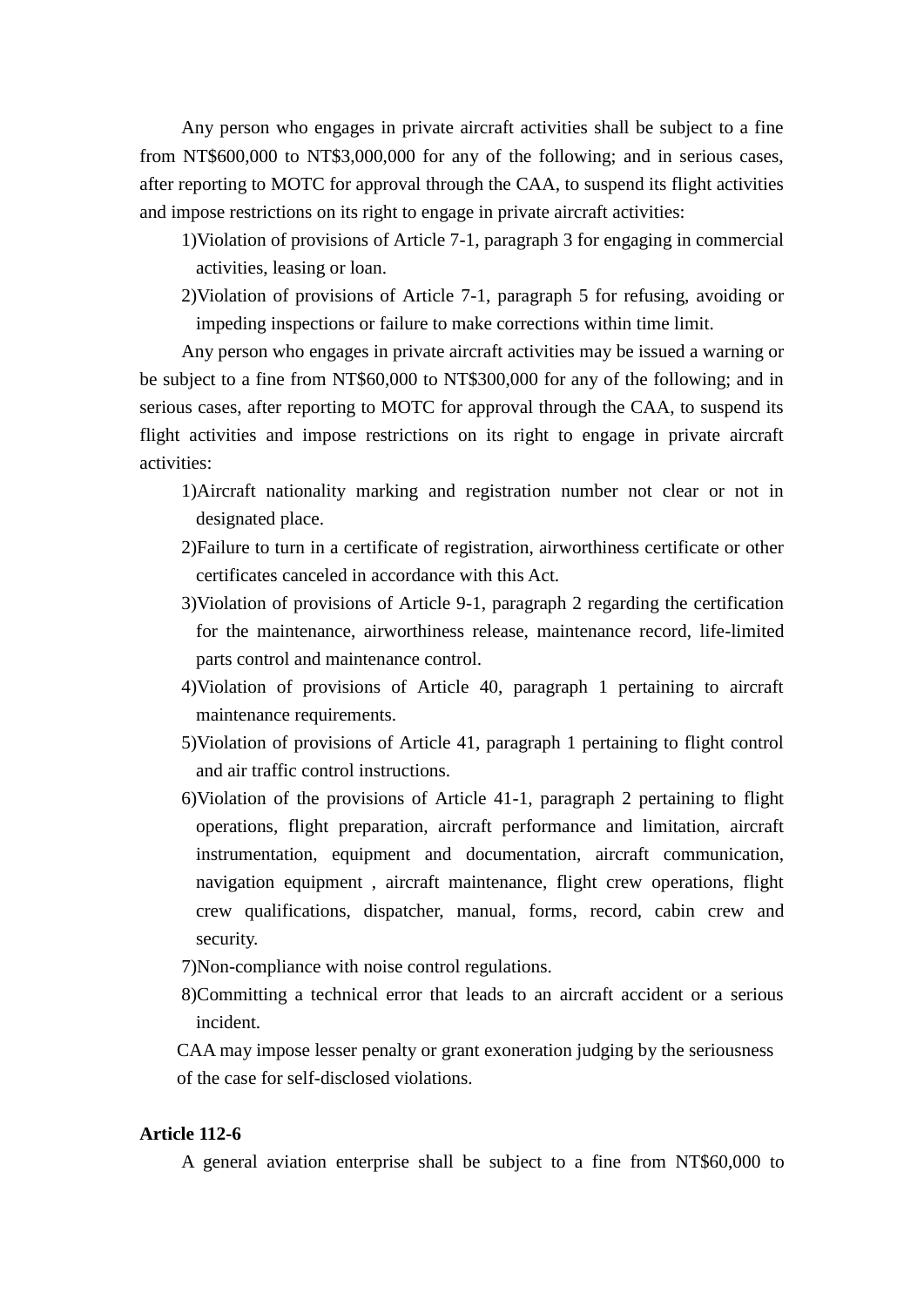Any person who engages in private aircraft activities shall be subject to a fine from NT$600,000 to NT$3,000,000 for any of the following; and in serious cases, after reporting to MOTC for approval through the CAA, to suspend its flight activities and impose restrictions on its right to engage in private aircraft activities:

1) Violation of provisions of Article 7-1, paragraph 3 for engaging in commercial activities, leasing or loan.
2) Violation of provisions of Article 7-1, paragraph 5 for refusing, avoiding or impeding inspections or failure to make corrections within time limit.

Any person who engages in private aircraft activities may be issued a warning or be subject to a fine from NT$60,000 to NT$300,000 for any of the following; and in serious cases, after reporting to MOTC for approval through the CAA, to suspend its flight activities and impose restrictions on its right to engage in private aircraft activities:

1) Aircraft nationality marking and registration number not clear or not in designated place.
2) Failure to turn in a certificate of registration, airworthiness certificate or other certificates canceled in accordance with this Act.
3) Violation of provisions of Article 9-1, paragraph 2 regarding the certification for the maintenance, airworthiness release, maintenance record, life-limited parts control and maintenance control.
4) Violation of provisions of Article 40, paragraph 1 pertaining to aircraft maintenance requirements.
5) Violation of provisions of Article 41, paragraph 1 pertaining to flight control and air traffic control instructions.
6) Violation of the provisions of Article 41-1, paragraph 2 pertaining to flight operations, flight preparation, aircraft performance and limitation, aircraft instrumentation, equipment and documentation, aircraft communication, navigation equipment , aircraft maintenance, flight crew operations, flight crew qualifications, dispatcher, manual, forms, record, cabin crew and security.
7) Non-compliance with noise control regulations.
8) Committing a technical error that leads to an aircraft accident or a serious incident.

CAA may impose lesser penalty or grant exoneration judging by the seriousness of the case for self-disclosed violations.

**Article 112-6**

A general aviation enterprise shall be subject to a fine from NT$60,000 to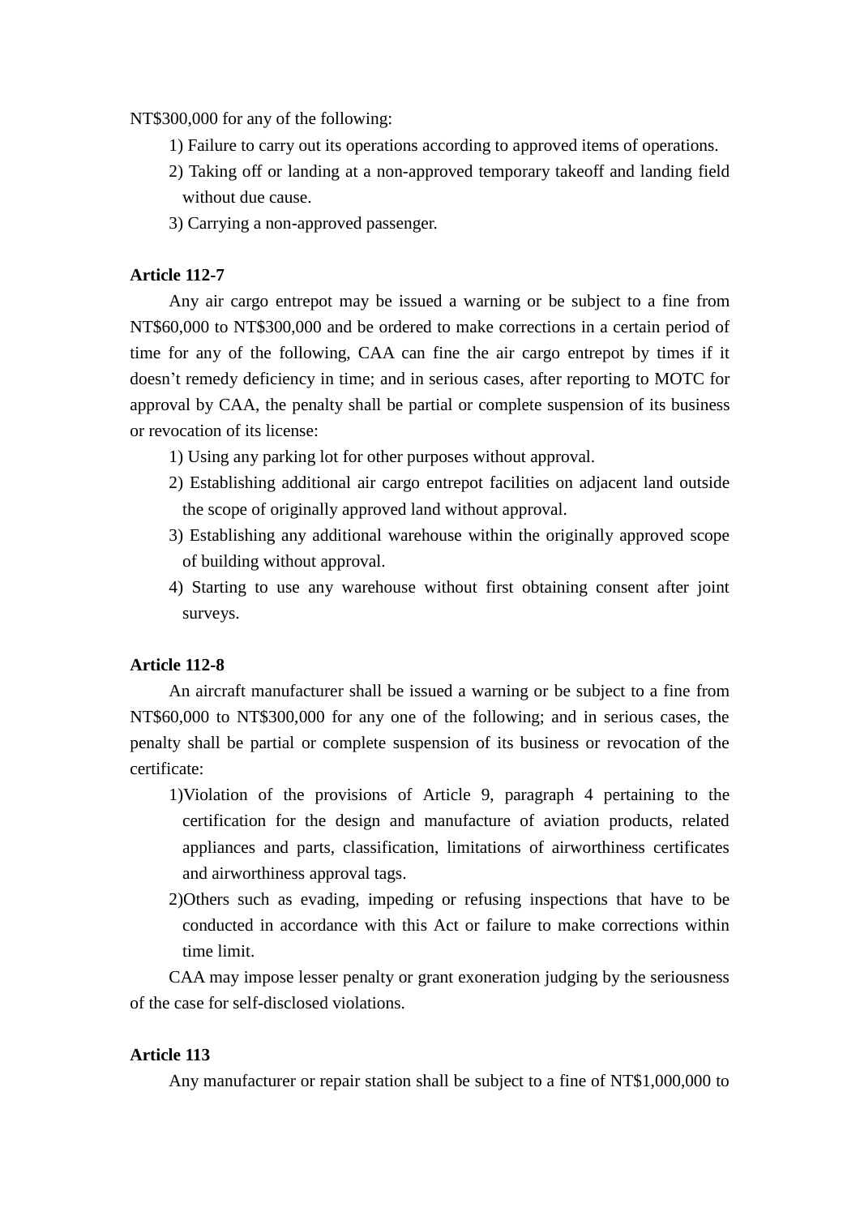NT$300,000 for any of the following:

1) Failure to carry out its operations according to approved items of operations.
2) Taking off or landing at a non-approved temporary takeoff and landing field without due cause.
3) Carrying a non-approved passenger.

**Article 112-7**

Any air cargo entrepot may be issued a warning or be subject to a fine from NT$60,000 to NT$300,000 and be ordered to make corrections in a certain period of time for any of the following, CAA can fine the air cargo entrepot by times if it doesn't remedy deficiency in time; and in serious cases, after reporting to MOTC for approval by CAA, the penalty shall be partial or complete suspension of its business or revocation of its license:

1) Using any parking lot for other purposes without approval.
2) Establishing additional air cargo entrepot facilities on adjacent land outside the scope of originally approved land without approval.
3) Establishing any additional warehouse within the originally approved scope of building without approval.
4) Starting to use any warehouse without first obtaining consent after joint surveys.

**Article 112-8**

An aircraft manufacturer shall be issued a warning or be subject to a fine from NT$60,000 to NT$300,000 for any one of the following; and in serious cases, the penalty shall be partial or complete suspension of its business or revocation of the certificate:

1) Violation of the provisions of Article 9, paragraph 4 pertaining to the certification for the design and manufacture of aviation products, related appliances and parts, classification, limitations of airworthiness certificates and airworthiness approval tags.
2) Others such as evading, impeding or refusing inspections that have to be conducted in accordance with this Act or failure to make corrections within time limit.

CAA may impose lesser penalty or grant exoneration judging by the seriousness of the case for self-disclosed violations.

**Article 113**

Any manufacturer or repair station shall be subject to a fine of NT$1,000,000 to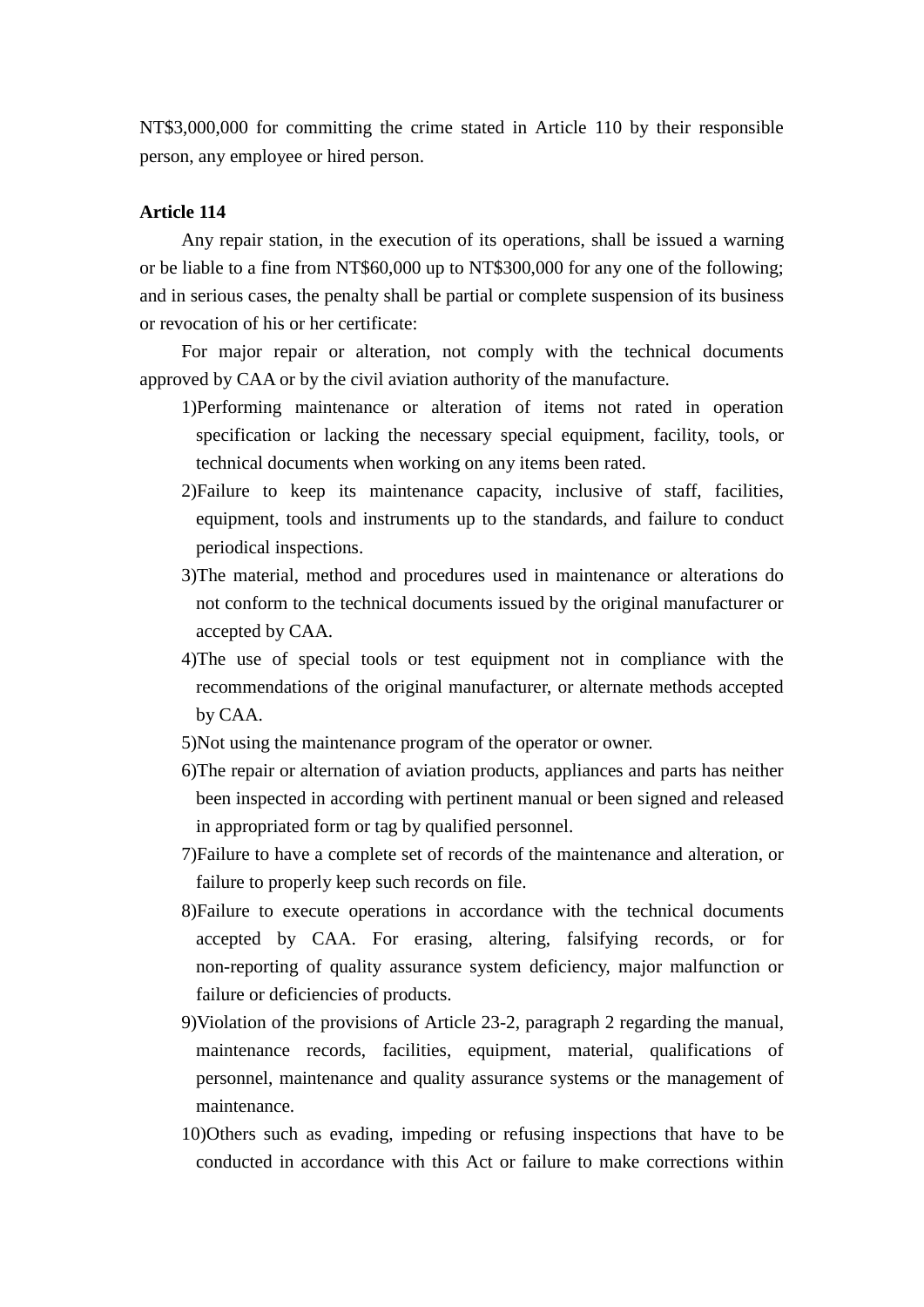NT$3,000,000 for committing the crime stated in Article 110 by their responsible person, any employee or hired person.

**Article 114**

Any repair station, in the execution of its operations, shall be issued a warning or be liable to a fine from NT$60,000 up to NT$300,000 for any one of the following; and in serious cases, the penalty shall be partial or complete suspension of its business or revocation of his or her certificate:

For major repair or alteration, not comply with the technical documents approved by CAA or by the civil aviation authority of the manufacture.

1)Performing maintenance or alteration of items not rated in operation specification or lacking the necessary special equipment, facility, tools, or technical documents when working on any items been rated.

2)Failure to keep its maintenance capacity, inclusive of staff, facilities, equipment, tools and instruments up to the standards, and failure to conduct periodical inspections.

3)The material, method and procedures used in maintenance or alterations do not conform to the technical documents issued by the original manufacturer or accepted by CAA.

4)The use of special tools or test equipment not in compliance with the recommendations of the original manufacturer, or alternate methods accepted by CAA.

5)Not using the maintenance program of the operator or owner.

6)The repair or alternation of aviation products, appliances and parts has neither been inspected in according with pertinent manual or been signed and released in appropriated form or tag by qualified personnel.

7)Failure to have a complete set of records of the maintenance and alteration, or failure to properly keep such records on file.

8)Failure to execute operations in accordance with the technical documents accepted by CAA. For erasing, altering, falsifying records, or for non-reporting of quality assurance system deficiency, major malfunction or failure or deficiencies of products.

9)Violation of the provisions of Article 23-2, paragraph 2 regarding the manual, maintenance records, facilities, equipment, material, qualifications of personnel, maintenance and quality assurance systems or the management of maintenance.

10)Others such as evading, impeding or refusing inspections that have to be conducted in accordance with this Act or failure to make corrections within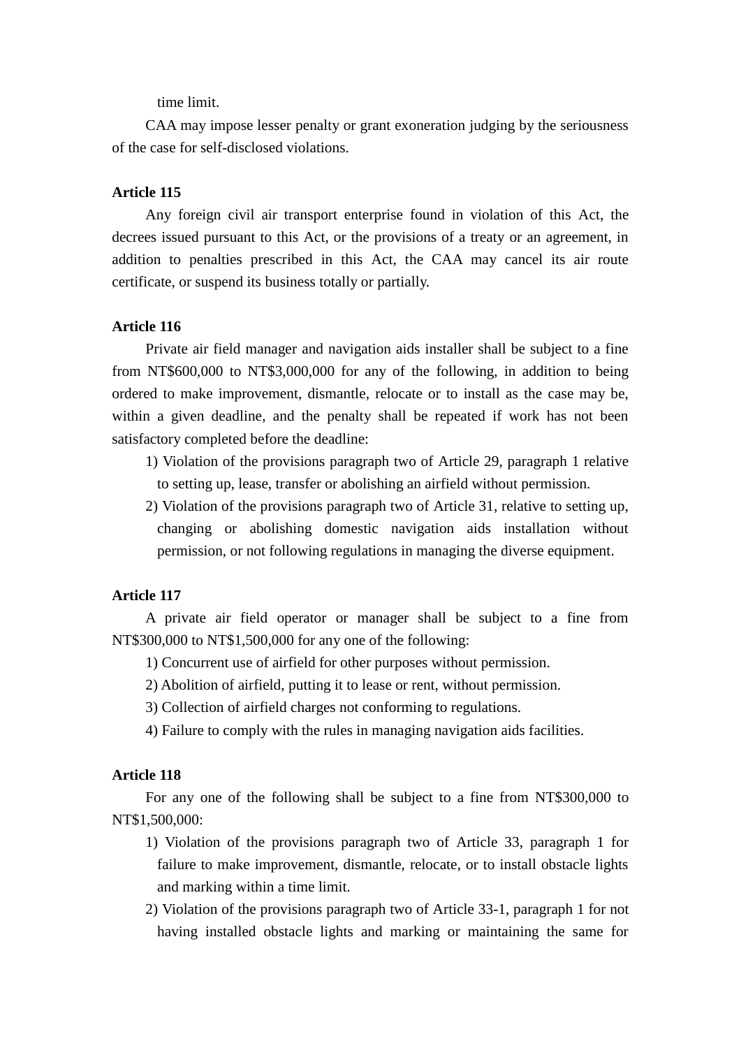time limit.

CAA may impose lesser penalty or grant exoneration judging by the seriousness of the case for self-disclosed violations.

**Article 115**

Any foreign civil air transport enterprise found in violation of this Act, the decrees issued pursuant to this Act, or the provisions of a treaty or an agreement, in addition to penalties prescribed in this Act, the CAA may cancel its air route certificate, or suspend its business totally or partially.

**Article 116**

Private air field manager and navigation aids installer shall be subject to a fine from NT$600,000 to NT$3,000,000 for any of the following, in addition to being ordered to make improvement, dismantle, relocate or to install as the case may be, within a given deadline, and the penalty shall be repeated if work has not been satisfactory completed before the deadline:

1) Violation of the provisions paragraph two of Article 29, paragraph 1 relative to setting up, lease, transfer or abolishing an airfield without permission.
2) Violation of the provisions paragraph two of Article 31, relative to setting up, changing or abolishing domestic navigation aids installation without permission, or not following regulations in managing the diverse equipment.

**Article 117**

A private air field operator or manager shall be subject to a fine from NT$300,000 to NT$1,500,000 for any one of the following:

1) Concurrent use of airfield for other purposes without permission.
2) Abolition of airfield, putting it to lease or rent, without permission.
3) Collection of airfield charges not conforming to regulations.
4) Failure to comply with the rules in managing navigation aids facilities.

**Article 118**

For any one of the following shall be subject to a fine from NT$300,000 to NT$1,500,000:

1) Violation of the provisions paragraph two of Article 33, paragraph 1 for failure to make improvement, dismantle, relocate, or to install obstacle lights and marking within a time limit.
2) Violation of the provisions paragraph two of Article 33-1, paragraph 1 for not having installed obstacle lights and marking or maintaining the same for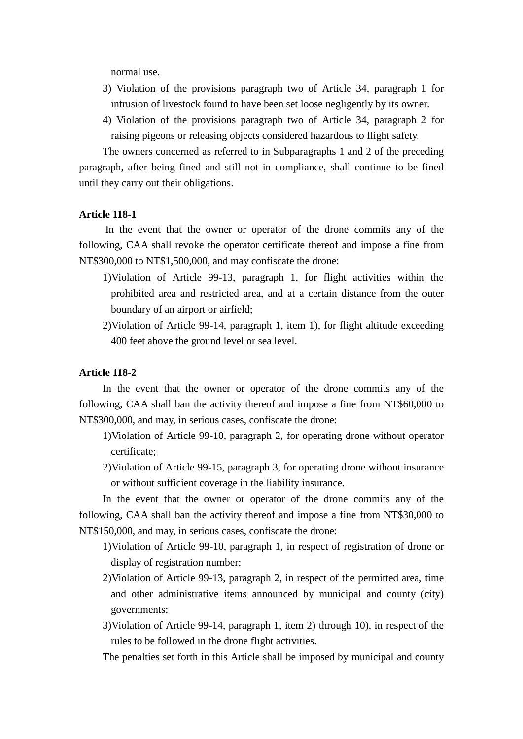normal use.

3) Violation of the provisions paragraph two of Article 34, paragraph 1 for intrusion of livestock found to have been set loose negligently by its owner.
4) Violation of the provisions paragraph two of Article 34, paragraph 2 for raising pigeons or releasing objects considered hazardous to flight safety.

The owners concerned as referred to in Subparagraphs 1 and 2 of the preceding paragraph, after being fined and still not in compliance, shall continue to be fined until they carry out their obligations.

**Article 118-1**

In the event that the owner or operator of the drone commits any of the following, CAA shall revoke the operator certificate thereof and impose a fine from NT$300,000 to NT$1,500,000, and may confiscate the drone:

1)Violation of Article 99-13, paragraph 1, for flight activities within the prohibited area and restricted area, and at a certain distance from the outer boundary of an airport or airfield;
2)Violation of Article 99-14, paragraph 1, item 1), for flight altitude exceeding 400 feet above the ground level or sea level.

**Article 118-2**

In the event that the owner or operator of the drone commits any of the following, CAA shall ban the activity thereof and impose a fine from NT$60,000 to NT$300,000, and may, in serious cases, confiscate the drone:

1)Violation of Article 99-10, paragraph 2, for operating drone without operator certificate;
2)Violation of Article 99-15, paragraph 3, for operating drone without insurance or without sufficient coverage in the liability insurance.

In the event that the owner or operator of the drone commits any of the following, CAA shall ban the activity thereof and impose a fine from NT$30,000 to NT$150,000, and may, in serious cases, confiscate the drone:

1)Violation of Article 99-10, paragraph 1, in respect of registration of drone or display of registration number;
2)Violation of Article 99-13, paragraph 2, in respect of the permitted area, time and other administrative items announced by municipal and county (city) governments;
3)Violation of Article 99-14, paragraph 1, item 2) through 10), in respect of the rules to be followed in the drone flight activities.

The penalties set forth in this Article shall be imposed by municipal and county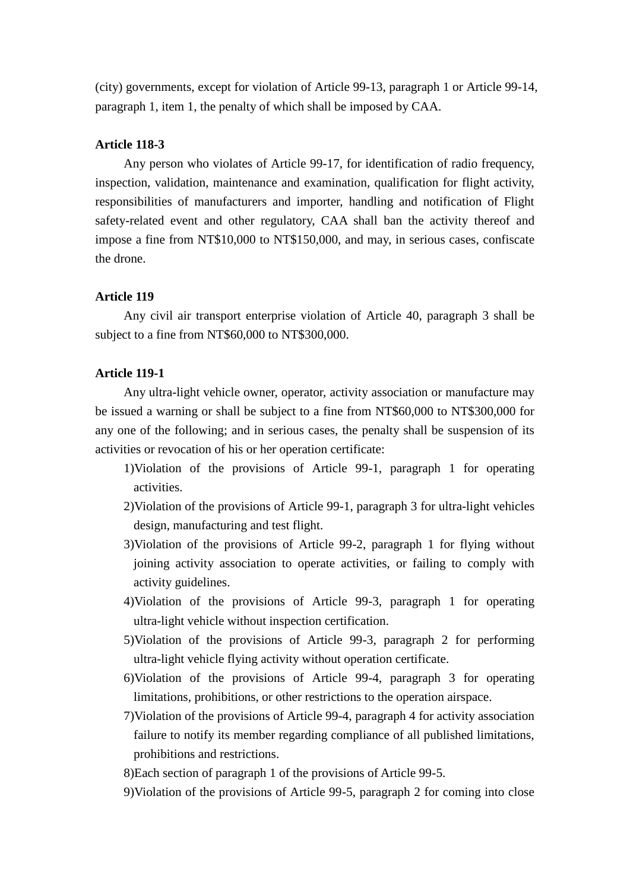(city) governments, except for violation of Article 99-13, paragraph 1 or Article 99-14, paragraph 1, item 1, the penalty of which shall be imposed by CAA.

**Article 118-3**

Any person who violates of Article 99-17, for identification of radio frequency, inspection, validation, maintenance and examination, qualification for flight activity, responsibilities of manufacturers and importer, handling and notification of Flight safety-related event and other regulatory, CAA shall ban the activity thereof and impose a fine from NT$10,000 to NT$150,000, and may, in serious cases, confiscate the drone.

**Article 119**

Any civil air transport enterprise violation of Article 40, paragraph 3 shall be subject to a fine from NT$60,000 to NT$300,000.

**Article 119-1**

Any ultra-light vehicle owner, operator, activity association or manufacture may be issued a warning or shall be subject to a fine from NT$60,000 to NT$300,000 for any one of the following; and in serious cases, the penalty shall be suspension of its activities or revocation of his or her operation certificate:

1)Violation of the provisions of Article 99-1, paragraph 1 for operating activities.
2)Violation of the provisions of Article 99-1, paragraph 3 for ultra-light vehicles design, manufacturing and test flight.
3)Violation of the provisions of Article 99-2, paragraph 1 for flying without joining activity association to operate activities, or failing to comply with activity guidelines.
4)Violation of the provisions of Article 99-3, paragraph 1 for operating ultra-light vehicle without inspection certification.
5)Violation of the provisions of Article 99-3, paragraph 2 for performing ultra-light vehicle flying activity without operation certificate.
6)Violation of the provisions of Article 99-4, paragraph 3 for operating limitations, prohibitions, or other restrictions to the operation airspace.
7)Violation of the provisions of Article 99-4, paragraph 4 for activity association failure to notify its member regarding compliance of all published limitations, prohibitions and restrictions.
8)Each section of paragraph 1 of the provisions of Article 99-5.
9)Violation of the provisions of Article 99-5, paragraph 2 for coming into close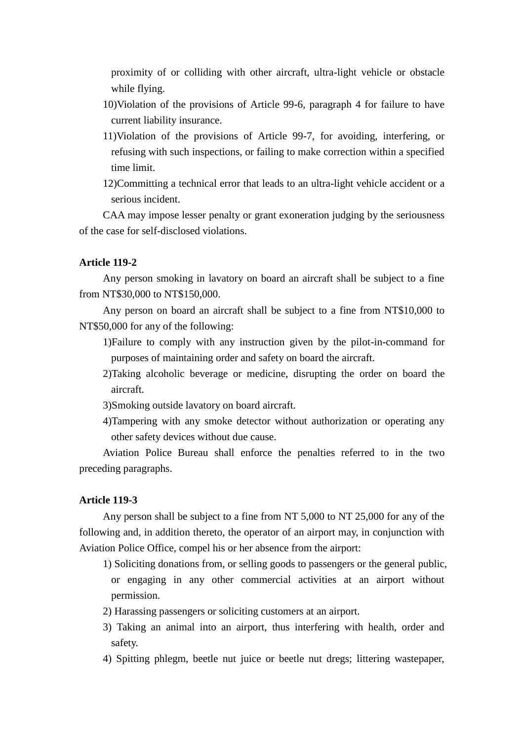proximity of or colliding with other aircraft, ultra-light vehicle or obstacle while flying.

10) Violation of the provisions of Article 99-6, paragraph 4 for failure to have current liability insurance.

11) Violation of the provisions of Article 99-7, for avoiding, interfering, or refusing with such inspections, or failing to make correction within a specified time limit.

12) Committing a technical error that leads to an ultra-light vehicle accident or a serious incident.

CAA may impose lesser penalty or grant exoneration judging by the seriousness of the case for self-disclosed violations.

**Article 119-2**

Any person smoking in lavatory on board an aircraft shall be subject to a fine from NT$30,000 to NT$150,000.

Any person on board an aircraft shall be subject to a fine from NT$10,000 to NT$50,000 for any of the following:

1) Failure to comply with any instruction given by the pilot-in-command for purposes of maintaining order and safety on board the aircraft.

2) Taking alcoholic beverage or medicine, disrupting the order on board the aircraft.

3) Smoking outside lavatory on board aircraft.

4) Tampering with any smoke detector without authorization or operating any other safety devices without due cause.

Aviation Police Bureau shall enforce the penalties referred to in the two preceding paragraphs.

**Article 119-3**

Any person shall be subject to a fine from NT 5,000 to NT 25,000 for any of the following and, in addition thereto, the operator of an airport may, in conjunction with Aviation Police Office, compel his or her absence from the airport:

1) Soliciting donations from, or selling goods to passengers or the general public, or engaging in any other commercial activities at an airport without permission.

2) Harassing passengers or soliciting customers at an airport.

3) Taking an animal into an airport, thus interfering with health, order and safety.

4) Spitting phlegm, beetle nut juice or beetle nut dregs; littering wastepaper,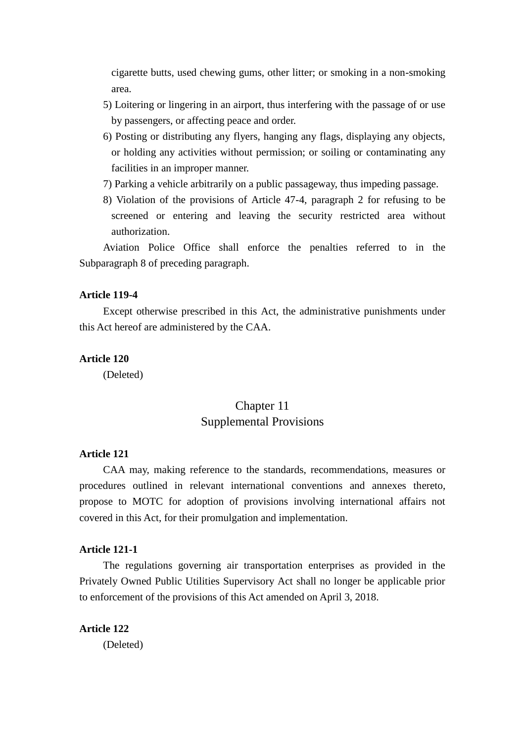cigarette butts, used chewing gums, other litter; or smoking in a non-smoking area.

5) Loitering or lingering in an airport, thus interfering with the passage of or use by passengers, or affecting peace and order.

6) Posting or distributing any flyers, hanging any flags, displaying any objects, or holding any activities without permission; or soiling or contaminating any facilities in an improper manner.

7) Parking a vehicle arbitrarily on a public passageway, thus impeding passage.

8) Violation of the provisions of Article 47-4, paragraph 2 for refusing to be screened or entering and leaving the security restricted area without authorization.

Aviation Police Office shall enforce the penalties referred to in the Subparagraph 8 of preceding paragraph.

**Article 119-4**

Except otherwise prescribed in this Act, the administrative punishments under this Act hereof are administered by the CAA.

**Article 120**

(Deleted)

## Chapter 11
## Supplemental Provisions

**Article 121**

CAA may, making reference to the standards, recommendations, measures or procedures outlined in relevant international conventions and annexes thereto, propose to MOTC for adoption of provisions involving international affairs not covered in this Act, for their promulgation and implementation.

**Article 121-1**

The regulations governing air transportation enterprises as provided in the Privately Owned Public Utilities Supervisory Act shall no longer be applicable prior to enforcement of the provisions of this Act amended on April 3, 2018.

**Article 122**

(Deleted)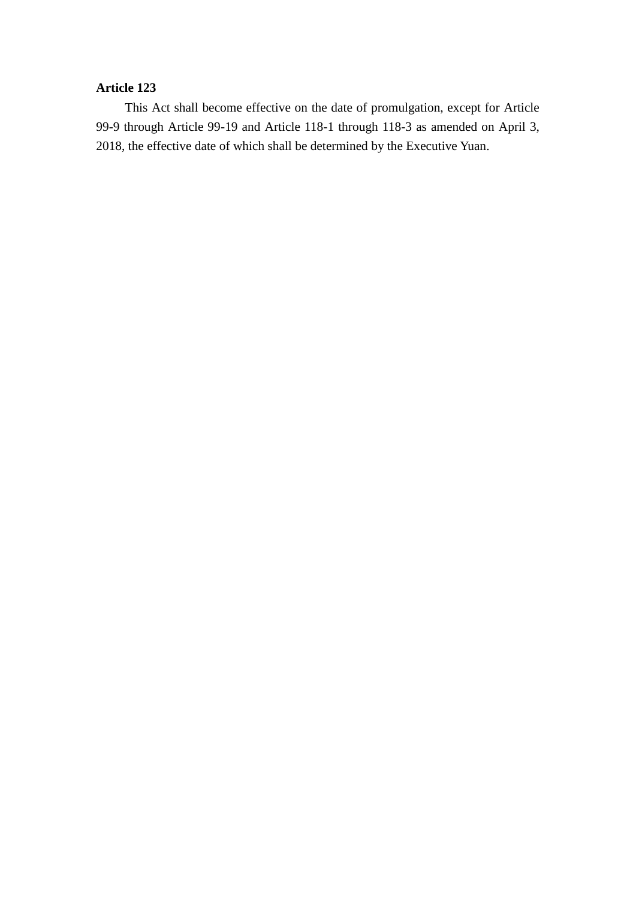**Article 123**

This Act shall become effective on the date of promulgation, except for Article 99-9 through Article 99-19 and Article 118-1 through 118-3 as amended on April 3, 2018, the effective date of which shall be determined by the Executive Yuan.